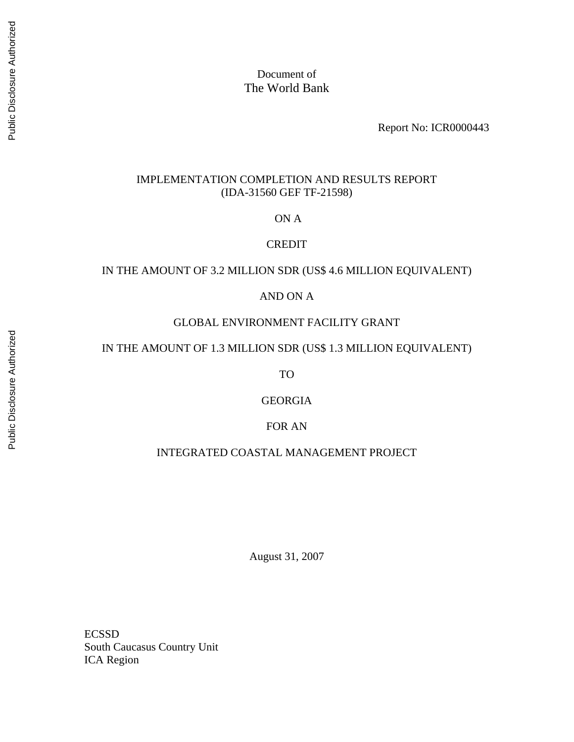Document of
The World Bank

Report No: ICR0000443

# IMPLEMENTATION COMPLETION AND RESULTS REPORT
(IDA-31560 GEF TF-21598)

ON A

CREDIT

IN THE AMOUNT OF 3.2 MILLION SDR (US$ 4.6 MILLION EQUIVALENT)

AND ON A

GLOBAL ENVIRONMENT FACILITY GRANT

IN THE AMOUNT OF 1.3 MILLION SDR (US$ 1.3 MILLION EQUIVALENT)

TO

GEORGIA

FOR AN

INTEGRATED COASTAL MANAGEMENT PROJECT

August 31, 2007

ECSSD
South Caucasus Country Unit
ICA Region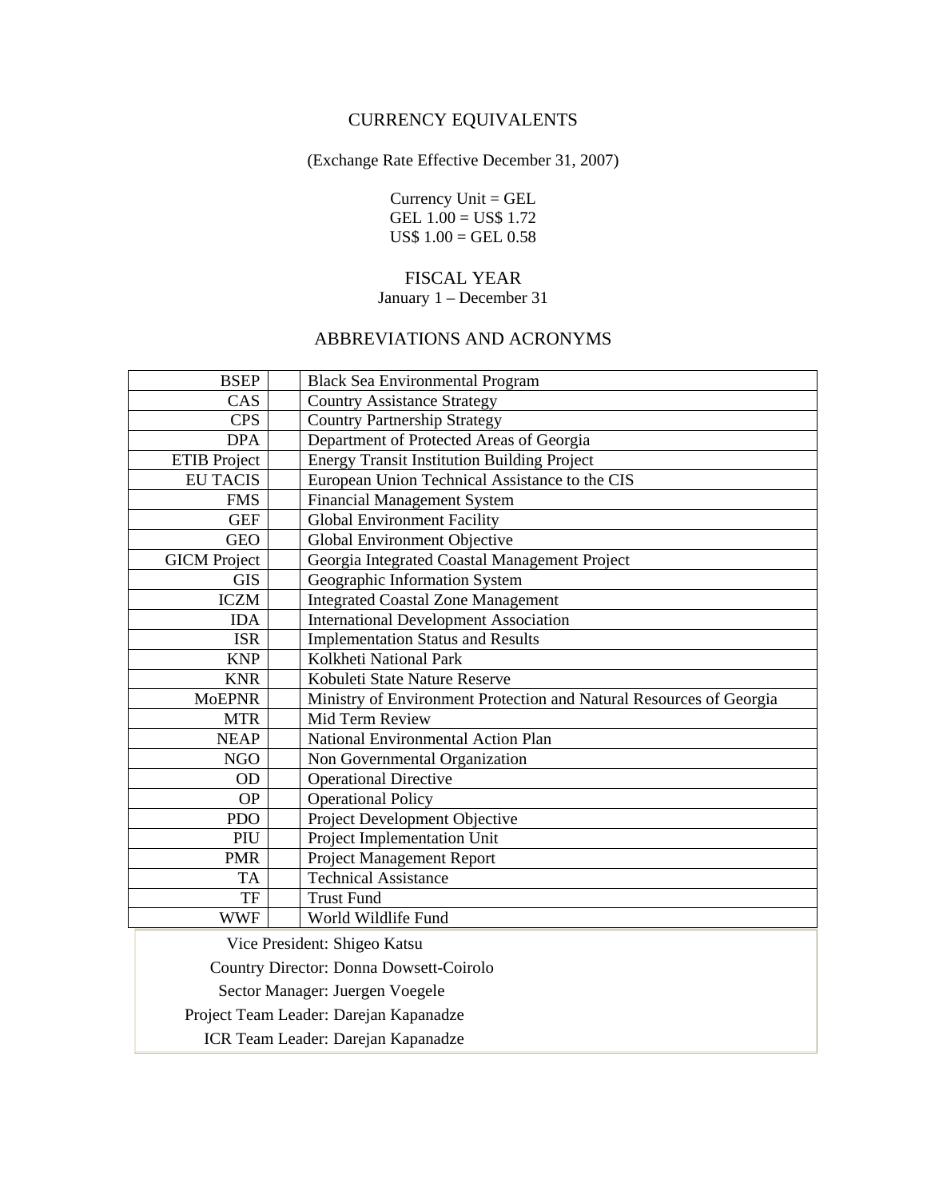## CURRENCY EQUIVALENTS

(Exchange Rate Effective December 31, 2007)

Currency Unit = GEL
GEL 1.00 = US$ 1.72
US$ 1.00 = GEL 0.58

## FISCAL YEAR

January 1 – December 31

## ABBREVIATIONS AND ACRONYMS

| | |
|---|---|
| BSEP | Black Sea Environmental Program |
| CAS | Country Assistance Strategy |
| CPS | Country Partnership Strategy |
| DPA | Department of Protected Areas of Georgia |
| ETIB Project | Energy Transit Institution Building Project |
| EU TACIS | European Union Technical Assistance to the CIS |
| FMS | Financial Management System |
| GEF | Global Environment Facility |
| GEO | Global Environment Objective |
| GICM Project | Georgia Integrated Coastal Management Project |
| GIS | Geographic Information System |
| ICZM | Integrated Coastal Zone Management |
| IDA | International Development Association |
| ISR | Implementation Status and Results |
| KNP | Kolkheti National Park |
| KNR | Kobuleti State Nature Reserve |
| MoEPNR | Ministry of Environment Protection and Natural Resources of Georgia |
| MTR | Mid Term Review |
| NEAP | National Environmental Action Plan |
| NGO | Non Governmental Organization |
| OD | Operational Directive |
| OP | Operational Policy |
| PDO | Project Development Objective |
| PIU | Project Implementation Unit |
| PMR | Project Management Report |
| TA | Technical Assistance |
| TF | Trust Fund |
| WWF | World Wildlife Fund |

| | |
|---|---|
| Vice President: | Shigeo Katsu |
| Country Director: | Donna Dowsett-Coirolo |
| Sector Manager: | Juergen Voegele |
| Project Team Leader: | Darejan Kapanadze |
| ICR Team Leader: | Darejan Kapanadze |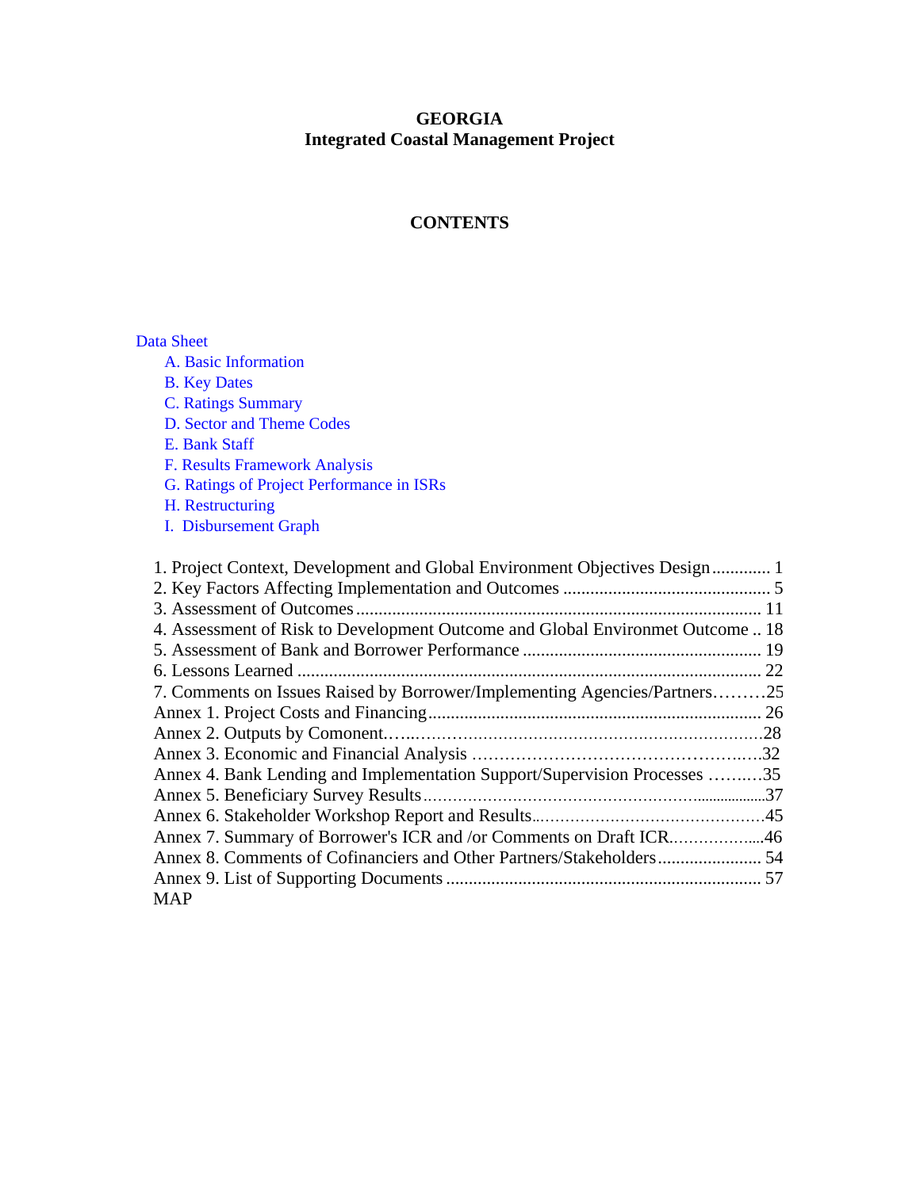**GEORGIA**
**Integrated Coastal Management Project**

**CONTENTS**

Data Sheet
- A. Basic Information
- B. Key Dates
- C. Ratings Summary
- D. Sector and Theme Codes
- E. Bank Staff
- F. Results Framework Analysis
- G. Ratings of Project Performance in ISRs
- H. Restructuring
- I. Disbursement Graph

1. Project Context, Development and Global Environment Objectives Design ............. 1
2. Key Factors Affecting Implementation and Outcomes .............................................. 5
3. Assessment of Outcomes .......................................................................................... 11
4. Assessment of Risk to Development Outcome and Global Environmet Outcome .. 18
5. Assessment of Bank and Borrower Performance ..................................................... 19
6. Lessons Learned ....................................................................................................... 22
7. Comments on Issues Raised by Borrower/Implementing Agencies/Partners………25
Annex 1. Project Costs and Financing .......................................................................... 26
Annex 2. Outputs by Comonent.….………………………………………………………28
Annex 3. Economic and Financial Analysis ……………………………………….….32
Annex 4. Bank Lending and Implementation Support/Supervision Processes ……..…35
Annex 5. Beneficiary Survey Results……………………………………………..................37
Annex 6. Stakeholder Workshop Report and Results..……………………………………45
Annex 7. Summary of Borrower's ICR and /or Comments on Draft ICR.………………...46
Annex 8. Comments of Cofinanciers and Other Partners/Stakeholders ....................... 54
Annex 9. List of Supporting Documents ..................................................................... 57
MAP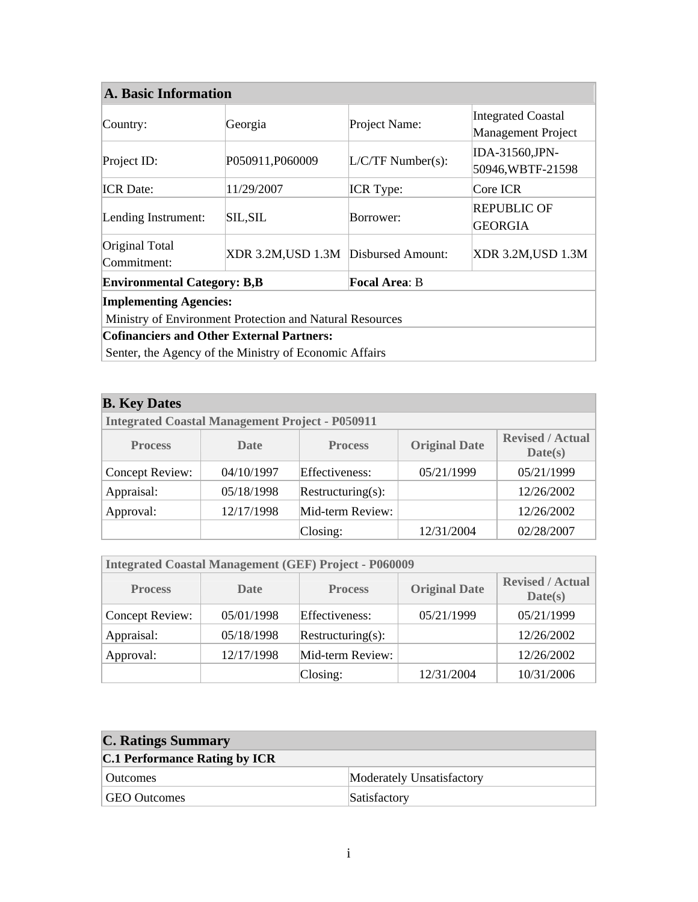## A. Basic Information

| | | | |
|---|---|---|---|
| Country: | Georgia | Project Name: | Integrated Coastal Management Project |
| Project ID: | P050911,P060009 | L/C/TF Number(s): | IDA-31560,JPN-50946,WBTF-21598 |
| ICR Date: | 11/29/2007 | ICR Type: | Core ICR |
| Lending Instrument: | SIL,SIL | Borrower: | REPUBLIC OF GEORGIA |
| Original Total Commitment: | XDR 3.2M,USD 1.3M | Disbursed Amount: | XDR 3.2M,USD 1.3M |
| **Environmental Category: B,B** | | **Focal Area**: B | |

**Implementing Agencies:**
Ministry of Environment Protection and Natural Resources

**Cofinanciers and Other External Partners:**
Senter, the Agency of the Ministry of Economic Affairs

## B. Key Dates

**Integrated Coastal Management Project - P050911**

| Process | Date | Process | Original Date | Revised / Actual Date(s) |
|---|---|---|---|---|
| Concept Review: | 04/10/1997 | Effectiveness: | 05/21/1999 | 05/21/1999 |
| Appraisal: | 05/18/1998 | Restructuring(s): | | 12/26/2002 |
| Approval: | 12/17/1998 | Mid-term Review: | | 12/26/2002 |
| | | Closing: | 12/31/2004 | 02/28/2007 |

**Integrated Coastal Management (GEF) Project - P060009**

| Process | Date | Process | Original Date | Revised / Actual Date(s) |
|---|---|---|---|---|
| Concept Review: | 05/01/1998 | Effectiveness: | 05/21/1999 | 05/21/1999 |
| Appraisal: | 05/18/1998 | Restructuring(s): | | 12/26/2002 |
| Approval: | 12/17/1998 | Mid-term Review: | | 12/26/2002 |
| | | Closing: | 12/31/2004 | 10/31/2006 |

## C. Ratings Summary

**C.1 Performance Rating by ICR**

| | |
|---|---|
| Outcomes | Moderately Unsatisfactory |
| GEO Outcomes | Satisfactory |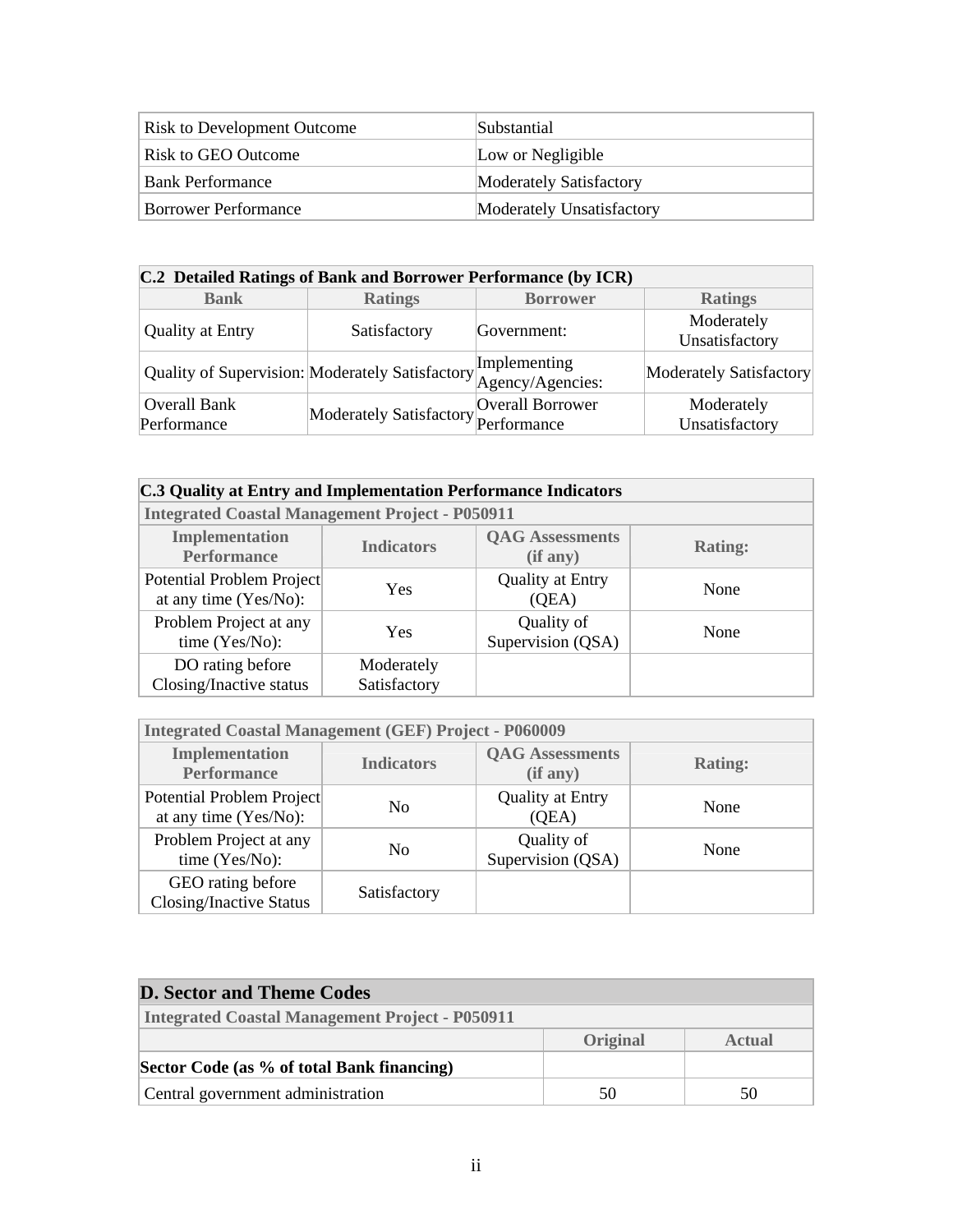| Risk to Development Outcome | Substantial |
|---|---|
| Risk to GEO Outcome | Low or Negligible |
| Bank Performance | Moderately Satisfactory |
| Borrower Performance | Moderately Unsatisfactory |

| **C.2 Detailed Ratings of Bank and Borrower Performance (by ICR)** | | | |
|---|---|---|---|
| **Bank** | **Ratings** | **Borrower** | **Ratings** |
| Quality at Entry | Satisfactory | Government: | Moderately Unsatisfactory |
| Quality of Supervision: | Moderately Satisfactory | Implementing Agency/Agencies: | Moderately Satisfactory |
| Overall Bank Performance | Moderately Satisfactory | Overall Borrower Performance | Moderately Unsatisfactory |

| **C.3 Quality at Entry and Implementation Performance Indicators** | | | |
|---|---|---|---|
| **Integrated Coastal Management Project - P050911** | | | |
| **Implementation Performance** | **Indicators** | **QAG Assessments (if any)** | **Rating:** |
| Potential Problem Project at any time (Yes/No): | Yes | Quality at Entry (QEA) | None |
| Problem Project at any time (Yes/No): | Yes | Quality of Supervision (QSA) | None |
| DO rating before Closing/Inactive status | Moderately Satisfactory | | |

| **Integrated Coastal Management (GEF) Project - P060009** | | | |
|---|---|---|---|
| **Implementation Performance** | **Indicators** | **QAG Assessments (if any)** | **Rating:** |
| Potential Problem Project at any time (Yes/No): | No | Quality at Entry (QEA) | None |
| Problem Project at any time (Yes/No): | No | Quality of Supervision (QSA) | None |
| GEO rating before Closing/Inactive Status | Satisfactory | | |

| **D. Sector and Theme Codes** | | |
|---|---|---|
| **Integrated Coastal Management Project - P050911** | | |
| | **Original** | **Actual** |
| **Sector Code (as % of total Bank financing)** | | |
| Central government administration | 50 | 50 |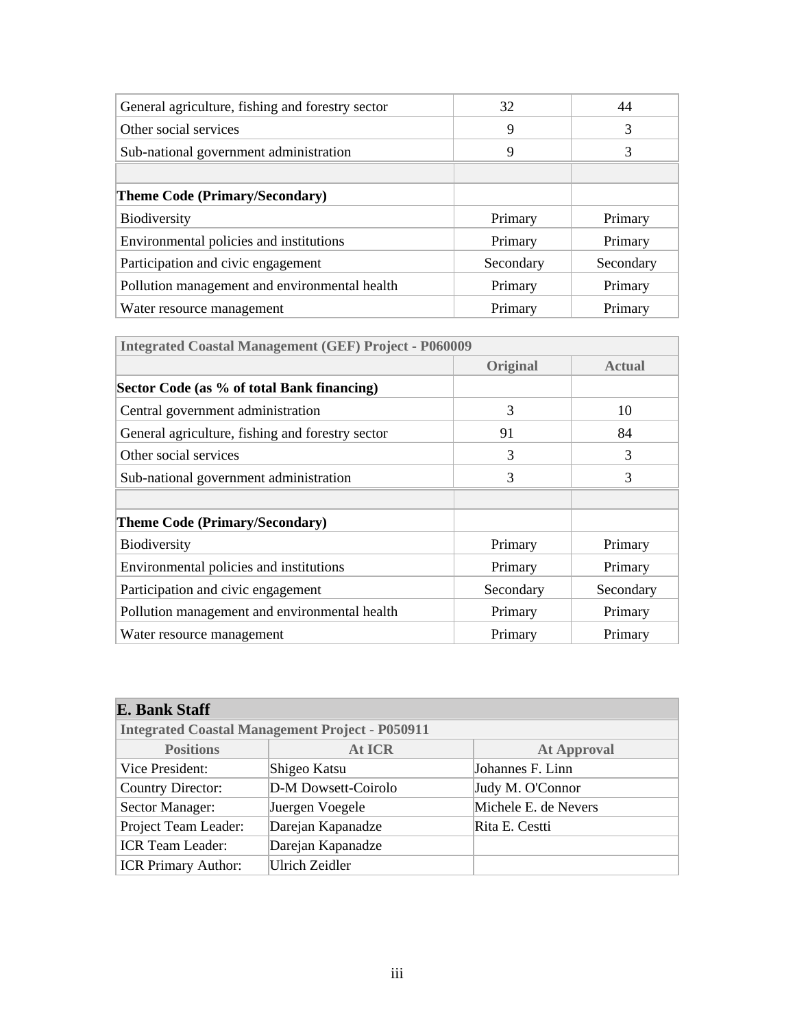| | | |
|---|---|---|
| General agriculture, fishing and forestry sector | 32 | 44 |
| Other social services | 9 | 3 |
| Sub-national government administration | 9 | 3 |
| | | |
| **Theme Code (Primary/Secondary)** | | |
| Biodiversity | Primary | Primary |
| Environmental policies and institutions | Primary | Primary |
| Participation and civic engagement | Secondary | Secondary |
| Pollution management and environmental health | Primary | Primary |
| Water resource management | Primary | Primary |

| Integrated Coastal Management (GEF) Project - P060009 | | |
|---|---|---|
| | **Original** | **Actual** |
| **Sector Code (as % of total Bank financing)** | | |
| Central government administration | 3 | 10 |
| General agriculture, fishing and forestry sector | 91 | 84 |
| Other social services | 3 | 3 |
| Sub-national government administration | 3 | 3 |
| | | |
| **Theme Code (Primary/Secondary)** | | |
| Biodiversity | Primary | Primary |
| Environmental policies and institutions | Primary | Primary |
| Participation and civic engagement | Secondary | Secondary |
| Pollution management and environmental health | Primary | Primary |
| Water resource management | Primary | Primary |

## E. Bank Staff

| Integrated Coastal Management Project - P050911 | | |
|---|---|---|
| **Positions** | **At ICR** | **At Approval** |
| Vice President: | Shigeo Katsu | Johannes F. Linn |
| Country Director: | D-M Dowsett-Coirolo | Judy M. O'Connor |
| Sector Manager: | Juergen Voegele | Michele E. de Nevers |
| Project Team Leader: | Darejan Kapanadze | Rita E. Cestti |
| ICR Team Leader: | Darejan Kapanadze | |
| ICR Primary Author: | Ulrich Zeidler | |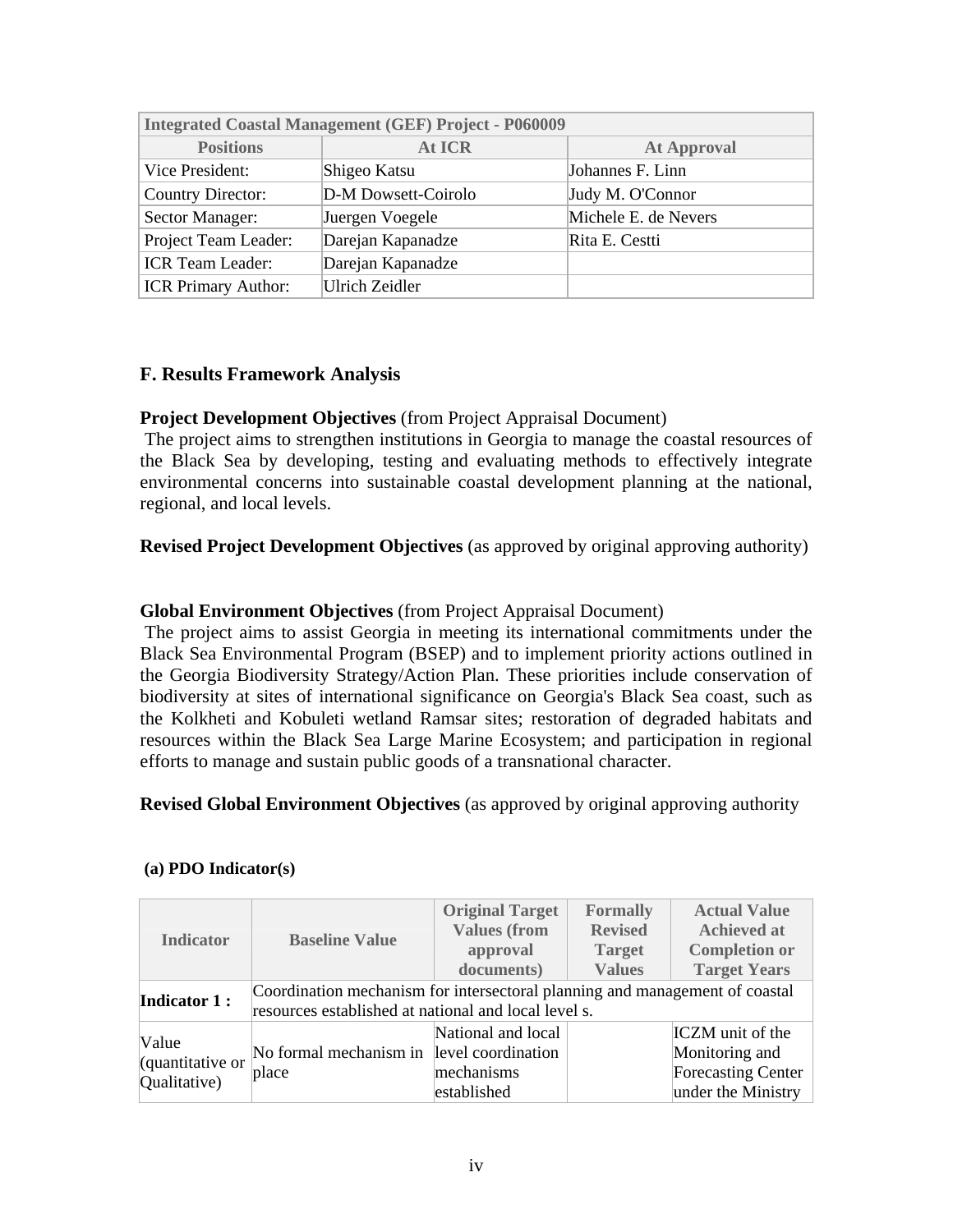| Integrated Coastal Management (GEF) Project - P060009 | | |
|---|---|---|
| **Positions** | **At ICR** | **At Approval** |
| Vice President: | Shigeo Katsu | Johannes F. Linn |
| Country Director: | D-M Dowsett-Coirolo | Judy M. O'Connor |
| Sector Manager: | Juergen Voegele | Michele E. de Nevers |
| Project Team Leader: | Darejan Kapanadze | Rita E. Cestti |
| ICR Team Leader: | Darejan Kapanadze | |
| ICR Primary Author: | Ulrich Zeidler | |

## F. Results Framework Analysis

**Project Development Objectives** (from Project Appraisal Document)

The project aims to strengthen institutions in Georgia to manage the coastal resources of the Black Sea by developing, testing and evaluating methods to effectively integrate environmental concerns into sustainable coastal development planning at the national, regional, and local levels.

**Revised Project Development Objectives** (as approved by original approving authority)

**Global Environment Objectives** (from Project Appraisal Document)

The project aims to assist Georgia in meeting its international commitments under the Black Sea Environmental Program (BSEP) and to implement priority actions outlined in the Georgia Biodiversity Strategy/Action Plan. These priorities include conservation of biodiversity at sites of international significance on Georgia's Black Sea coast, such as the Kolkheti and Kobuleti wetland Ramsar sites; restoration of degraded habitats and resources within the Black Sea Large Marine Ecosystem; and participation in regional efforts to manage and sustain public goods of a transnational character.

**Revised Global Environment Objectives** (as approved by original approving authority

**(a) PDO Indicator(s)**

| Indicator | Baseline Value | Original Target Values (from approval documents) | Formally Revised Target Values | Actual Value Achieved at Completion or Target Years |
|---|---|---|---|---|
| **Indicator 1 :** | Coordination mechanism for intersectoral planning and management of coastal resources established at national and local level s. | | | |
| Value (quantitative or Qualitative) | No formal mechanism in place | National and local level coordination mechanisms established | | ICZM unit of the Monitoring and Forecasting Center under the Ministry |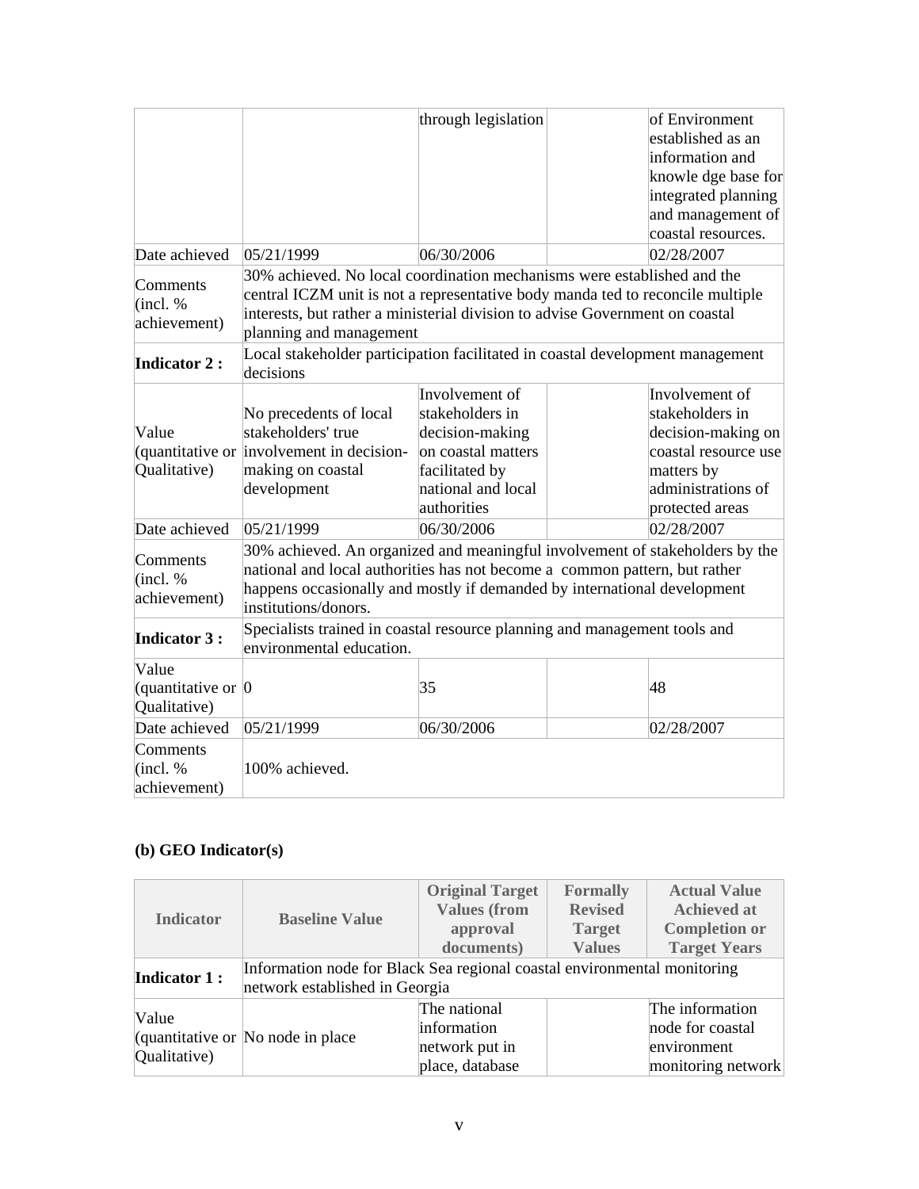| | | | | |
|---|---|---|---|---|
| | | through legislation | | of Environment established as an information and knowle dge base for integrated planning and management of coastal resources. |
| Date achieved | 05/21/1999 | 06/30/2006 | | 02/28/2007 |
| Comments (incl. % achievement) | 30% achieved. No local coordination mechanisms were established and the central ICZM unit is not a representative body manda ted to reconcile multiple interests, but rather a ministerial division to advise Government on coastal planning and management | | | |
| **Indicator 2 :** | Local stakeholder participation facilitated in coastal development management decisions | | | |
| Value (quantitative or Qualitative) | No precedents of local stakeholders' true involvement in decision-making on coastal development | Involvement of stakeholders in decision-making on coastal matters facilitated by national and local authorities | | Involvement of stakeholders in decision-making on coastal resource use matters by administrations of protected areas |
| Date achieved | 05/21/1999 | 06/30/2006 | | 02/28/2007 |
| Comments (incl. % achievement) | 30% achieved. An organized and meaningful involvement of stakeholders by the national and local authorities has not become a common pattern, but rather happens occasionally and mostly if demanded by international development institutions/donors. | | | |
| **Indicator 3 :** | Specialists trained in coastal resource planning and management tools and environmental education. | | | |
| Value (quantitative or Qualitative) | 0 | 35 | | 48 |
| Date achieved | 05/21/1999 | 06/30/2006 | | 02/28/2007 |
| Comments (incl. % achievement) | 100% achieved. | | | |

**(b) GEO Indicator(s)**

| Indicator | Baseline Value | Original Target Values (from approval documents) | Formally Revised Target Values | Actual Value Achieved at Completion or Target Years |
|---|---|---|---|---|
| **Indicator 1 :** | Information node for Black Sea regional coastal environmental monitoring network established in Georgia | | | |
| Value (quantitative or Qualitative) | No node in place | The national information network put in place, database | | The information node for coastal environment monitoring network |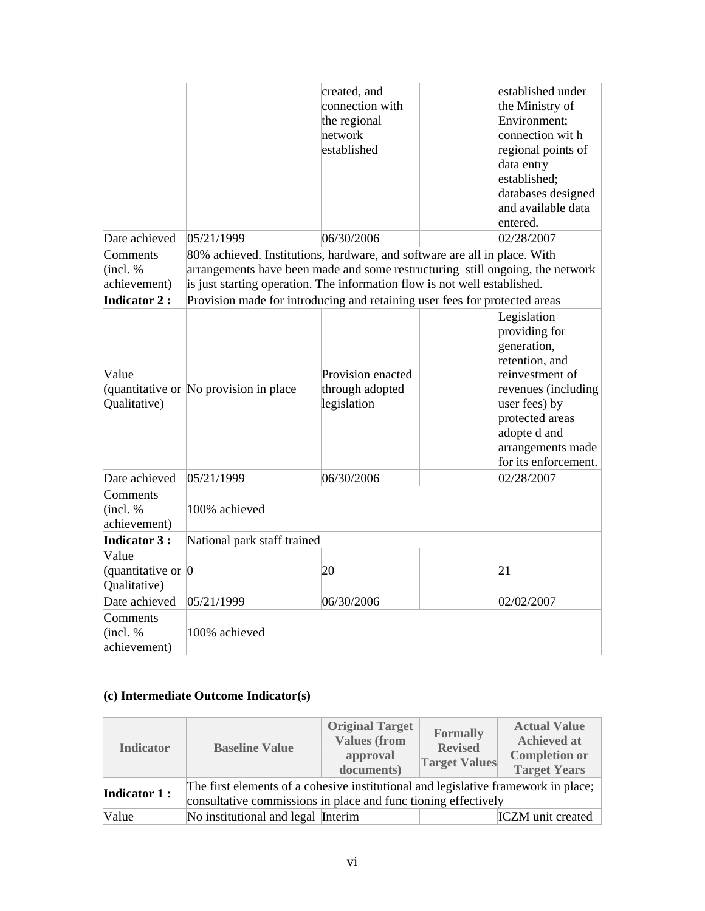| | | | | |
|---|---|---|---|---|
| | | created, and connection with the regional network established | | established under the Ministry of Environment; connection wit h regional points of data entry established; databases designed and available data entered. |
| Date achieved | 05/21/1999 | 06/30/2006 | | 02/28/2007 |
| Comments (incl. % achievement) | 80% achieved. Institutions, hardware, and software are all in place. With arrangements have been made and some restructuring still ongoing, the network is just starting operation. The information flow is not well established. | | | |
| **Indicator 2 :** | Provision made for introducing and retaining user fees for protected areas | | | |
| Value (quantitative or Qualitative) | No provision in place | Provision enacted through adopted legislation | | Legislation providing for generation, retention, and reinvestment of revenues (including user fees) by protected areas adopte d and arrangements made for its enforcement. |
| Date achieved | 05/21/1999 | 06/30/2006 | | 02/28/2007 |
| Comments (incl. % achievement) | 100% achieved | | | |
| **Indicator 3 :** | National park staff trained | | | |
| Value (quantitative or Qualitative) | 0 | 20 | | 21 |
| Date achieved | 05/21/1999 | 06/30/2006 | | 02/02/2007 |
| Comments (incl. % achievement) | 100% achieved | | | |

**(c) Intermediate Outcome Indicator(s)**

| Indicator | Baseline Value | Original Target Values (from approval documents) | Formally Revised Target Values | Actual Value Achieved at Completion or Target Years |
|---|---|---|---|---|
| **Indicator 1 :** | The first elements of a cohesive institutional and legislative framework in place; consultative commissions in place and func tioning effectively | | | |
| Value | No institutional and legal | Interim | | ICZM unit created |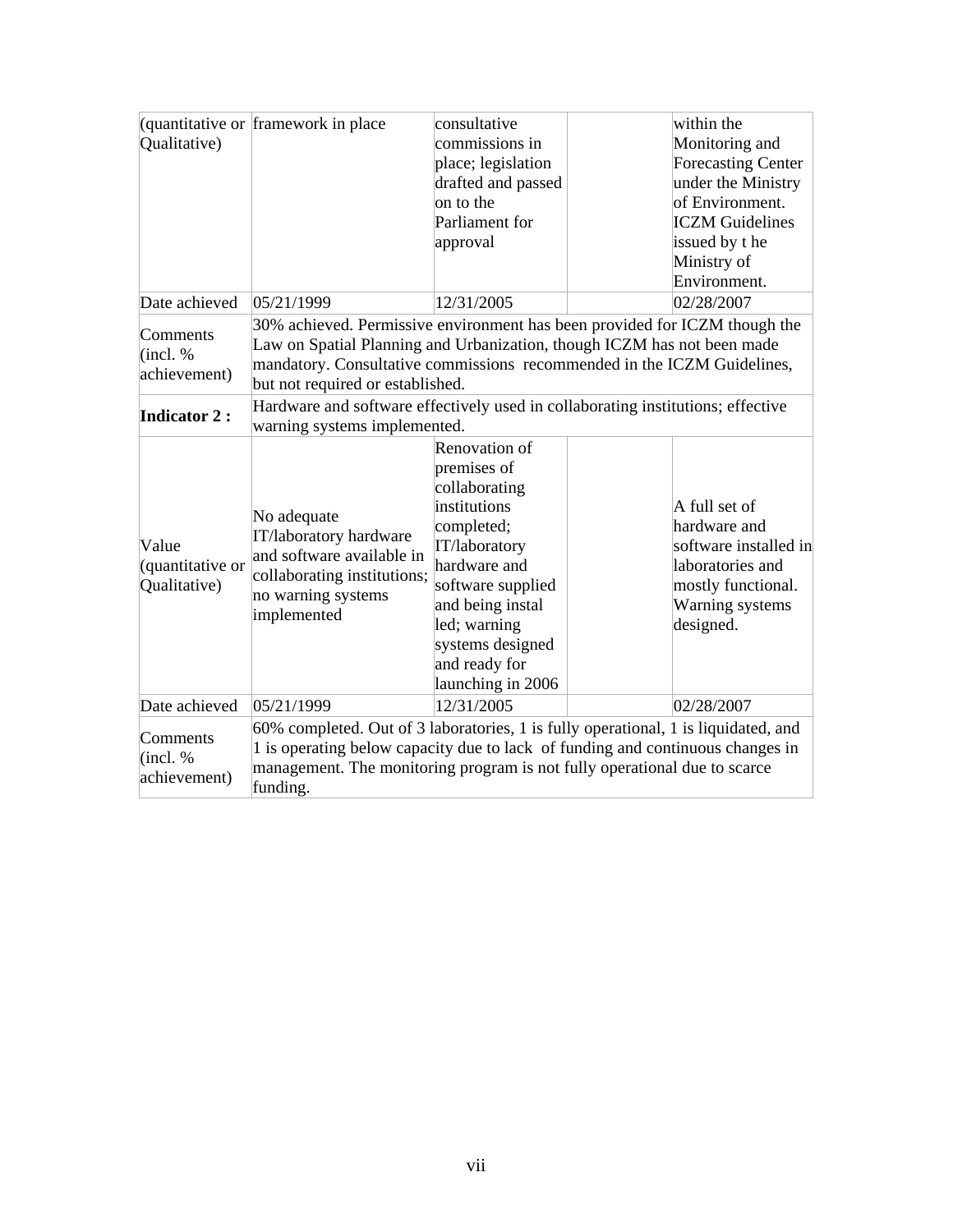| (quantitative or Qualitative) | framework in place | consultative commissions in place; legislation drafted and passed on to the Parliament for approval | | within the Monitoring and Forecasting Center under the Ministry of Environment. ICZM Guidelines issued by t he Ministry of Environment. |
|---|---|---|---|---|
| Date achieved | 05/21/1999 | 12/31/2005 | | 02/28/2007 |
| Comments (incl. % achievement) | 30% achieved. Permissive environment has been provided for ICZM though the Law on Spatial Planning and Urbanization, though ICZM has not been made mandatory. Consultative commissions recommended in the ICZM Guidelines, but not required or established. | | | |
| **Indicator 2 :** | Hardware and software effectively used in collaborating institutions; effective warning systems implemented. | | | |
| Value (quantitative or Qualitative) | No adequate IT/laboratory hardware and software available in collaborating institutions; no warning systems implemented | Renovation of premises of collaborating institutions completed; IT/laboratory hardware and software supplied and being instal led; warning systems designed and ready for launching in 2006 | | A full set of hardware and software installed in laboratories and mostly functional. Warning systems designed. |
| Date achieved | 05/21/1999 | 12/31/2005 | | 02/28/2007 |
| Comments (incl. % achievement) | 60% completed. Out of 3 laboratories, 1 is fully operational, 1 is liquidated, and 1 is operating below capacity due to lack of funding and continuous changes in management. The monitoring program is not fully operational due to scarce funding. | | | |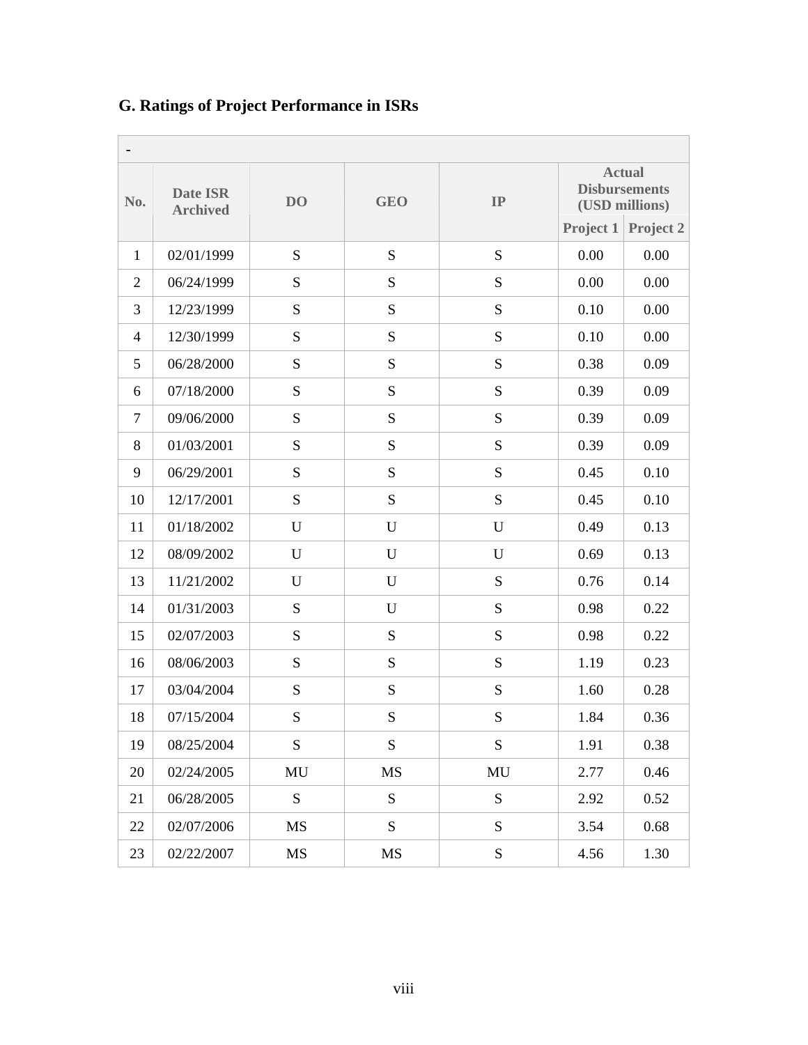## G. Ratings of Project Performance in ISRs

| - | | | | | | |
|---|---|---|---|---|---|---|
| No. | Date ISR Archived | DO | GEO | IP | Actual Disbursements (USD millions) | |
| | | | | | Project 1 | Project 2 |
| 1 | 02/01/1999 | S | S | S | 0.00 | 0.00 |
| 2 | 06/24/1999 | S | S | S | 0.00 | 0.00 |
| 3 | 12/23/1999 | S | S | S | 0.10 | 0.00 |
| 4 | 12/30/1999 | S | S | S | 0.10 | 0.00 |
| 5 | 06/28/2000 | S | S | S | 0.38 | 0.09 |
| 6 | 07/18/2000 | S | S | S | 0.39 | 0.09 |
| 7 | 09/06/2000 | S | S | S | 0.39 | 0.09 |
| 8 | 01/03/2001 | S | S | S | 0.39 | 0.09 |
| 9 | 06/29/2001 | S | S | S | 0.45 | 0.10 |
| 10 | 12/17/2001 | S | S | S | 0.45 | 0.10 |
| 11 | 01/18/2002 | U | U | U | 0.49 | 0.13 |
| 12 | 08/09/2002 | U | U | U | 0.69 | 0.13 |
| 13 | 11/21/2002 | U | U | S | 0.76 | 0.14 |
| 14 | 01/31/2003 | S | U | S | 0.98 | 0.22 |
| 15 | 02/07/2003 | S | S | S | 0.98 | 0.22 |
| 16 | 08/06/2003 | S | S | S | 1.19 | 0.23 |
| 17 | 03/04/2004 | S | S | S | 1.60 | 0.28 |
| 18 | 07/15/2004 | S | S | S | 1.84 | 0.36 |
| 19 | 08/25/2004 | S | S | S | 1.91 | 0.38 |
| 20 | 02/24/2005 | MU | MS | MU | 2.77 | 0.46 |
| 21 | 06/28/2005 | S | S | S | 2.92 | 0.52 |
| 22 | 02/07/2006 | MS | S | S | 3.54 | 0.68 |
| 23 | 02/22/2007 | MS | MS | S | 4.56 | 1.30 |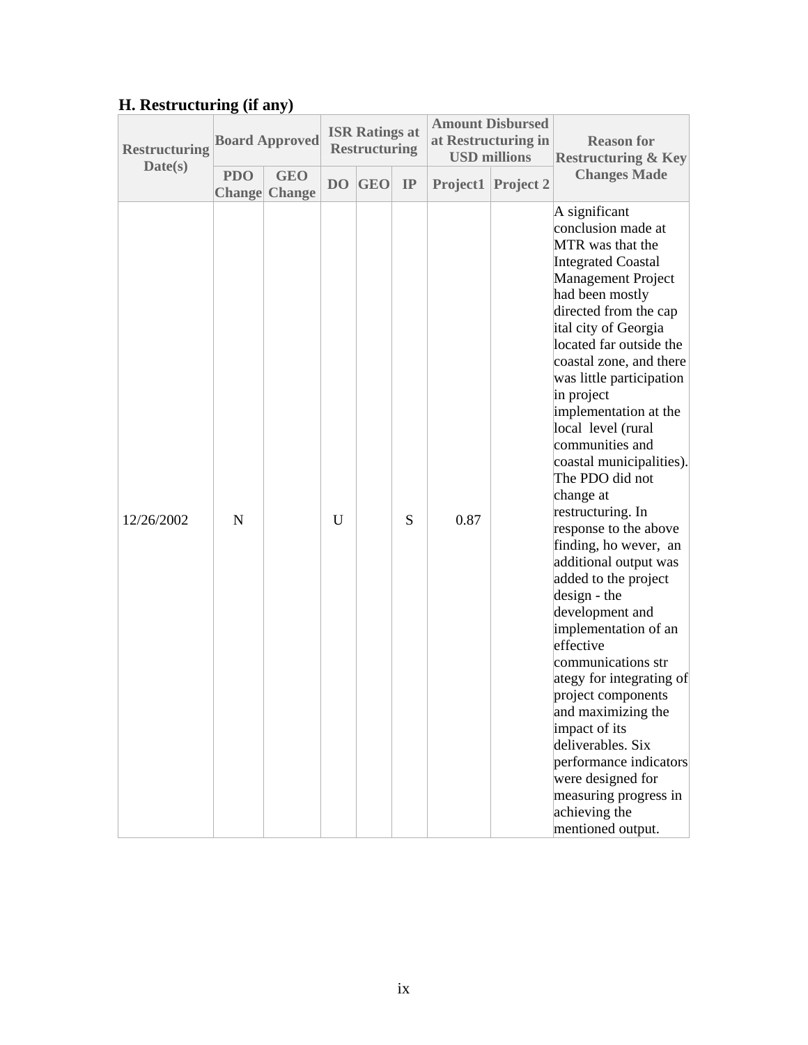## H. Restructuring (if any)

| Restructuring Date(s) | Board Approved | | ISR Ratings at Restructuring | | | Amount Disbursed at Restructuring in USD millions | | Reason for Restructuring & Key Changes Made |
|---|---|---|---|---|---|---|---|---|
| | PDO Change | GEO Change | DO | GEO | IP | Project1 | Project 2 | |
| 12/26/2002 | N | | U | | S | 0.87 | | A significant conclusion made at MTR was that the Integrated Coastal Management Project had been mostly directed from the capital city of Georgia located far outside the coastal zone, and there was little participation in project implementation at the local level (rural communities and coastal municipalities). The PDO did not change at restructuring. In response to the above finding, however, an additional output was added to the project design - the development and implementation of an effective communications strategy for integrating of project components and maximizing the impact of its deliverables. Six performance indicators were designed for measuring progress in achieving the mentioned output. |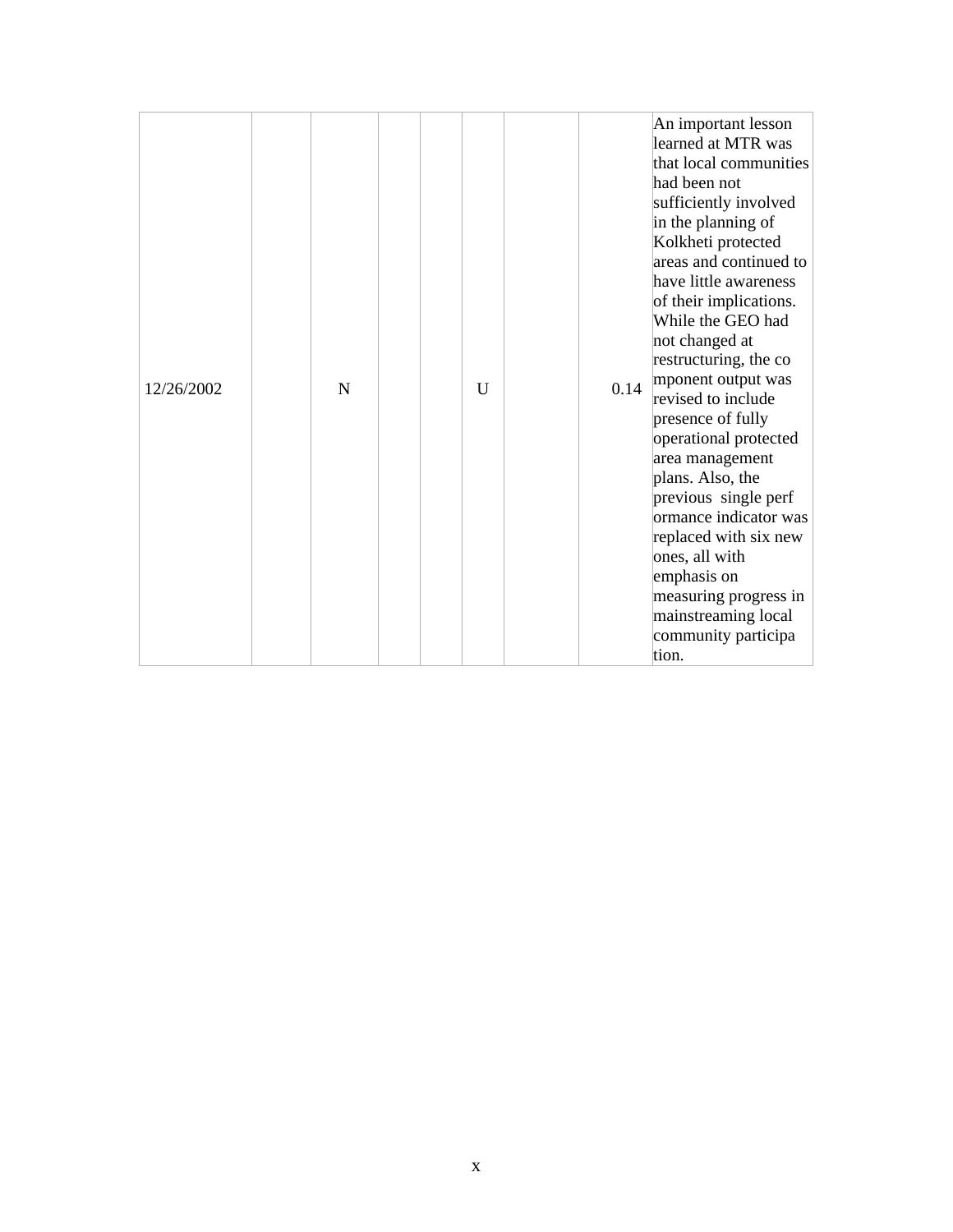| | | | | | | | | |
|---|---|---|---|---|---|---|---|---|
| 12/26/2002 | | N | | | U | | 0.14 | An important lesson learned at MTR was that local communities had been not sufficiently involved in the planning of Kolkheti protected areas and continued to have little awareness of their implications. While the GEO had not changed at restructuring, the component output was revised to include presence of fully operational protected area management plans. Also, the previous single performance indicator was replaced with six new ones, all with emphasis on measuring progress in mainstreaming local community participation. |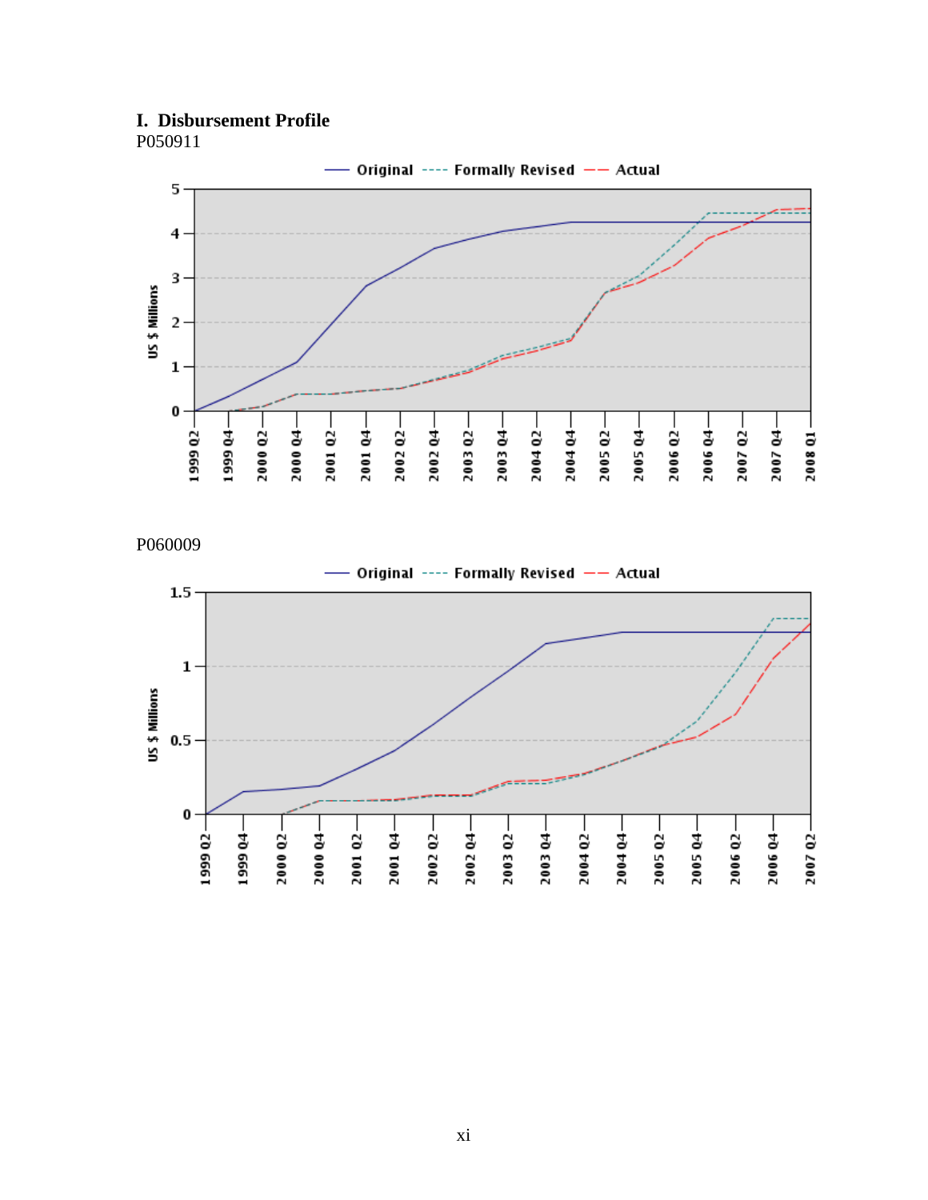## I. Disbursement Profile

P050911

P060009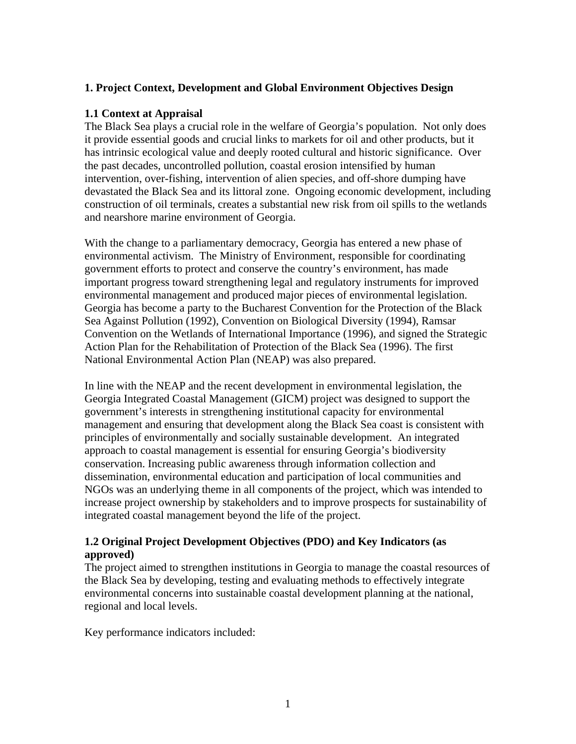## 1. Project Context, Development and Global Environment Objectives Design

### 1.1 Context at Appraisal

The Black Sea plays a crucial role in the welfare of Georgia's population. Not only does it provide essential goods and crucial links to markets for oil and other products, but it has intrinsic ecological value and deeply rooted cultural and historic significance. Over the past decades, uncontrolled pollution, coastal erosion intensified by human intervention, over-fishing, intervention of alien species, and off-shore dumping have devastated the Black Sea and its littoral zone. Ongoing economic development, including construction of oil terminals, creates a substantial new risk from oil spills to the wetlands and nearshore marine environment of Georgia.

With the change to a parliamentary democracy, Georgia has entered a new phase of environmental activism. The Ministry of Environment, responsible for coordinating government efforts to protect and conserve the country's environment, has made important progress toward strengthening legal and regulatory instruments for improved environmental management and produced major pieces of environmental legislation. Georgia has become a party to the Bucharest Convention for the Protection of the Black Sea Against Pollution (1992), Convention on Biological Diversity (1994), Ramsar Convention on the Wetlands of International Importance (1996), and signed the Strategic Action Plan for the Rehabilitation of Protection of the Black Sea (1996). The first National Environmental Action Plan (NEAP) was also prepared.

In line with the NEAP and the recent development in environmental legislation, the Georgia Integrated Coastal Management (GICM) project was designed to support the government's interests in strengthening institutional capacity for environmental management and ensuring that development along the Black Sea coast is consistent with principles of environmentally and socially sustainable development. An integrated approach to coastal management is essential for ensuring Georgia's biodiversity conservation. Increasing public awareness through information collection and dissemination, environmental education and participation of local communities and NGOs was an underlying theme in all components of the project, which was intended to increase project ownership by stakeholders and to improve prospects for sustainability of integrated coastal management beyond the life of the project.

### 1.2 Original Project Development Objectives (PDO) and Key Indicators (as approved)

The project aimed to strengthen institutions in Georgia to manage the coastal resources of the Black Sea by developing, testing and evaluating methods to effectively integrate environmental concerns into sustainable coastal development planning at the national, regional and local levels.

Key performance indicators included: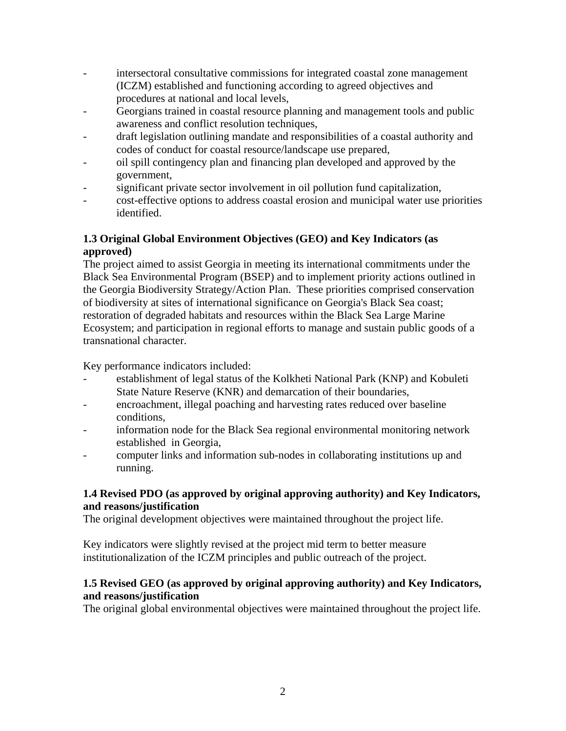- intersectoral consultative commissions for integrated coastal zone management (ICZM) established and functioning according to agreed objectives and procedures at national and local levels,
- Georgians trained in coastal resource planning and management tools and public awareness and conflict resolution techniques,
- draft legislation outlining mandate and responsibilities of a coastal authority and codes of conduct for coastal resource/landscape use prepared,
- oil spill contingency plan and financing plan developed and approved by the government,
- significant private sector involvement in oil pollution fund capitalization,
- cost-effective options to address coastal erosion and municipal water use priorities identified.

### 1.3 Original Global Environment Objectives (GEO) and Key Indicators (as approved)

The project aimed to assist Georgia in meeting its international commitments under the Black Sea Environmental Program (BSEP) and to implement priority actions outlined in the Georgia Biodiversity Strategy/Action Plan. These priorities comprised conservation of biodiversity at sites of international significance on Georgia's Black Sea coast; restoration of degraded habitats and resources within the Black Sea Large Marine Ecosystem; and participation in regional efforts to manage and sustain public goods of a transnational character.

Key performance indicators included:

- establishment of legal status of the Kolkheti National Park (KNP) and Kobuleti State Nature Reserve (KNR) and demarcation of their boundaries,
- encroachment, illegal poaching and harvesting rates reduced over baseline conditions,
- information node for the Black Sea regional environmental monitoring network established in Georgia,
- computer links and information sub-nodes in collaborating institutions up and running.

### 1.4 Revised PDO (as approved by original approving authority) and Key Indicators, and reasons/justification

The original development objectives were maintained throughout the project life.

Key indicators were slightly revised at the project mid term to better measure institutionalization of the ICZM principles and public outreach of the project.

### 1.5 Revised GEO (as approved by original approving authority) and Key Indicators, and reasons/justification

The original global environmental objectives were maintained throughout the project life.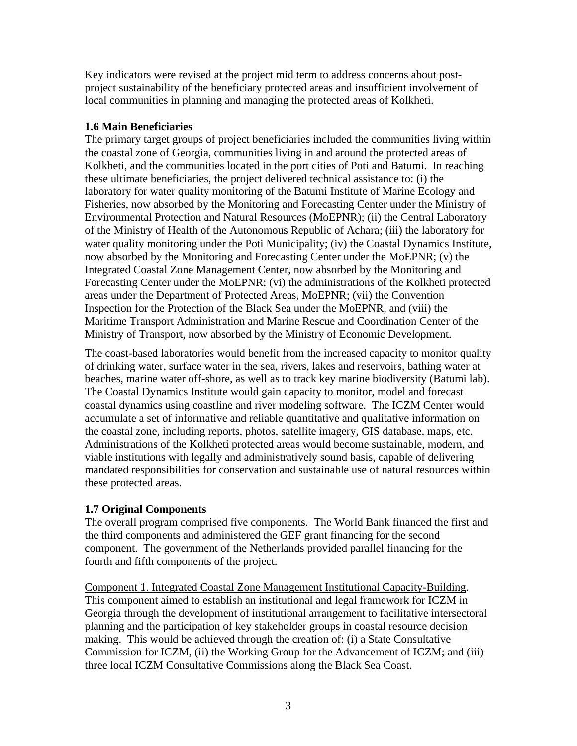Key indicators were revised at the project mid term to address concerns about post-project sustainability of the beneficiary protected areas and insufficient involvement of local communities in planning and managing the protected areas of Kolkheti.

**1.6 Main Beneficiaries**

The primary target groups of project beneficiaries included the communities living within the coastal zone of Georgia, communities living in and around the protected areas of Kolkheti, and the communities located in the port cities of Poti and Batumi. In reaching these ultimate beneficiaries, the project delivered technical assistance to: (i) the laboratory for water quality monitoring of the Batumi Institute of Marine Ecology and Fisheries, now absorbed by the Monitoring and Forecasting Center under the Ministry of Environmental Protection and Natural Resources (MoEPNR); (ii) the Central Laboratory of the Ministry of Health of the Autonomous Republic of Achara; (iii) the laboratory for water quality monitoring under the Poti Municipality; (iv) the Coastal Dynamics Institute, now absorbed by the Monitoring and Forecasting Center under the MoEPNR; (v) the Integrated Coastal Zone Management Center, now absorbed by the Monitoring and Forecasting Center under the MoEPNR; (vi) the administrations of the Kolkheti protected areas under the Department of Protected Areas, MoEPNR; (vii) the Convention Inspection for the Protection of the Black Sea under the MoEPNR, and (viii) the Maritime Transport Administration and Marine Rescue and Coordination Center of the Ministry of Transport, now absorbed by the Ministry of Economic Development.

The coast-based laboratories would benefit from the increased capacity to monitor quality of drinking water, surface water in the sea, rivers, lakes and reservoirs, bathing water at beaches, marine water off-shore, as well as to track key marine biodiversity (Batumi lab). The Coastal Dynamics Institute would gain capacity to monitor, model and forecast coastal dynamics using coastline and river modeling software. The ICZM Center would accumulate a set of informative and reliable quantitative and qualitative information on the coastal zone, including reports, photos, satellite imagery, GIS database, maps, etc. Administrations of the Kolkheti protected areas would become sustainable, modern, and viable institutions with legally and administratively sound basis, capable of delivering mandated responsibilities for conservation and sustainable use of natural resources within these protected areas.

**1.7 Original Components**

The overall program comprised five components. The World Bank financed the first and the third components and administered the GEF grant financing for the second component. The government of the Netherlands provided parallel financing for the fourth and fifth components of the project.

Component 1. Integrated Coastal Zone Management Institutional Capacity-Building. This component aimed to establish an institutional and legal framework for ICZM in Georgia through the development of institutional arrangement to facilitative intersectoral planning and the participation of key stakeholder groups in coastal resource decision making. This would be achieved through the creation of: (i) a State Consultative Commission for ICZM, (ii) the Working Group for the Advancement of ICZM; and (iii) three local ICZM Consultative Commissions along the Black Sea Coast.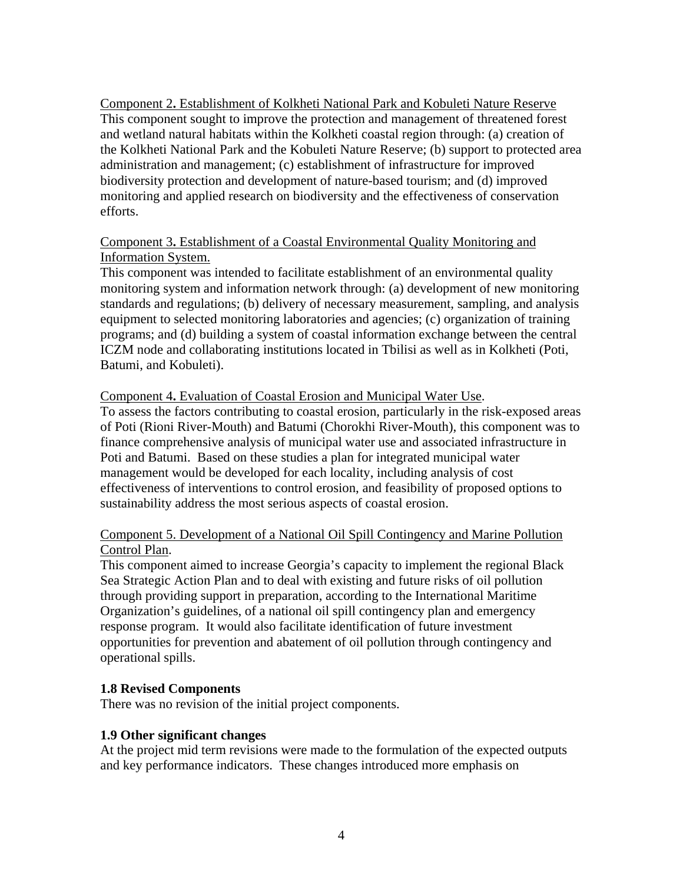Component 2. Establishment of Kolkheti National Park and Kobuleti Nature Reserve

This component sought to improve the protection and management of threatened forest and wetland natural habitats within the Kolkheti coastal region through: (a) creation of the Kolkheti National Park and the Kobuleti Nature Reserve; (b) support to protected area administration and management; (c) establishment of infrastructure for improved biodiversity protection and development of nature-based tourism; and (d) improved monitoring and applied research on biodiversity and the effectiveness of conservation efforts.

Component 3. Establishment of a Coastal Environmental Quality Monitoring and Information System.

This component was intended to facilitate establishment of an environmental quality monitoring system and information network through: (a) development of new monitoring standards and regulations; (b) delivery of necessary measurement, sampling, and analysis equipment to selected monitoring laboratories and agencies; (c) organization of training programs; and (d) building a system of coastal information exchange between the central ICZM node and collaborating institutions located in Tbilisi as well as in Kolkheti (Poti, Batumi, and Kobuleti).

Component 4. Evaluation of Coastal Erosion and Municipal Water Use.

To assess the factors contributing to coastal erosion, particularly in the risk-exposed areas of Poti (Rioni River-Mouth) and Batumi (Chorokhi River-Mouth), this component was to finance comprehensive analysis of municipal water use and associated infrastructure in Poti and Batumi. Based on these studies a plan for integrated municipal water management would be developed for each locality, including analysis of cost effectiveness of interventions to control erosion, and feasibility of proposed options to sustainability address the most serious aspects of coastal erosion.

Component 5. Development of a National Oil Spill Contingency and Marine Pollution Control Plan.

This component aimed to increase Georgia's capacity to implement the regional Black Sea Strategic Action Plan and to deal with existing and future risks of oil pollution through providing support in preparation, according to the International Maritime Organization's guidelines, of a national oil spill contingency plan and emergency response program. It would also facilitate identification of future investment opportunities for prevention and abatement of oil pollution through contingency and operational spills.

**1.8 Revised Components**

There was no revision of the initial project components.

**1.9 Other significant changes**

At the project mid term revisions were made to the formulation of the expected outputs and key performance indicators. These changes introduced more emphasis on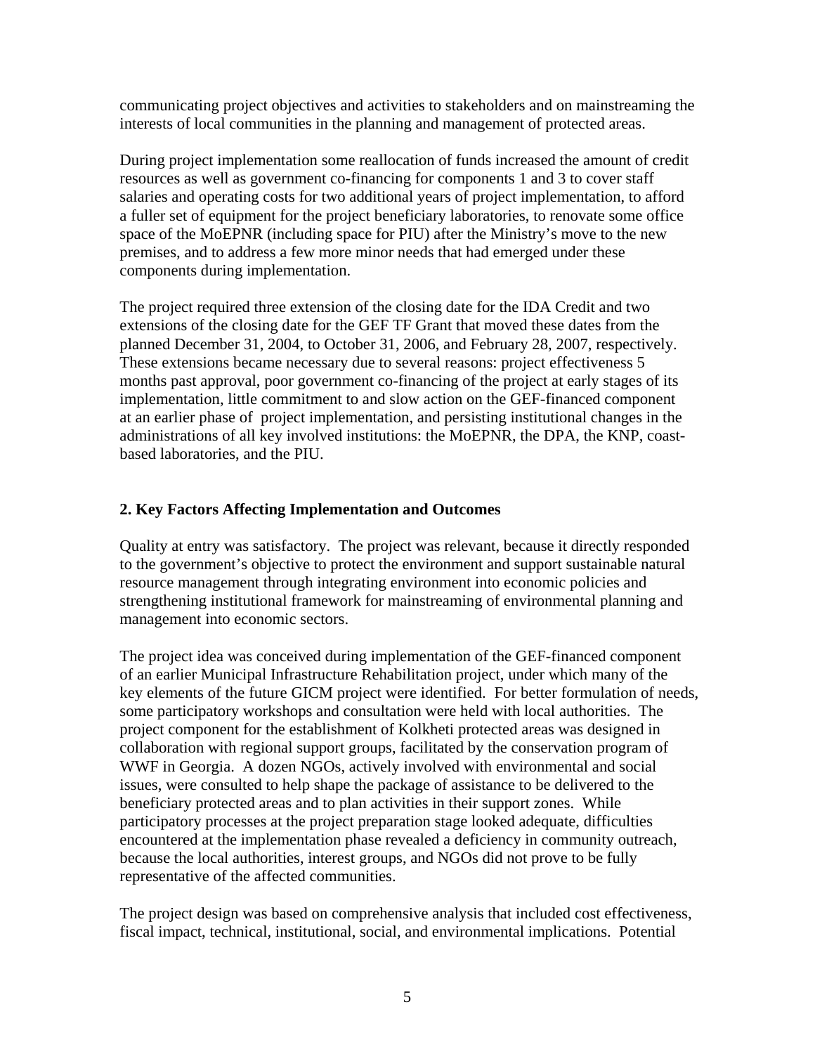communicating project objectives and activities to stakeholders and on mainstreaming the interests of local communities in the planning and management of protected areas.

During project implementation some reallocation of funds increased the amount of credit resources as well as government co-financing for components 1 and 3 to cover staff salaries and operating costs for two additional years of project implementation, to afford a fuller set of equipment for the project beneficiary laboratories, to renovate some office space of the MoEPNR (including space for PIU) after the Ministry's move to the new premises, and to address a few more minor needs that had emerged under these components during implementation.

The project required three extension of the closing date for the IDA Credit and two extensions of the closing date for the GEF TF Grant that moved these dates from the planned December 31, 2004, to October 31, 2006, and February 28, 2007, respectively. These extensions became necessary due to several reasons: project effectiveness 5 months past approval, poor government co-financing of the project at early stages of its implementation, little commitment to and slow action on the GEF-financed component at an earlier phase of project implementation, and persisting institutional changes in the administrations of all key involved institutions: the MoEPNR, the DPA, the KNP, coast-based laboratories, and the PIU.

## 2. Key Factors Affecting Implementation and Outcomes

Quality at entry was satisfactory. The project was relevant, because it directly responded to the government's objective to protect the environment and support sustainable natural resource management through integrating environment into economic policies and strengthening institutional framework for mainstreaming of environmental planning and management into economic sectors.

The project idea was conceived during implementation of the GEF-financed component of an earlier Municipal Infrastructure Rehabilitation project, under which many of the key elements of the future GICM project were identified. For better formulation of needs, some participatory workshops and consultation were held with local authorities. The project component for the establishment of Kolkheti protected areas was designed in collaboration with regional support groups, facilitated by the conservation program of WWF in Georgia. A dozen NGOs, actively involved with environmental and social issues, were consulted to help shape the package of assistance to be delivered to the beneficiary protected areas and to plan activities in their support zones. While participatory processes at the project preparation stage looked adequate, difficulties encountered at the implementation phase revealed a deficiency in community outreach, because the local authorities, interest groups, and NGOs did not prove to be fully representative of the affected communities.

The project design was based on comprehensive analysis that included cost effectiveness, fiscal impact, technical, institutional, social, and environmental implications. Potential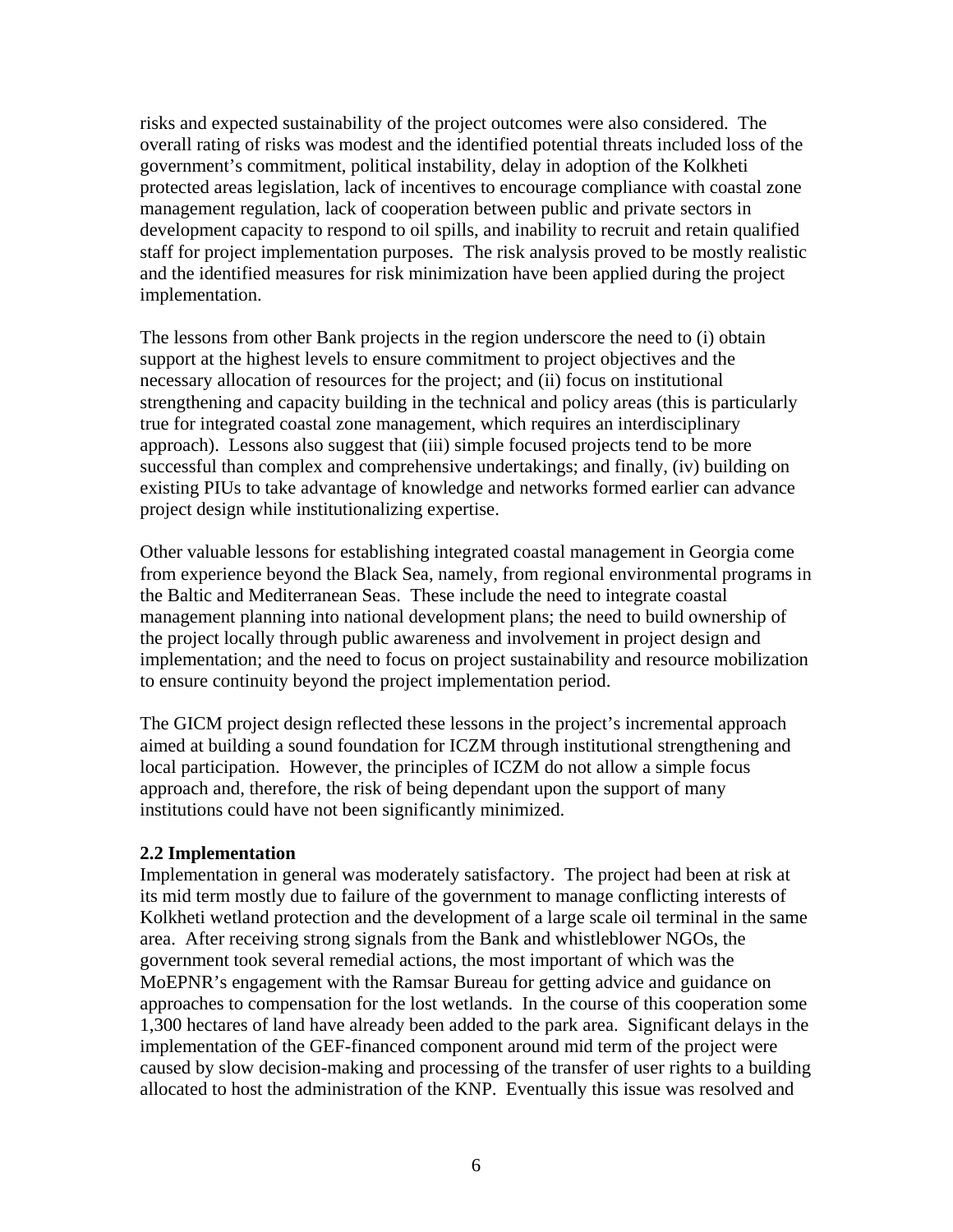risks and expected sustainability of the project outcomes were also considered. The overall rating of risks was modest and the identified potential threats included loss of the government's commitment, political instability, delay in adoption of the Kolkheti protected areas legislation, lack of incentives to encourage compliance with coastal zone management regulation, lack of cooperation between public and private sectors in development capacity to respond to oil spills, and inability to recruit and retain qualified staff for project implementation purposes. The risk analysis proved to be mostly realistic and the identified measures for risk minimization have been applied during the project implementation.

The lessons from other Bank projects in the region underscore the need to (i) obtain support at the highest levels to ensure commitment to project objectives and the necessary allocation of resources for the project; and (ii) focus on institutional strengthening and capacity building in the technical and policy areas (this is particularly true for integrated coastal zone management, which requires an interdisciplinary approach). Lessons also suggest that (iii) simple focused projects tend to be more successful than complex and comprehensive undertakings; and finally, (iv) building on existing PIUs to take advantage of knowledge and networks formed earlier can advance project design while institutionalizing expertise.

Other valuable lessons for establishing integrated coastal management in Georgia come from experience beyond the Black Sea, namely, from regional environmental programs in the Baltic and Mediterranean Seas. These include the need to integrate coastal management planning into national development plans; the need to build ownership of the project locally through public awareness and involvement in project design and implementation; and the need to focus on project sustainability and resource mobilization to ensure continuity beyond the project implementation period.

The GICM project design reflected these lessons in the project's incremental approach aimed at building a sound foundation for ICZM through institutional strengthening and local participation. However, the principles of ICZM do not allow a simple focus approach and, therefore, the risk of being dependant upon the support of many institutions could have not been significantly minimized.

### 2.2 Implementation

Implementation in general was moderately satisfactory. The project had been at risk at its mid term mostly due to failure of the government to manage conflicting interests of Kolkheti wetland protection and the development of a large scale oil terminal in the same area. After receiving strong signals from the Bank and whistleblower NGOs, the government took several remedial actions, the most important of which was the MoEPNR's engagement with the Ramsar Bureau for getting advice and guidance on approaches to compensation for the lost wetlands. In the course of this cooperation some 1,300 hectares of land have already been added to the park area. Significant delays in the implementation of the GEF-financed component around mid term of the project were caused by slow decision-making and processing of the transfer of user rights to a building allocated to host the administration of the KNP. Eventually this issue was resolved and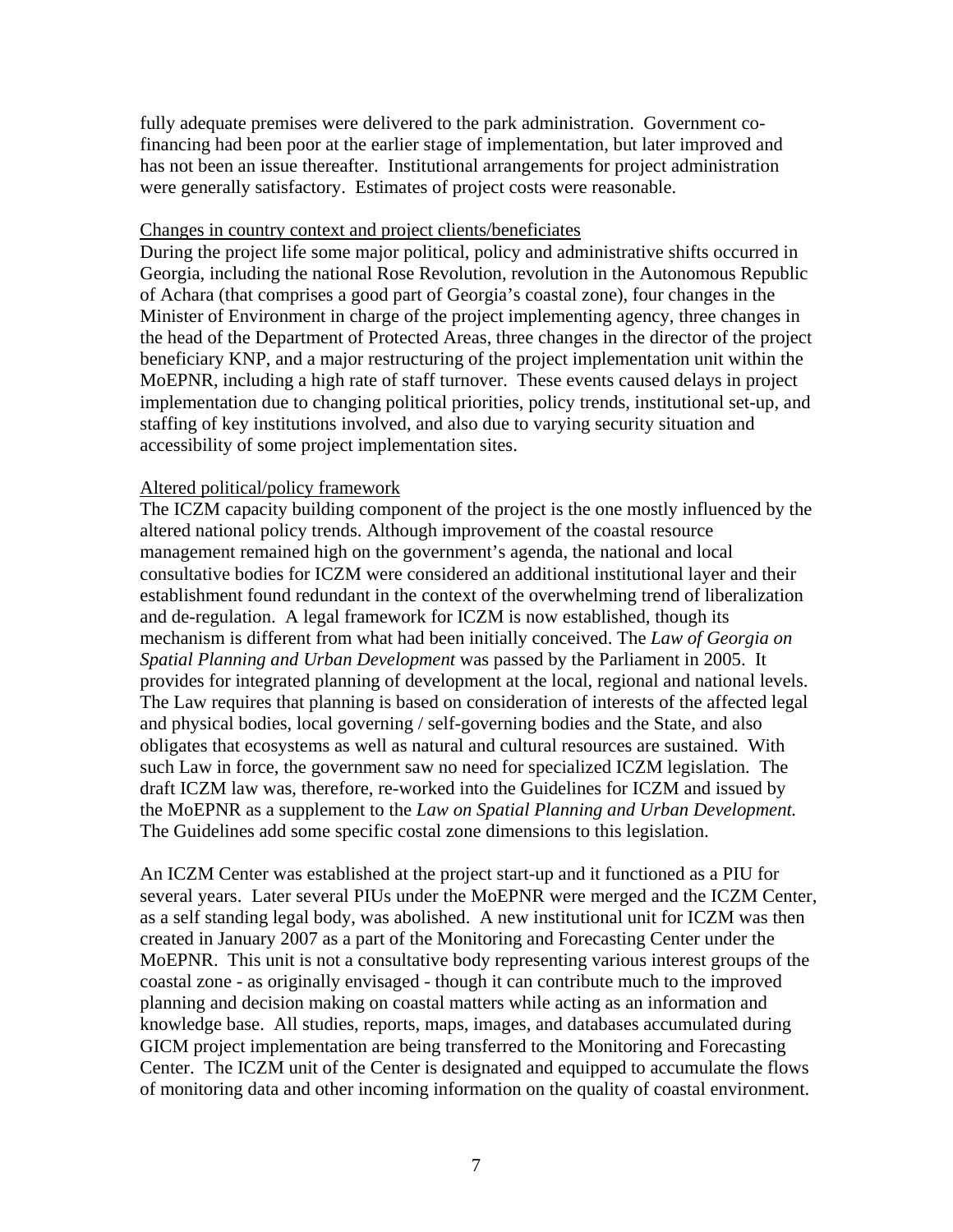fully adequate premises were delivered to the park administration. Government co-financing had been poor at the earlier stage of implementation, but later improved and has not been an issue thereafter. Institutional arrangements for project administration were generally satisfactory. Estimates of project costs were reasonable.

<u>Changes in country context and project clients/beneficiates</u>

During the project life some major political, policy and administrative shifts occurred in Georgia, including the national Rose Revolution, revolution in the Autonomous Republic of Achara (that comprises a good part of Georgia's coastal zone), four changes in the Minister of Environment in charge of the project implementing agency, three changes in the head of the Department of Protected Areas, three changes in the director of the project beneficiary KNP, and a major restructuring of the project implementation unit within the MoEPNR, including a high rate of staff turnover. These events caused delays in project implementation due to changing political priorities, policy trends, institutional set-up, and staffing of key institutions involved, and also due to varying security situation and accessibility of some project implementation sites.

<u>Altered political/policy framework</u>

The ICZM capacity building component of the project is the one mostly influenced by the altered national policy trends. Although improvement of the coastal resource management remained high on the government's agenda, the national and local consultative bodies for ICZM were considered an additional institutional layer and their establishment found redundant in the context of the overwhelming trend of liberalization and de-regulation. A legal framework for ICZM is now established, though its mechanism is different from what had been initially conceived. The *Law of Georgia on Spatial Planning and Urban Development* was passed by the Parliament in 2005. It provides for integrated planning of development at the local, regional and national levels. The Law requires that planning is based on consideration of interests of the affected legal and physical bodies, local governing / self-governing bodies and the State, and also obligates that ecosystems as well as natural and cultural resources are sustained. With such Law in force, the government saw no need for specialized ICZM legislation. The draft ICZM law was, therefore, re-worked into the Guidelines for ICZM and issued by the MoEPNR as a supplement to the *Law on Spatial Planning and Urban Development.* The Guidelines add some specific costal zone dimensions to this legislation.

An ICZM Center was established at the project start-up and it functioned as a PIU for several years. Later several PIUs under the MoEPNR were merged and the ICZM Center, as a self standing legal body, was abolished. A new institutional unit for ICZM was then created in January 2007 as a part of the Monitoring and Forecasting Center under the MoEPNR. This unit is not a consultative body representing various interest groups of the coastal zone - as originally envisaged - though it can contribute much to the improved planning and decision making on coastal matters while acting as an information and knowledge base. All studies, reports, maps, images, and databases accumulated during GICM project implementation are being transferred to the Monitoring and Forecasting Center. The ICZM unit of the Center is designated and equipped to accumulate the flows of monitoring data and other incoming information on the quality of coastal environment.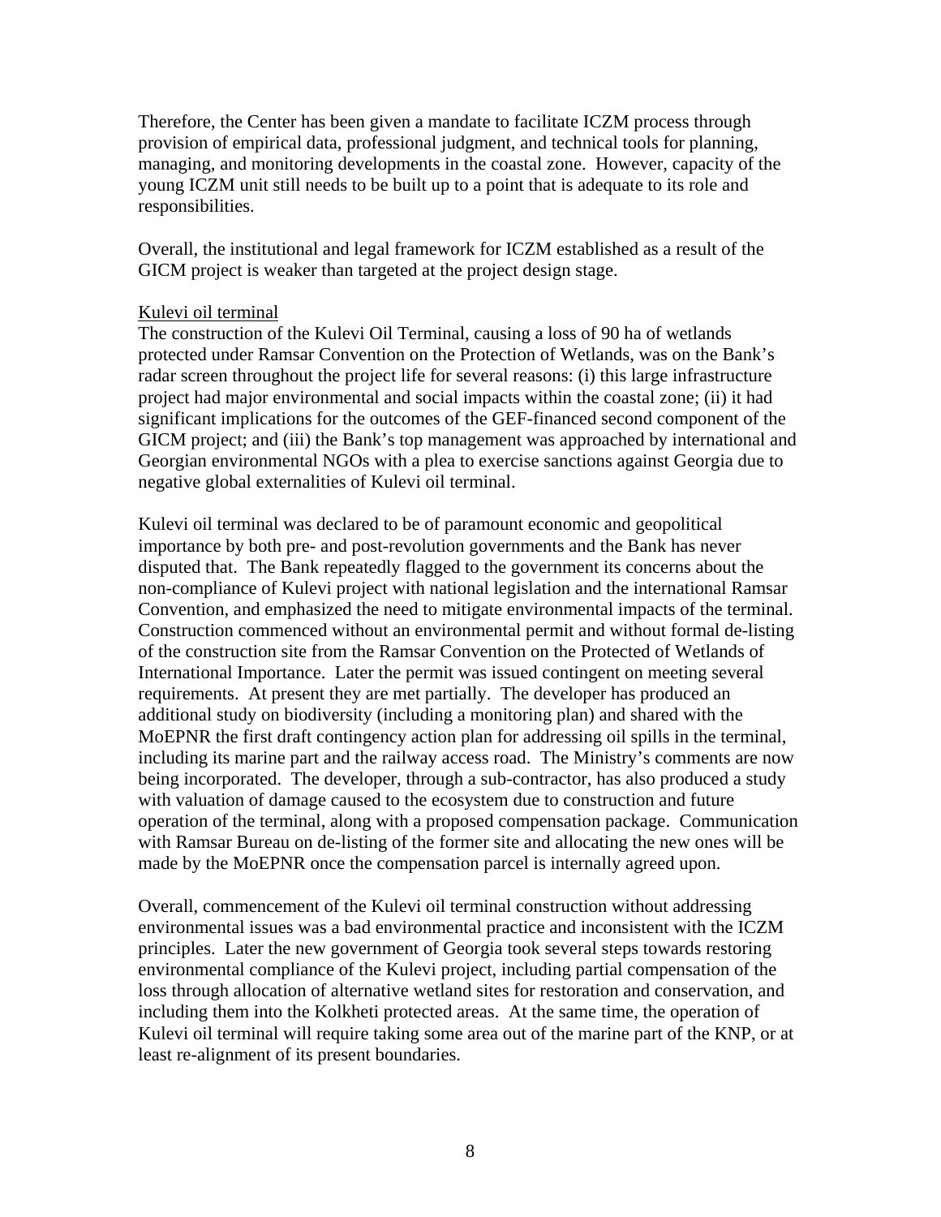Therefore, the Center has been given a mandate to facilitate ICZM process through provision of empirical data, professional judgment, and technical tools for planning, managing, and monitoring developments in the coastal zone. However, capacity of the young ICZM unit still needs to be built up to a point that is adequate to its role and responsibilities.

Overall, the institutional and legal framework for ICZM established as a result of the GICM project is weaker than targeted at the project design stage.

Kulevi oil terminal

The construction of the Kulevi Oil Terminal, causing a loss of 90 ha of wetlands protected under Ramsar Convention on the Protection of Wetlands, was on the Bank's radar screen throughout the project life for several reasons: (i) this large infrastructure project had major environmental and social impacts within the coastal zone; (ii) it had significant implications for the outcomes of the GEF-financed second component of the GICM project; and (iii) the Bank's top management was approached by international and Georgian environmental NGOs with a plea to exercise sanctions against Georgia due to negative global externalities of Kulevi oil terminal.

Kulevi oil terminal was declared to be of paramount economic and geopolitical importance by both pre- and post-revolution governments and the Bank has never disputed that. The Bank repeatedly flagged to the government its concerns about the non-compliance of Kulevi project with national legislation and the international Ramsar Convention, and emphasized the need to mitigate environmental impacts of the terminal. Construction commenced without an environmental permit and without formal de-listing of the construction site from the Ramsar Convention on the Protected of Wetlands of International Importance. Later the permit was issued contingent on meeting several requirements. At present they are met partially. The developer has produced an additional study on biodiversity (including a monitoring plan) and shared with the MoEPNR the first draft contingency action plan for addressing oil spills in the terminal, including its marine part and the railway access road. The Ministry's comments are now being incorporated. The developer, through a sub-contractor, has also produced a study with valuation of damage caused to the ecosystem due to construction and future operation of the terminal, along with a proposed compensation package. Communication with Ramsar Bureau on de-listing of the former site and allocating the new ones will be made by the MoEPNR once the compensation parcel is internally agreed upon.

Overall, commencement of the Kulevi oil terminal construction without addressing environmental issues was a bad environmental practice and inconsistent with the ICZM principles. Later the new government of Georgia took several steps towards restoring environmental compliance of the Kulevi project, including partial compensation of the loss through allocation of alternative wetland sites for restoration and conservation, and including them into the Kolkheti protected areas. At the same time, the operation of Kulevi oil terminal will require taking some area out of the marine part of the KNP, or at least re-alignment of its present boundaries.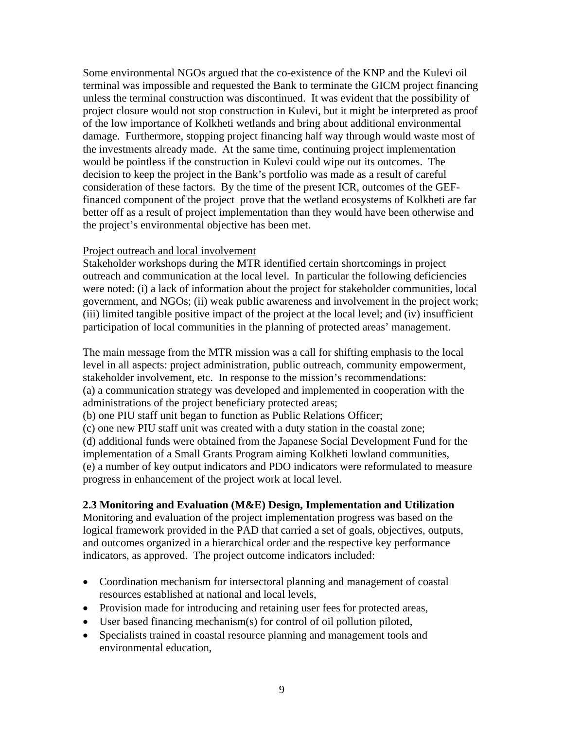Some environmental NGOs argued that the co-existence of the KNP and the Kulevi oil terminal was impossible and requested the Bank to terminate the GICM project financing unless the terminal construction was discontinued. It was evident that the possibility of project closure would not stop construction in Kulevi, but it might be interpreted as proof of the low importance of Kolkheti wetlands and bring about additional environmental damage. Furthermore, stopping project financing half way through would waste most of the investments already made. At the same time, continuing project implementation would be pointless if the construction in Kulevi could wipe out its outcomes. The decision to keep the project in the Bank's portfolio was made as a result of careful consideration of these factors. By the time of the present ICR, outcomes of the GEF-financed component of the project prove that the wetland ecosystems of Kolkheti are far better off as a result of project implementation than they would have been otherwise and the project's environmental objective has been met.

Project outreach and local involvement

Stakeholder workshops during the MTR identified certain shortcomings in project outreach and communication at the local level. In particular the following deficiencies were noted: (i) a lack of information about the project for stakeholder communities, local government, and NGOs; (ii) weak public awareness and involvement in the project work; (iii) limited tangible positive impact of the project at the local level; and (iv) insufficient participation of local communities in the planning of protected areas' management.

The main message from the MTR mission was a call for shifting emphasis to the local level in all aspects: project administration, public outreach, community empowerment, stakeholder involvement, etc. In response to the mission's recommendations:
(a) a communication strategy was developed and implemented in cooperation with the administrations of the project beneficiary protected areas;
(b) one PIU staff unit began to function as Public Relations Officer;
(c) one new PIU staff unit was created with a duty station in the coastal zone;
(d) additional funds were obtained from the Japanese Social Development Fund for the implementation of a Small Grants Program aiming Kolkheti lowland communities,
(e) a number of key output indicators and PDO indicators were reformulated to measure progress in enhancement of the project work at local level.

**2.3 Monitoring and Evaluation (M&E) Design, Implementation and Utilization**

Monitoring and evaluation of the project implementation progress was based on the logical framework provided in the PAD that carried a set of goals, objectives, outputs, and outcomes organized in a hierarchical order and the respective key performance indicators, as approved. The project outcome indicators included:

- Coordination mechanism for intersectoral planning and management of coastal resources established at national and local levels,
- Provision made for introducing and retaining user fees for protected areas,
- User based financing mechanism(s) for control of oil pollution piloted,
- Specialists trained in coastal resource planning and management tools and environmental education,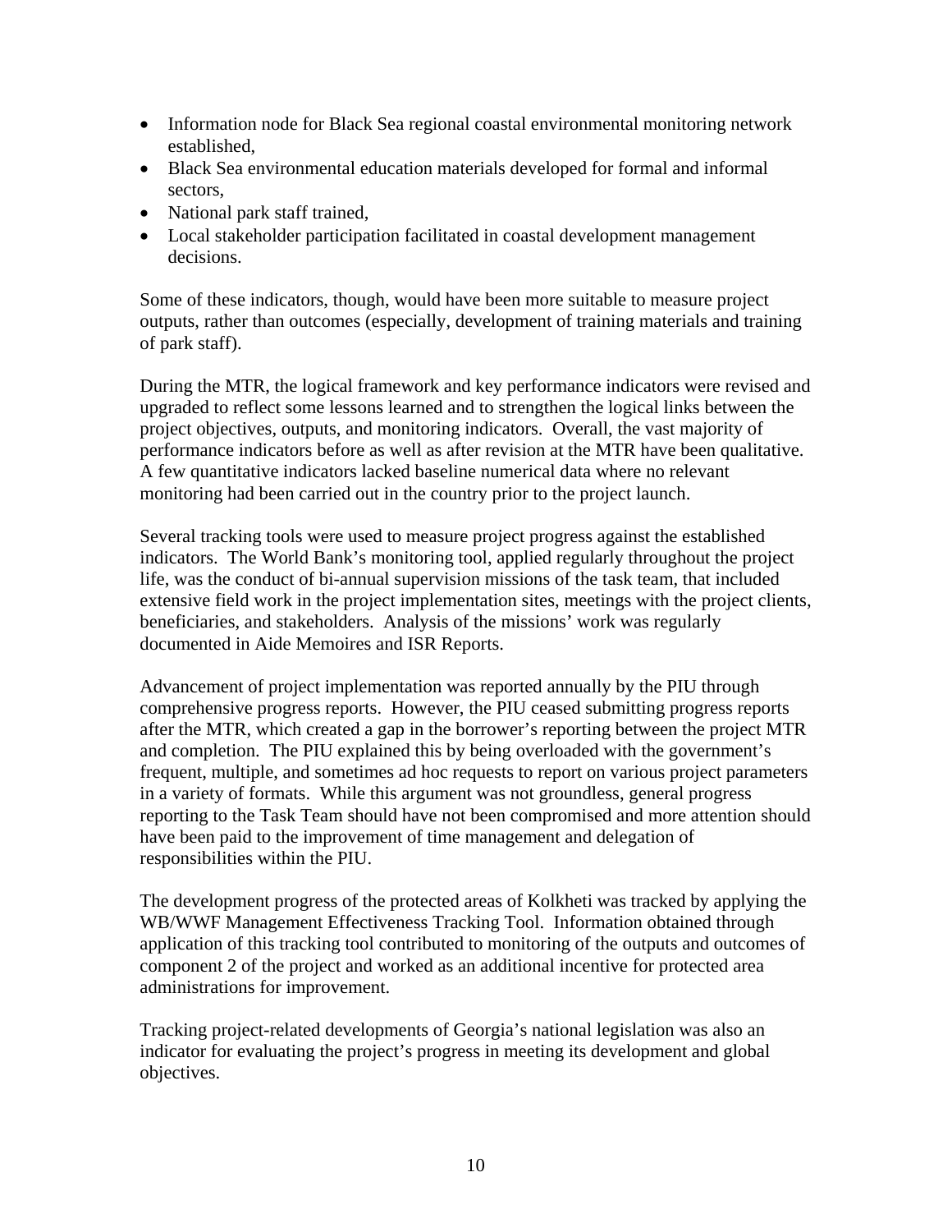- Information node for Black Sea regional coastal environmental monitoring network established,
- Black Sea environmental education materials developed for formal and informal sectors,
- National park staff trained,
- Local stakeholder participation facilitated in coastal development management decisions.

Some of these indicators, though, would have been more suitable to measure project outputs, rather than outcomes (especially, development of training materials and training of park staff).

During the MTR, the logical framework and key performance indicators were revised and upgraded to reflect some lessons learned and to strengthen the logical links between the project objectives, outputs, and monitoring indicators. Overall, the vast majority of performance indicators before as well as after revision at the MTR have been qualitative. A few quantitative indicators lacked baseline numerical data where no relevant monitoring had been carried out in the country prior to the project launch.

Several tracking tools were used to measure project progress against the established indicators. The World Bank's monitoring tool, applied regularly throughout the project life, was the conduct of bi-annual supervision missions of the task team, that included extensive field work in the project implementation sites, meetings with the project clients, beneficiaries, and stakeholders. Analysis of the missions' work was regularly documented in Aide Memoires and ISR Reports.

Advancement of project implementation was reported annually by the PIU through comprehensive progress reports. However, the PIU ceased submitting progress reports after the MTR, which created a gap in the borrower's reporting between the project MTR and completion. The PIU explained this by being overloaded with the government's frequent, multiple, and sometimes ad hoc requests to report on various project parameters in a variety of formats. While this argument was not groundless, general progress reporting to the Task Team should have not been compromised and more attention should have been paid to the improvement of time management and delegation of responsibilities within the PIU.

The development progress of the protected areas of Kolkheti was tracked by applying the WB/WWF Management Effectiveness Tracking Tool. Information obtained through application of this tracking tool contributed to monitoring of the outputs and outcomes of component 2 of the project and worked as an additional incentive for protected area administrations for improvement.

Tracking project-related developments of Georgia's national legislation was also an indicator for evaluating the project's progress in meeting its development and global objectives.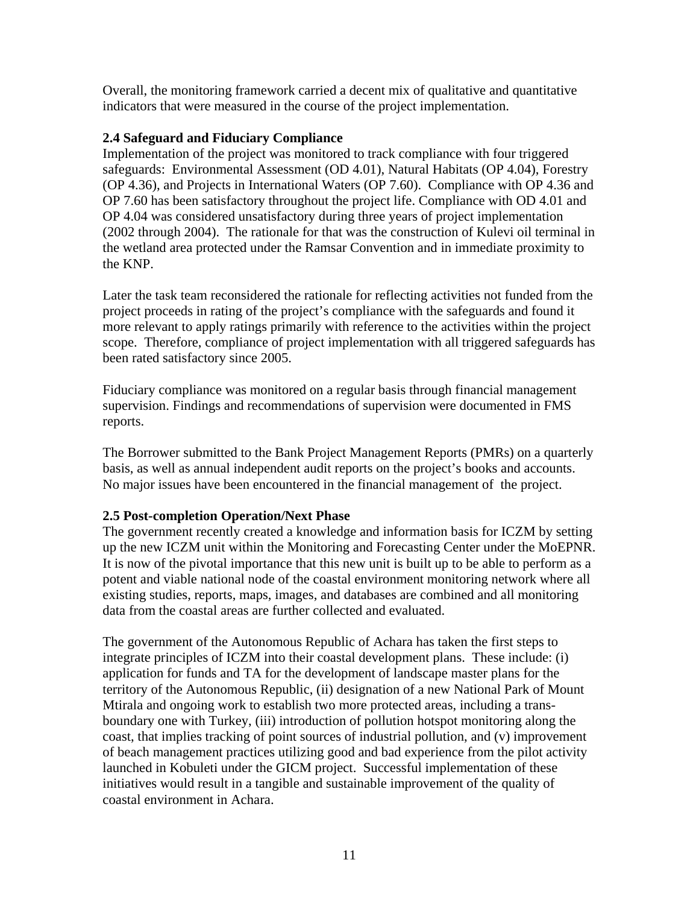Overall, the monitoring framework carried a decent mix of qualitative and quantitative indicators that were measured in the course of the project implementation.

### 2.4 Safeguard and Fiduciary Compliance

Implementation of the project was monitored to track compliance with four triggered safeguards: Environmental Assessment (OD 4.01), Natural Habitats (OP 4.04), Forestry (OP 4.36), and Projects in International Waters (OP 7.60). Compliance with OP 4.36 and OP 7.60 has been satisfactory throughout the project life. Compliance with OD 4.01 and OP 4.04 was considered unsatisfactory during three years of project implementation (2002 through 2004). The rationale for that was the construction of Kulevi oil terminal in the wetland area protected under the Ramsar Convention and in immediate proximity to the KNP.

Later the task team reconsidered the rationale for reflecting activities not funded from the project proceeds in rating of the project's compliance with the safeguards and found it more relevant to apply ratings primarily with reference to the activities within the project scope. Therefore, compliance of project implementation with all triggered safeguards has been rated satisfactory since 2005.

Fiduciary compliance was monitored on a regular basis through financial management supervision. Findings and recommendations of supervision were documented in FMS reports.

The Borrower submitted to the Bank Project Management Reports (PMRs) on a quarterly basis, as well as annual independent audit reports on the project's books and accounts. No major issues have been encountered in the financial management of the project.

### 2.5 Post-completion Operation/Next Phase

The government recently created a knowledge and information basis for ICZM by setting up the new ICZM unit within the Monitoring and Forecasting Center under the MoEPNR. It is now of the pivotal importance that this new unit is built up to be able to perform as a potent and viable national node of the coastal environment monitoring network where all existing studies, reports, maps, images, and databases are combined and all monitoring data from the coastal areas are further collected and evaluated.

The government of the Autonomous Republic of Achara has taken the first steps to integrate principles of ICZM into their coastal development plans. These include: (i) application for funds and TA for the development of landscape master plans for the territory of the Autonomous Republic, (ii) designation of a new National Park of Mount Mtirala and ongoing work to establish two more protected areas, including a trans-boundary one with Turkey, (iii) introduction of pollution hotspot monitoring along the coast, that implies tracking of point sources of industrial pollution, and (v) improvement of beach management practices utilizing good and bad experience from the pilot activity launched in Kobuleti under the GICM project. Successful implementation of these initiatives would result in a tangible and sustainable improvement of the quality of coastal environment in Achara.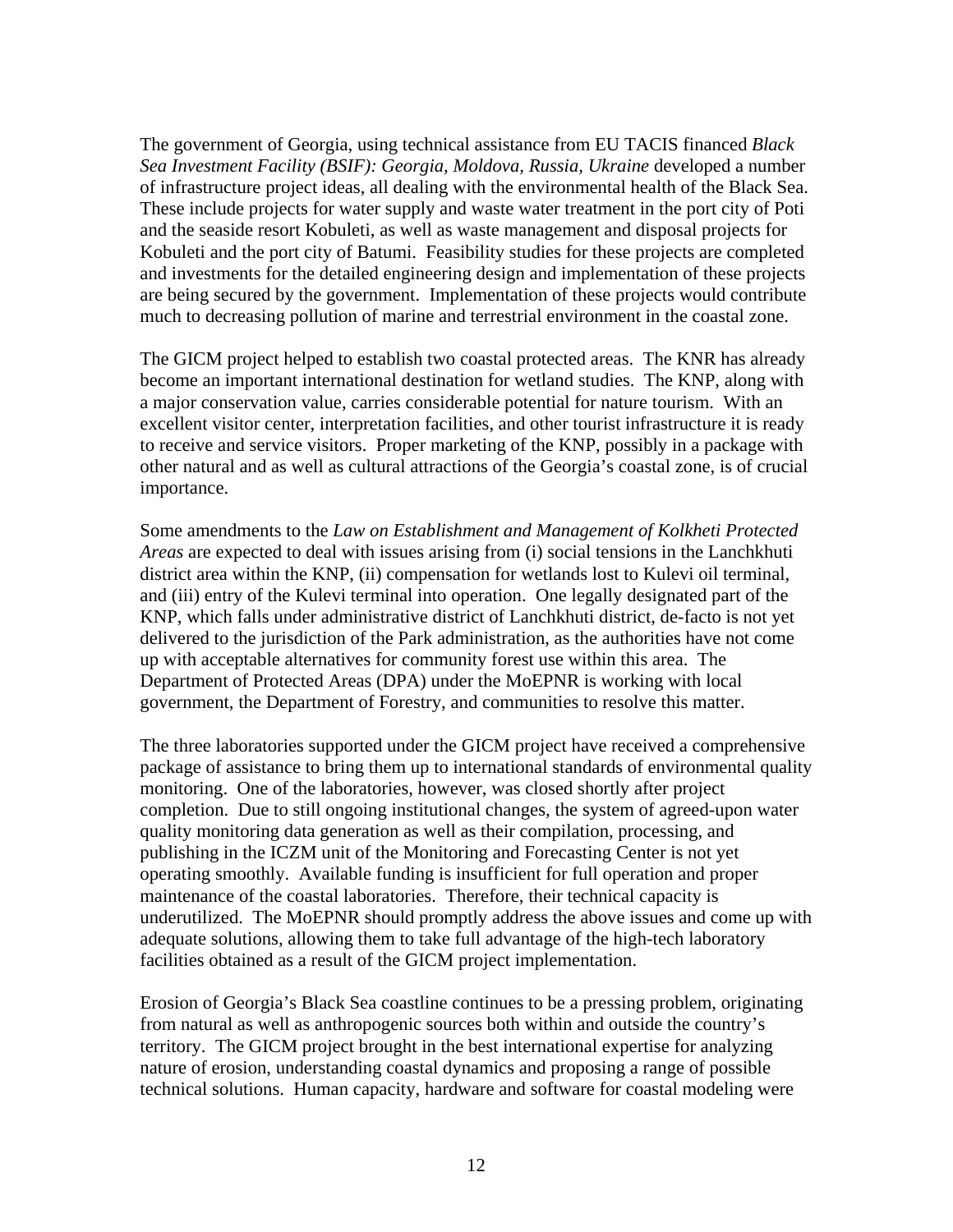The government of Georgia, using technical assistance from EU TACIS financed *Black Sea Investment Facility (BSIF): Georgia, Moldova, Russia, Ukraine* developed a number of infrastructure project ideas, all dealing with the environmental health of the Black Sea. These include projects for water supply and waste water treatment in the port city of Poti and the seaside resort Kobuleti, as well as waste management and disposal projects for Kobuleti and the port city of Batumi. Feasibility studies for these projects are completed and investments for the detailed engineering design and implementation of these projects are being secured by the government. Implementation of these projects would contribute much to decreasing pollution of marine and terrestrial environment in the coastal zone.

The GICM project helped to establish two coastal protected areas. The KNR has already become an important international destination for wetland studies. The KNP, along with a major conservation value, carries considerable potential for nature tourism. With an excellent visitor center, interpretation facilities, and other tourist infrastructure it is ready to receive and service visitors. Proper marketing of the KNP, possibly in a package with other natural and as well as cultural attractions of the Georgia's coastal zone, is of crucial importance.

Some amendments to the *Law on Establishment and Management of Kolkheti Protected Areas* are expected to deal with issues arising from (i) social tensions in the Lanchkhuti district area within the KNP, (ii) compensation for wetlands lost to Kulevi oil terminal, and (iii) entry of the Kulevi terminal into operation. One legally designated part of the KNP, which falls under administrative district of Lanchkhuti district, de-facto is not yet delivered to the jurisdiction of the Park administration, as the authorities have not come up with acceptable alternatives for community forest use within this area. The Department of Protected Areas (DPA) under the MoEPNR is working with local government, the Department of Forestry, and communities to resolve this matter.

The three laboratories supported under the GICM project have received a comprehensive package of assistance to bring them up to international standards of environmental quality monitoring. One of the laboratories, however, was closed shortly after project completion. Due to still ongoing institutional changes, the system of agreed-upon water quality monitoring data generation as well as their compilation, processing, and publishing in the ICZM unit of the Monitoring and Forecasting Center is not yet operating smoothly. Available funding is insufficient for full operation and proper maintenance of the coastal laboratories. Therefore, their technical capacity is underutilized. The MoEPNR should promptly address the above issues and come up with adequate solutions, allowing them to take full advantage of the high-tech laboratory facilities obtained as a result of the GICM project implementation.

Erosion of Georgia's Black Sea coastline continues to be a pressing problem, originating from natural as well as anthropogenic sources both within and outside the country's territory. The GICM project brought in the best international expertise for analyzing nature of erosion, understanding coastal dynamics and proposing a range of possible technical solutions. Human capacity, hardware and software for coastal modeling were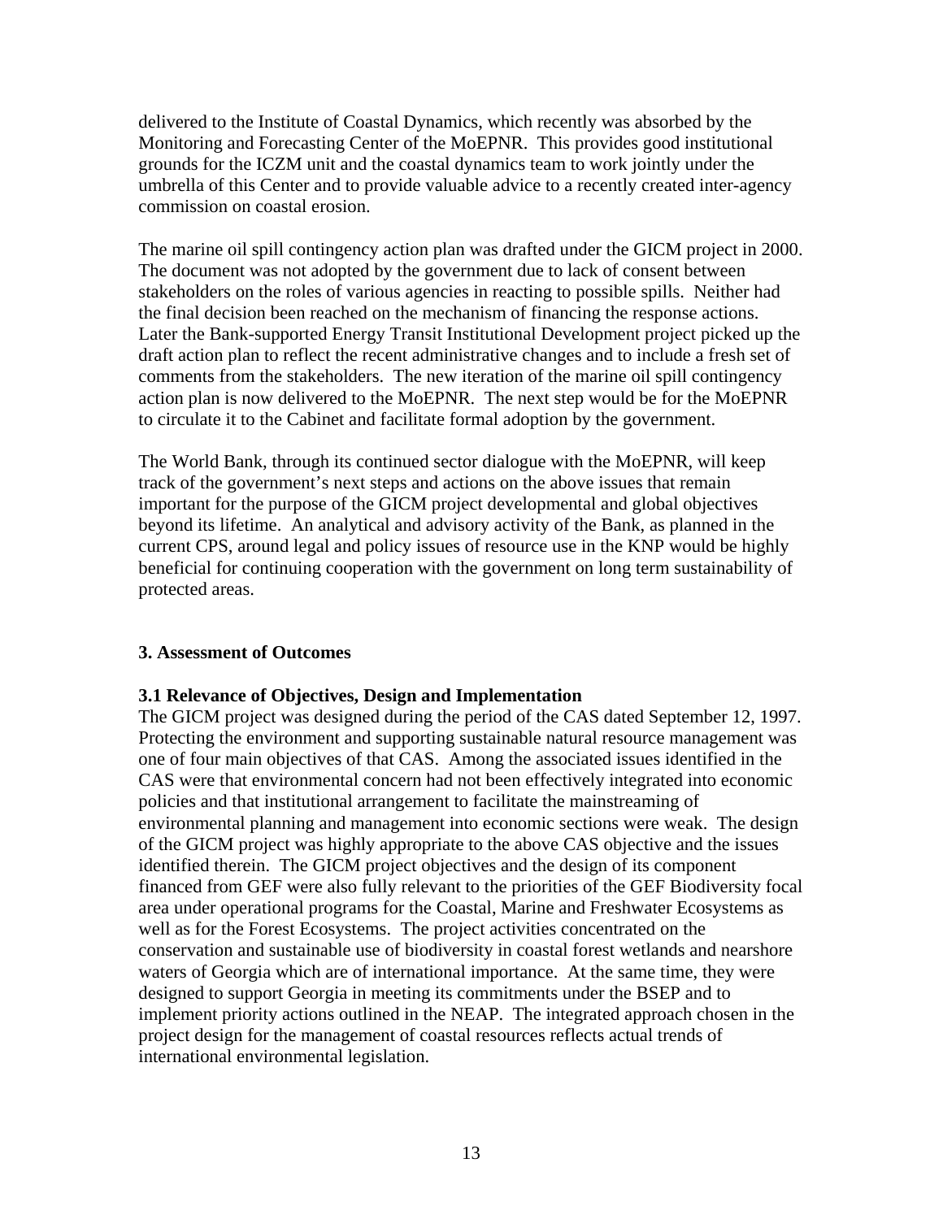delivered to the Institute of Coastal Dynamics, which recently was absorbed by the Monitoring and Forecasting Center of the MoEPNR. This provides good institutional grounds for the ICZM unit and the coastal dynamics team to work jointly under the umbrella of this Center and to provide valuable advice to a recently created inter-agency commission on coastal erosion.

The marine oil spill contingency action plan was drafted under the GICM project in 2000. The document was not adopted by the government due to lack of consent between stakeholders on the roles of various agencies in reacting to possible spills. Neither had the final decision been reached on the mechanism of financing the response actions. Later the Bank-supported Energy Transit Institutional Development project picked up the draft action plan to reflect the recent administrative changes and to include a fresh set of comments from the stakeholders. The new iteration of the marine oil spill contingency action plan is now delivered to the MoEPNR. The next step would be for the MoEPNR to circulate it to the Cabinet and facilitate formal adoption by the government.

The World Bank, through its continued sector dialogue with the MoEPNR, will keep track of the government's next steps and actions on the above issues that remain important for the purpose of the GICM project developmental and global objectives beyond its lifetime. An analytical and advisory activity of the Bank, as planned in the current CPS, around legal and policy issues of resource use in the KNP would be highly beneficial for continuing cooperation with the government on long term sustainability of protected areas.

## 3. Assessment of Outcomes

### 3.1 Relevance of Objectives, Design and Implementation

The GICM project was designed during the period of the CAS dated September 12, 1997. Protecting the environment and supporting sustainable natural resource management was one of four main objectives of that CAS. Among the associated issues identified in the CAS were that environmental concern had not been effectively integrated into economic policies and that institutional arrangement to facilitate the mainstreaming of environmental planning and management into economic sections were weak. The design of the GICM project was highly appropriate to the above CAS objective and the issues identified therein. The GICM project objectives and the design of its component financed from GEF were also fully relevant to the priorities of the GEF Biodiversity focal area under operational programs for the Coastal, Marine and Freshwater Ecosystems as well as for the Forest Ecosystems. The project activities concentrated on the conservation and sustainable use of biodiversity in coastal forest wetlands and nearshore waters of Georgia which are of international importance. At the same time, they were designed to support Georgia in meeting its commitments under the BSEP and to implement priority actions outlined in the NEAP. The integrated approach chosen in the project design for the management of coastal resources reflects actual trends of international environmental legislation.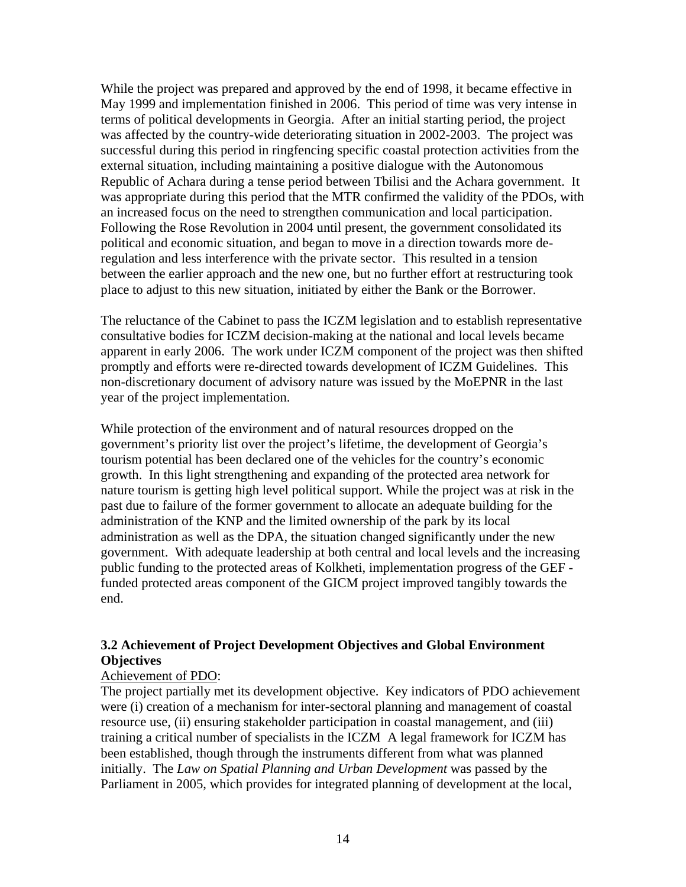While the project was prepared and approved by the end of 1998, it became effective in May 1999 and implementation finished in 2006. This period of time was very intense in terms of political developments in Georgia. After an initial starting period, the project was affected by the country-wide deteriorating situation in 2002-2003. The project was successful during this period in ringfencing specific coastal protection activities from the external situation, including maintaining a positive dialogue with the Autonomous Republic of Achara during a tense period between Tbilisi and the Achara government. It was appropriate during this period that the MTR confirmed the validity of the PDOs, with an increased focus on the need to strengthen communication and local participation. Following the Rose Revolution in 2004 until present, the government consolidated its political and economic situation, and began to move in a direction towards more de-regulation and less interference with the private sector. This resulted in a tension between the earlier approach and the new one, but no further effort at restructuring took place to adjust to this new situation, initiated by either the Bank or the Borrower.

The reluctance of the Cabinet to pass the ICZM legislation and to establish representative consultative bodies for ICZM decision-making at the national and local levels became apparent in early 2006. The work under ICZM component of the project was then shifted promptly and efforts were re-directed towards development of ICZM Guidelines. This non-discretionary document of advisory nature was issued by the MoEPNR in the last year of the project implementation.

While protection of the environment and of natural resources dropped on the government's priority list over the project's lifetime, the development of Georgia's tourism potential has been declared one of the vehicles for the country's economic growth. In this light strengthening and expanding of the protected area network for nature tourism is getting high level political support. While the project was at risk in the past due to failure of the former government to allocate an adequate building for the administration of the KNP and the limited ownership of the park by its local administration as well as the DPA, the situation changed significantly under the new government. With adequate leadership at both central and local levels and the increasing public funding to the protected areas of Kolkheti, implementation progress of the GEF - funded protected areas component of the GICM project improved tangibly towards the end.

### 3.2 Achievement of Project Development Objectives and Global Environment Objectives

Achievement of PDO:

The project partially met its development objective. Key indicators of PDO achievement were (i) creation of a mechanism for inter-sectoral planning and management of coastal resource use, (ii) ensuring stakeholder participation in coastal management, and (iii) training a critical number of specialists in the ICZM A legal framework for ICZM has been established, though through the instruments different from what was planned initially. The *Law on Spatial Planning and Urban Development* was passed by the Parliament in 2005, which provides for integrated planning of development at the local,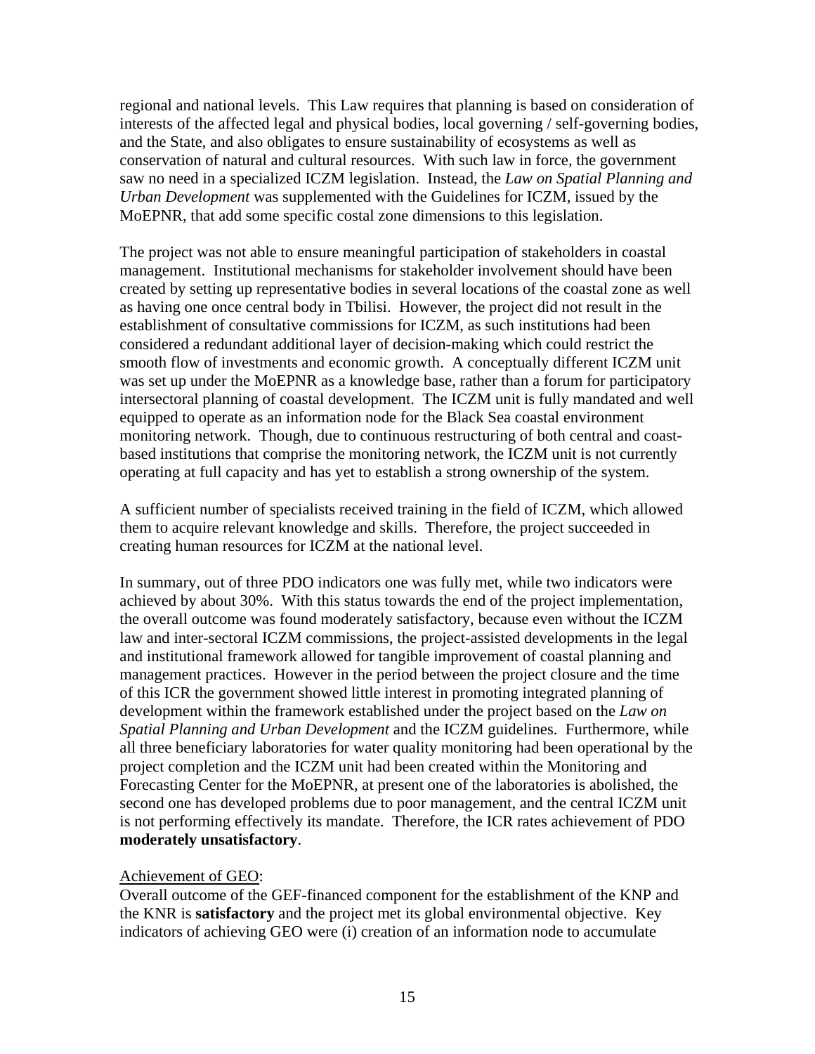regional and national levels. This Law requires that planning is based on consideration of interests of the affected legal and physical bodies, local governing / self-governing bodies, and the State, and also obligates to ensure sustainability of ecosystems as well as conservation of natural and cultural resources. With such law in force, the government saw no need in a specialized ICZM legislation. Instead, the *Law on Spatial Planning and Urban Development* was supplemented with the Guidelines for ICZM, issued by the MoEPNR, that add some specific costal zone dimensions to this legislation.

The project was not able to ensure meaningful participation of stakeholders in coastal management. Institutional mechanisms for stakeholder involvement should have been created by setting up representative bodies in several locations of the coastal zone as well as having one once central body in Tbilisi. However, the project did not result in the establishment of consultative commissions for ICZM, as such institutions had been considered a redundant additional layer of decision-making which could restrict the smooth flow of investments and economic growth. A conceptually different ICZM unit was set up under the MoEPNR as a knowledge base, rather than a forum for participatory intersectoral planning of coastal development. The ICZM unit is fully mandated and well equipped to operate as an information node for the Black Sea coastal environment monitoring network. Though, due to continuous restructuring of both central and coast-based institutions that comprise the monitoring network, the ICZM unit is not currently operating at full capacity and has yet to establish a strong ownership of the system.

A sufficient number of specialists received training in the field of ICZM, which allowed them to acquire relevant knowledge and skills. Therefore, the project succeeded in creating human resources for ICZM at the national level.

In summary, out of three PDO indicators one was fully met, while two indicators were achieved by about 30%. With this status towards the end of the project implementation, the overall outcome was found moderately satisfactory, because even without the ICZM law and inter-sectoral ICZM commissions, the project-assisted developments in the legal and institutional framework allowed for tangible improvement of coastal planning and management practices. However in the period between the project closure and the time of this ICR the government showed little interest in promoting integrated planning of development within the framework established under the project based on the *Law on Spatial Planning and Urban Development* and the ICZM guidelines. Furthermore, while all three beneficiary laboratories for water quality monitoring had been operational by the project completion and the ICZM unit had been created within the Monitoring and Forecasting Center for the MoEPNR, at present one of the laboratories is abolished, the second one has developed problems due to poor management, and the central ICZM unit is not performing effectively its mandate. Therefore, the ICR rates achievement of PDO **moderately unsatisfactory**.

Achievement of GEO:

Overall outcome of the GEF-financed component for the establishment of the KNP and the KNR is **satisfactory** and the project met its global environmental objective. Key indicators of achieving GEO were (i) creation of an information node to accumulate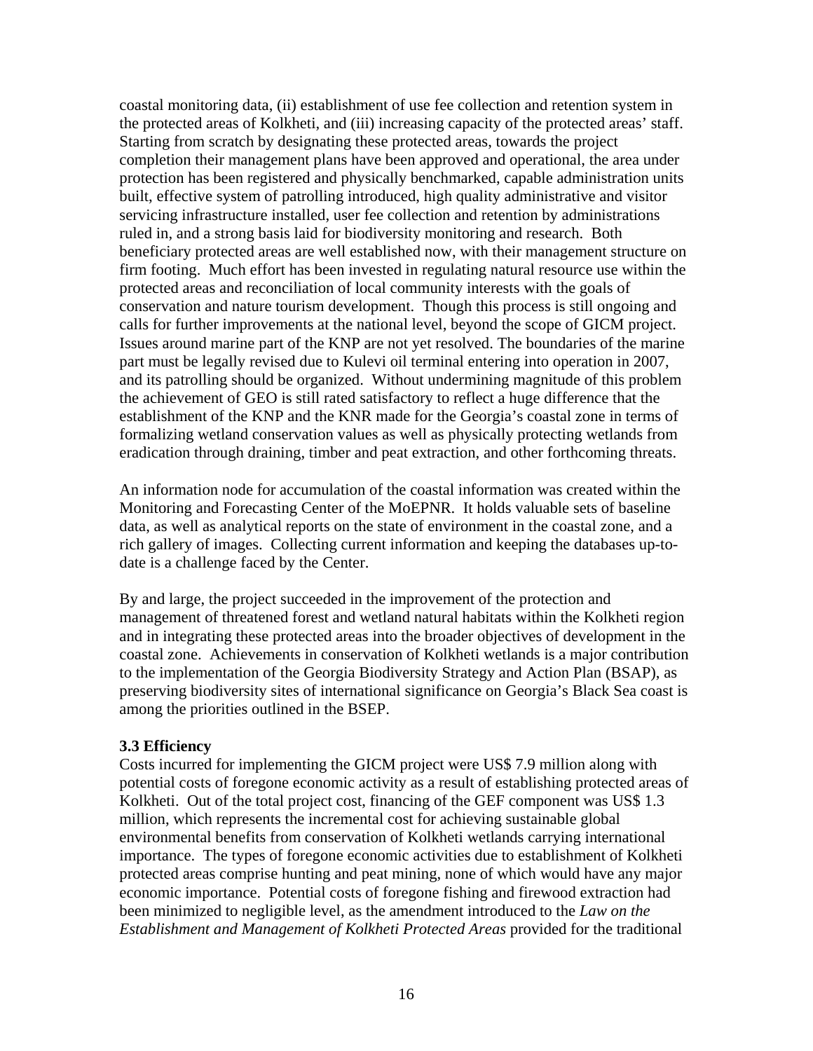coastal monitoring data, (ii) establishment of use fee collection and retention system in the protected areas of Kolkheti, and (iii) increasing capacity of the protected areas' staff. Starting from scratch by designating these protected areas, towards the project completion their management plans have been approved and operational, the area under protection has been registered and physically benchmarked, capable administration units built, effective system of patrolling introduced, high quality administrative and visitor servicing infrastructure installed, user fee collection and retention by administrations ruled in, and a strong basis laid for biodiversity monitoring and research. Both beneficiary protected areas are well established now, with their management structure on firm footing. Much effort has been invested in regulating natural resource use within the protected areas and reconciliation of local community interests with the goals of conservation and nature tourism development. Though this process is still ongoing and calls for further improvements at the national level, beyond the scope of GICM project. Issues around marine part of the KNP are not yet resolved. The boundaries of the marine part must be legally revised due to Kulevi oil terminal entering into operation in 2007, and its patrolling should be organized. Without undermining magnitude of this problem the achievement of GEO is still rated satisfactory to reflect a huge difference that the establishment of the KNP and the KNR made for the Georgia's coastal zone in terms of formalizing wetland conservation values as well as physically protecting wetlands from eradication through draining, timber and peat extraction, and other forthcoming threats.

An information node for accumulation of the coastal information was created within the Monitoring and Forecasting Center of the MoEPNR. It holds valuable sets of baseline data, as well as analytical reports on the state of environment in the coastal zone, and a rich gallery of images. Collecting current information and keeping the databases up-to-date is a challenge faced by the Center.

By and large, the project succeeded in the improvement of the protection and management of threatened forest and wetland natural habitats within the Kolkheti region and in integrating these protected areas into the broader objectives of development in the coastal zone. Achievements in conservation of Kolkheti wetlands is a major contribution to the implementation of the Georgia Biodiversity Strategy and Action Plan (BSAP), as preserving biodiversity sites of international significance on Georgia's Black Sea coast is among the priorities outlined in the BSEP.

### 3.3 Efficiency

Costs incurred for implementing the GICM project were US$ 7.9 million along with potential costs of foregone economic activity as a result of establishing protected areas of Kolkheti. Out of the total project cost, financing of the GEF component was US$ 1.3 million, which represents the incremental cost for achieving sustainable global environmental benefits from conservation of Kolkheti wetlands carrying international importance. The types of foregone economic activities due to establishment of Kolkheti protected areas comprise hunting and peat mining, none of which would have any major economic importance. Potential costs of foregone fishing and firewood extraction had been minimized to negligible level, as the amendment introduced to the *Law on the Establishment and Management of Kolkheti Protected Areas* provided for the traditional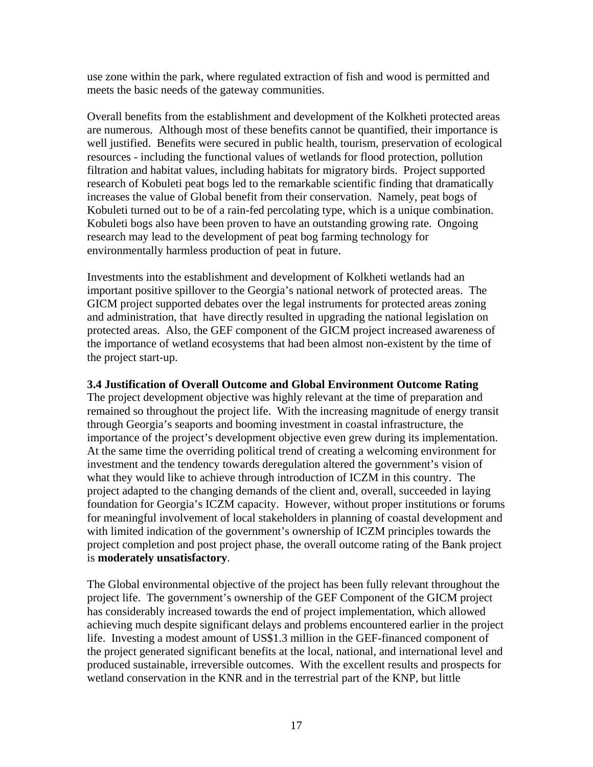use zone within the park, where regulated extraction of fish and wood is permitted and meets the basic needs of the gateway communities.

Overall benefits from the establishment and development of the Kolkheti protected areas are numerous. Although most of these benefits cannot be quantified, their importance is well justified. Benefits were secured in public health, tourism, preservation of ecological resources - including the functional values of wetlands for flood protection, pollution filtration and habitat values, including habitats for migratory birds. Project supported research of Kobuleti peat bogs led to the remarkable scientific finding that dramatically increases the value of Global benefit from their conservation. Namely, peat bogs of Kobuleti turned out to be of a rain-fed percolating type, which is a unique combination. Kobuleti bogs also have been proven to have an outstanding growing rate. Ongoing research may lead to the development of peat bog farming technology for environmentally harmless production of peat in future.

Investments into the establishment and development of Kolkheti wetlands had an important positive spillover to the Georgia's national network of protected areas. The GICM project supported debates over the legal instruments for protected areas zoning and administration, that have directly resulted in upgrading the national legislation on protected areas. Also, the GEF component of the GICM project increased awareness of the importance of wetland ecosystems that had been almost non-existent by the time of the project start-up.

### 3.4 Justification of Overall Outcome and Global Environment Outcome Rating

The project development objective was highly relevant at the time of preparation and remained so throughout the project life. With the increasing magnitude of energy transit through Georgia's seaports and booming investment in coastal infrastructure, the importance of the project's development objective even grew during its implementation. At the same time the overriding political trend of creating a welcoming environment for investment and the tendency towards deregulation altered the government's vision of what they would like to achieve through introduction of ICZM in this country. The project adapted to the changing demands of the client and, overall, succeeded in laying foundation for Georgia's ICZM capacity. However, without proper institutions or forums for meaningful involvement of local stakeholders in planning of coastal development and with limited indication of the government's ownership of ICZM principles towards the project completion and post project phase, the overall outcome rating of the Bank project is **moderately unsatisfactory**.

The Global environmental objective of the project has been fully relevant throughout the project life. The government's ownership of the GEF Component of the GICM project has considerably increased towards the end of project implementation, which allowed achieving much despite significant delays and problems encountered earlier in the project life. Investing a modest amount of US$1.3 million in the GEF-financed component of the project generated significant benefits at the local, national, and international level and produced sustainable, irreversible outcomes. With the excellent results and prospects for wetland conservation in the KNR and in the terrestrial part of the KNP, but little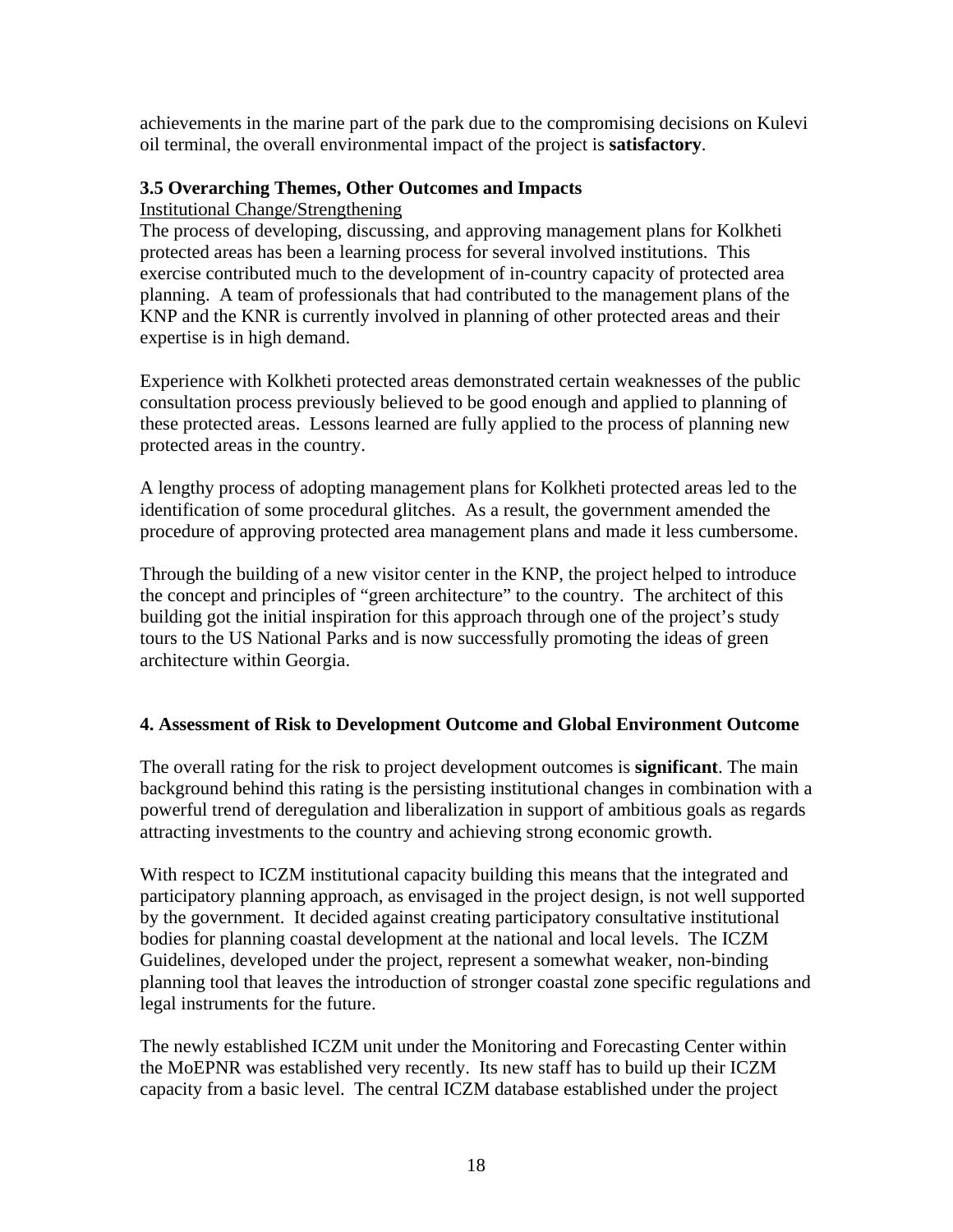achievements in the marine part of the park due to the compromising decisions on Kulevi oil terminal, the overall environmental impact of the project is **satisfactory**.

### 3.5 Overarching Themes, Other Outcomes and Impacts

Institutional Change/Strengthening

The process of developing, discussing, and approving management plans for Kolkheti protected areas has been a learning process for several involved institutions. This exercise contributed much to the development of in-country capacity of protected area planning. A team of professionals that had contributed to the management plans of the KNP and the KNR is currently involved in planning of other protected areas and their expertise is in high demand.

Experience with Kolkheti protected areas demonstrated certain weaknesses of the public consultation process previously believed to be good enough and applied to planning of these protected areas. Lessons learned are fully applied to the process of planning new protected areas in the country.

A lengthy process of adopting management plans for Kolkheti protected areas led to the identification of some procedural glitches. As a result, the government amended the procedure of approving protected area management plans and made it less cumbersome.

Through the building of a new visitor center in the KNP, the project helped to introduce the concept and principles of "green architecture" to the country. The architect of this building got the initial inspiration for this approach through one of the project's study tours to the US National Parks and is now successfully promoting the ideas of green architecture within Georgia.

## 4. Assessment of Risk to Development Outcome and Global Environment Outcome

The overall rating for the risk to project development outcomes is **significant**. The main background behind this rating is the persisting institutional changes in combination with a powerful trend of deregulation and liberalization in support of ambitious goals as regards attracting investments to the country and achieving strong economic growth.

With respect to ICZM institutional capacity building this means that the integrated and participatory planning approach, as envisaged in the project design, is not well supported by the government. It decided against creating participatory consultative institutional bodies for planning coastal development at the national and local levels. The ICZM Guidelines, developed under the project, represent a somewhat weaker, non-binding planning tool that leaves the introduction of stronger coastal zone specific regulations and legal instruments for the future.

The newly established ICZM unit under the Monitoring and Forecasting Center within the MoEPNR was established very recently. Its new staff has to build up their ICZM capacity from a basic level. The central ICZM database established under the project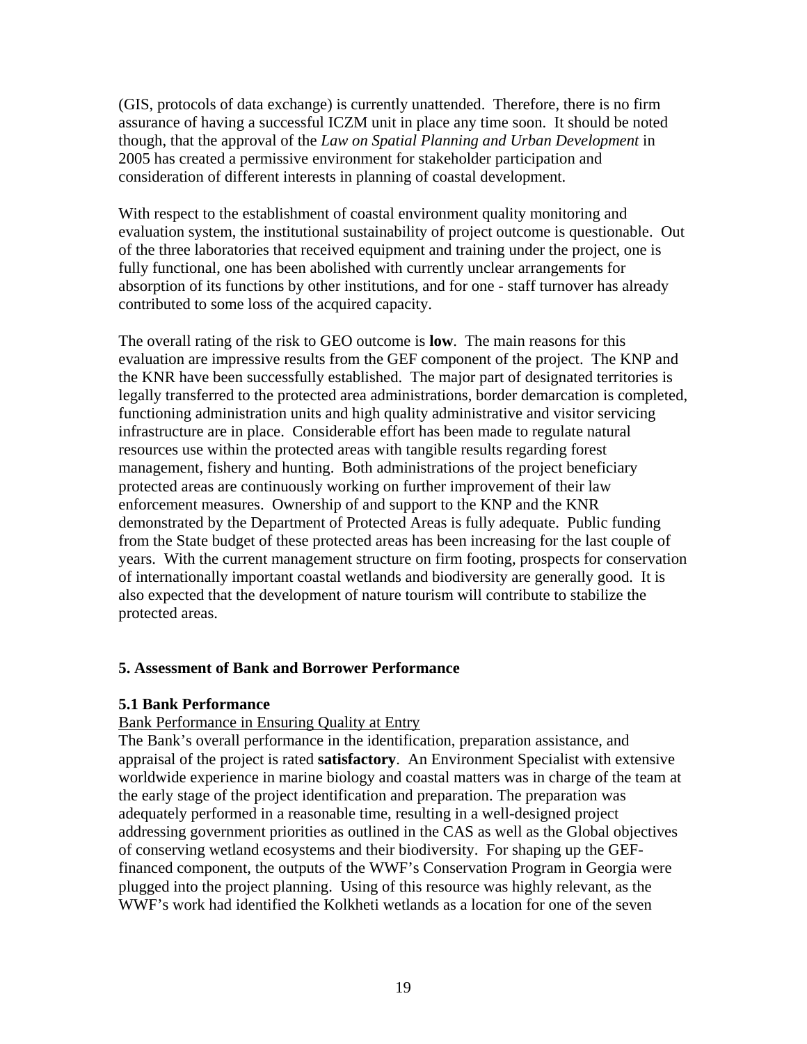(GIS, protocols of data exchange) is currently unattended. Therefore, there is no firm assurance of having a successful ICZM unit in place any time soon. It should be noted though, that the approval of the *Law on Spatial Planning and Urban Development* in 2005 has created a permissive environment for stakeholder participation and consideration of different interests in planning of coastal development.

With respect to the establishment of coastal environment quality monitoring and evaluation system, the institutional sustainability of project outcome is questionable. Out of the three laboratories that received equipment and training under the project, one is fully functional, one has been abolished with currently unclear arrangements for absorption of its functions by other institutions, and for one - staff turnover has already contributed to some loss of the acquired capacity.

The overall rating of the risk to GEO outcome is **low**. The main reasons for this evaluation are impressive results from the GEF component of the project. The KNP and the KNR have been successfully established. The major part of designated territories is legally transferred to the protected area administrations, border demarcation is completed, functioning administration units and high quality administrative and visitor servicing infrastructure are in place. Considerable effort has been made to regulate natural resources use within the protected areas with tangible results regarding forest management, fishery and hunting. Both administrations of the project beneficiary protected areas are continuously working on further improvement of their law enforcement measures. Ownership of and support to the KNP and the KNR demonstrated by the Department of Protected Areas is fully adequate. Public funding from the State budget of these protected areas has been increasing for the last couple of years. With the current management structure on firm footing, prospects for conservation of internationally important coastal wetlands and biodiversity are generally good. It is also expected that the development of nature tourism will contribute to stabilize the protected areas.

## 5. Assessment of Bank and Borrower Performance

### 5.1 Bank Performance

Bank Performance in Ensuring Quality at Entry

The Bank's overall performance in the identification, preparation assistance, and appraisal of the project is rated **satisfactory**. An Environment Specialist with extensive worldwide experience in marine biology and coastal matters was in charge of the team at the early stage of the project identification and preparation. The preparation was adequately performed in a reasonable time, resulting in a well-designed project addressing government priorities as outlined in the CAS as well as the Global objectives of conserving wetland ecosystems and their biodiversity. For shaping up the GEF-financed component, the outputs of the WWF's Conservation Program in Georgia were plugged into the project planning. Using of this resource was highly relevant, as the WWF's work had identified the Kolkheti wetlands as a location for one of the seven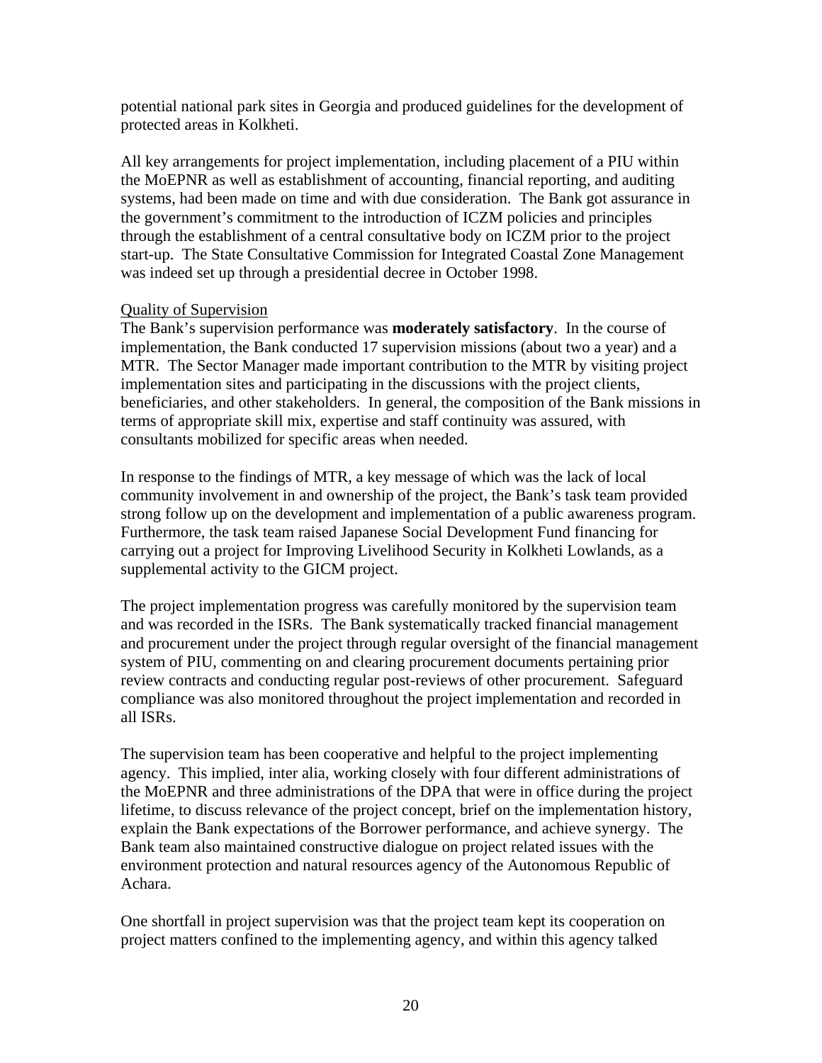potential national park sites in Georgia and produced guidelines for the development of protected areas in Kolkheti.

All key arrangements for project implementation, including placement of a PIU within the MoEPNR as well as establishment of accounting, financial reporting, and auditing systems, had been made on time and with due consideration. The Bank got assurance in the government's commitment to the introduction of ICZM policies and principles through the establishment of a central consultative body on ICZM prior to the project start-up. The State Consultative Commission for Integrated Coastal Zone Management was indeed set up through a presidential decree in October 1998.

Quality of Supervision

The Bank's supervision performance was **moderately satisfactory**. In the course of implementation, the Bank conducted 17 supervision missions (about two a year) and a MTR. The Sector Manager made important contribution to the MTR by visiting project implementation sites and participating in the discussions with the project clients, beneficiaries, and other stakeholders. In general, the composition of the Bank missions in terms of appropriate skill mix, expertise and staff continuity was assured, with consultants mobilized for specific areas when needed.

In response to the findings of MTR, a key message of which was the lack of local community involvement in and ownership of the project, the Bank's task team provided strong follow up on the development and implementation of a public awareness program. Furthermore, the task team raised Japanese Social Development Fund financing for carrying out a project for Improving Livelihood Security in Kolkheti Lowlands, as a supplemental activity to the GICM project.

The project implementation progress was carefully monitored by the supervision team and was recorded in the ISRs. The Bank systematically tracked financial management and procurement under the project through regular oversight of the financial management system of PIU, commenting on and clearing procurement documents pertaining prior review contracts and conducting regular post-reviews of other procurement. Safeguard compliance was also monitored throughout the project implementation and recorded in all ISRs.

The supervision team has been cooperative and helpful to the project implementing agency. This implied, inter alia, working closely with four different administrations of the MoEPNR and three administrations of the DPA that were in office during the project lifetime, to discuss relevance of the project concept, brief on the implementation history, explain the Bank expectations of the Borrower performance, and achieve synergy. The Bank team also maintained constructive dialogue on project related issues with the environment protection and natural resources agency of the Autonomous Republic of Achara.

One shortfall in project supervision was that the project team kept its cooperation on project matters confined to the implementing agency, and within this agency talked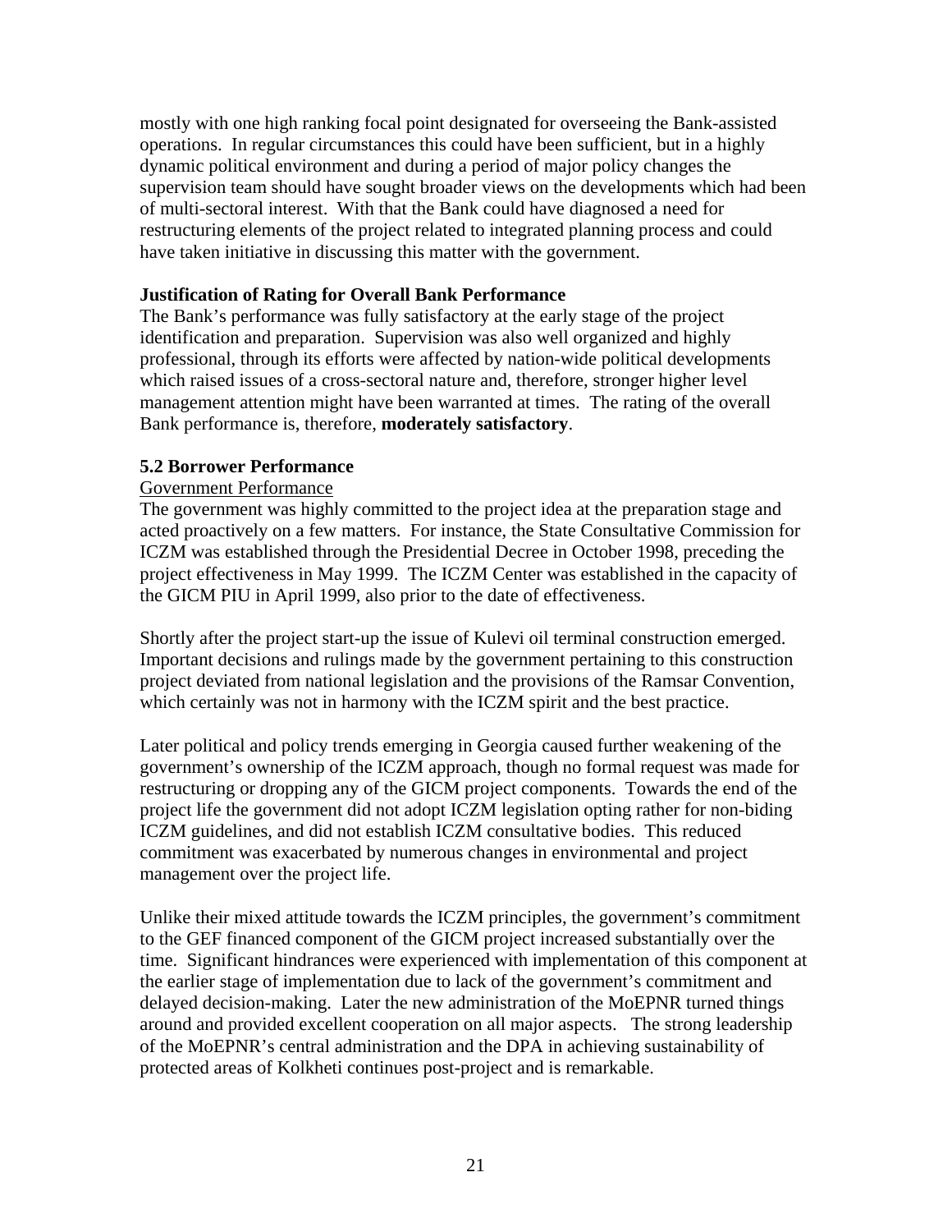mostly with one high ranking focal point designated for overseeing the Bank-assisted operations. In regular circumstances this could have been sufficient, but in a highly dynamic political environment and during a period of major policy changes the supervision team should have sought broader views on the developments which had been of multi-sectoral interest. With that the Bank could have diagnosed a need for restructuring elements of the project related to integrated planning process and could have taken initiative in discussing this matter with the government.

**Justification of Rating for Overall Bank Performance**

The Bank's performance was fully satisfactory at the early stage of the project identification and preparation. Supervision was also well organized and highly professional, through its efforts were affected by nation-wide political developments which raised issues of a cross-sectoral nature and, therefore, stronger higher level management attention might have been warranted at times. The rating of the overall Bank performance is, therefore, **moderately satisfactory**.

### 5.2 Borrower Performance

Government Performance

The government was highly committed to the project idea at the preparation stage and acted proactively on a few matters. For instance, the State Consultative Commission for ICZM was established through the Presidential Decree in October 1998, preceding the project effectiveness in May 1999. The ICZM Center was established in the capacity of the GICM PIU in April 1999, also prior to the date of effectiveness.

Shortly after the project start-up the issue of Kulevi oil terminal construction emerged. Important decisions and rulings made by the government pertaining to this construction project deviated from national legislation and the provisions of the Ramsar Convention, which certainly was not in harmony with the ICZM spirit and the best practice.

Later political and policy trends emerging in Georgia caused further weakening of the government's ownership of the ICZM approach, though no formal request was made for restructuring or dropping any of the GICM project components. Towards the end of the project life the government did not adopt ICZM legislation opting rather for non-biding ICZM guidelines, and did not establish ICZM consultative bodies. This reduced commitment was exacerbated by numerous changes in environmental and project management over the project life.

Unlike their mixed attitude towards the ICZM principles, the government's commitment to the GEF financed component of the GICM project increased substantially over the time. Significant hindrances were experienced with implementation of this component at the earlier stage of implementation due to lack of the government's commitment and delayed decision-making. Later the new administration of the MoEPNR turned things around and provided excellent cooperation on all major aspects. The strong leadership of the MoEPNR's central administration and the DPA in achieving sustainability of protected areas of Kolkheti continues post-project and is remarkable.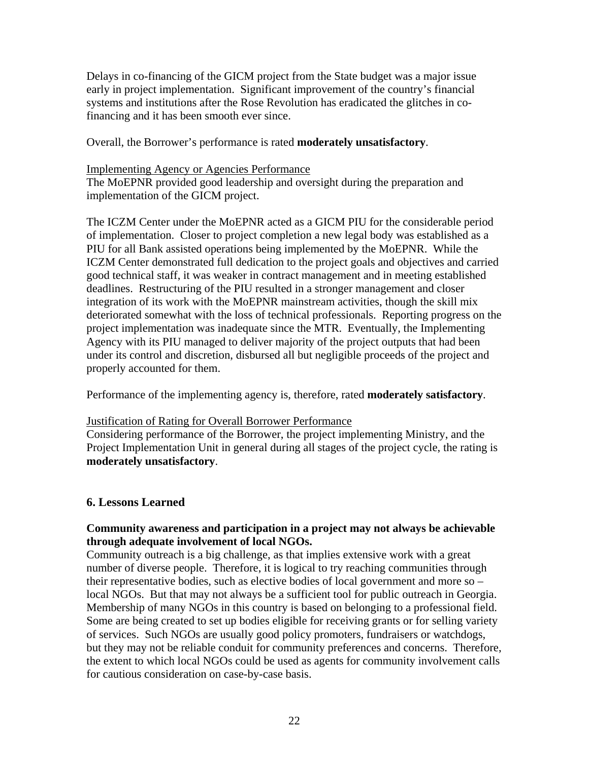Delays in co-financing of the GICM project from the State budget was a major issue early in project implementation. Significant improvement of the country's financial systems and institutions after the Rose Revolution has eradicated the glitches in co-financing and it has been smooth ever since.

Overall, the Borrower's performance is rated **moderately unsatisfactory**.

Implementing Agency or Agencies Performance

The MoEPNR provided good leadership and oversight during the preparation and implementation of the GICM project.

The ICZM Center under the MoEPNR acted as a GICM PIU for the considerable period of implementation. Closer to project completion a new legal body was established as a PIU for all Bank assisted operations being implemented by the MoEPNR. While the ICZM Center demonstrated full dedication to the project goals and objectives and carried good technical staff, it was weaker in contract management and in meeting established deadlines. Restructuring of the PIU resulted in a stronger management and closer integration of its work with the MoEPNR mainstream activities, though the skill mix deteriorated somewhat with the loss of technical professionals. Reporting progress on the project implementation was inadequate since the MTR. Eventually, the Implementing Agency with its PIU managed to deliver majority of the project outputs that had been under its control and discretion, disbursed all but negligible proceeds of the project and properly accounted for them.

Performance of the implementing agency is, therefore, rated **moderately satisfactory**.

Justification of Rating for Overall Borrower Performance

Considering performance of the Borrower, the project implementing Ministry, and the Project Implementation Unit in general during all stages of the project cycle, the rating is **moderately unsatisfactory**.

## 6. Lessons Learned

**Community awareness and participation in a project may not always be achievable through adequate involvement of local NGOs.**

Community outreach is a big challenge, as that implies extensive work with a great number of diverse people. Therefore, it is logical to try reaching communities through their representative bodies, such as elective bodies of local government and more so – local NGOs. But that may not always be a sufficient tool for public outreach in Georgia. Membership of many NGOs in this country is based on belonging to a professional field. Some are being created to set up bodies eligible for receiving grants or for selling variety of services. Such NGOs are usually good policy promoters, fundraisers or watchdogs, but they may not be reliable conduit for community preferences and concerns. Therefore, the extent to which local NGOs could be used as agents for community involvement calls for cautious consideration on case-by-case basis.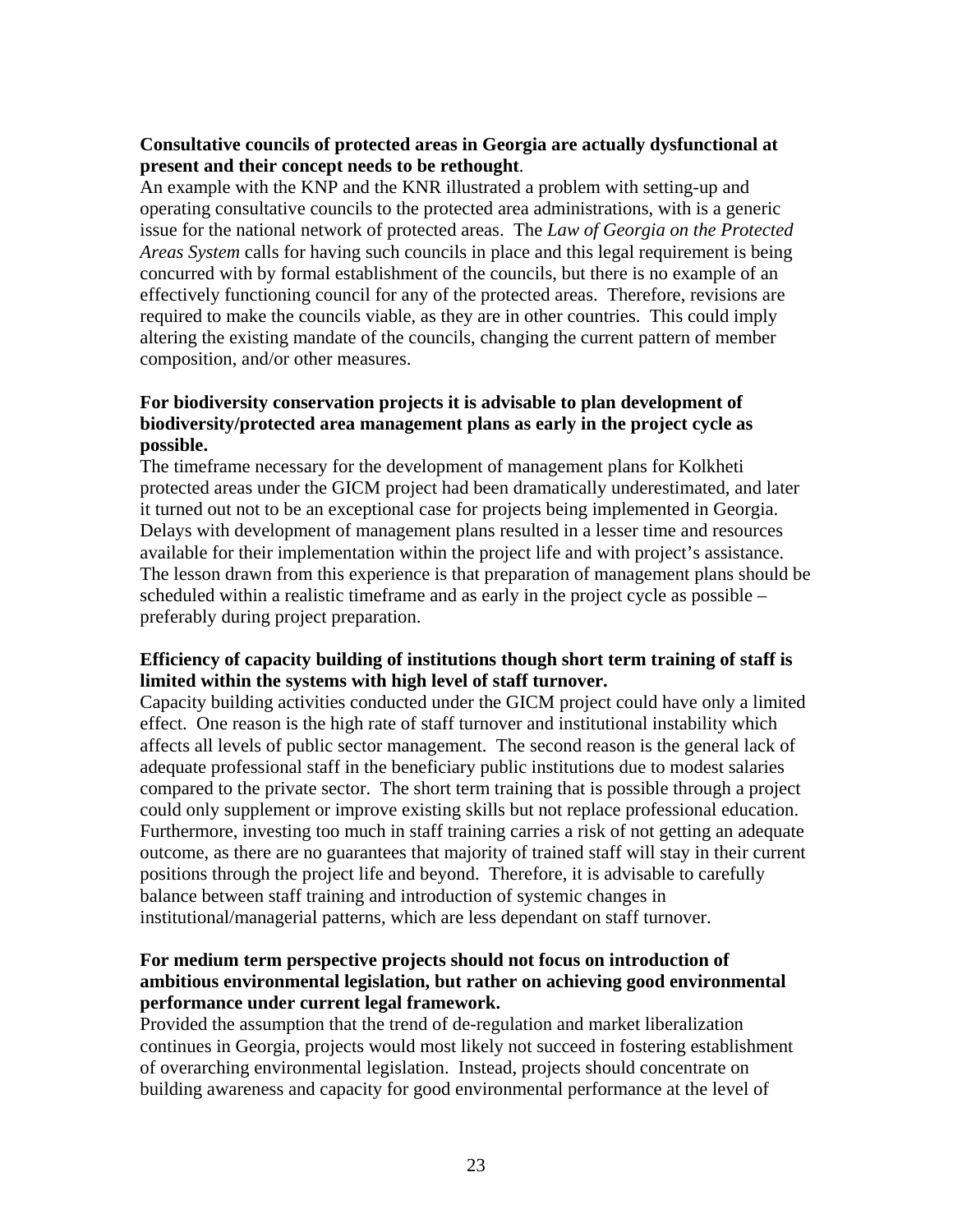**Consultative councils of protected areas in Georgia are actually dysfunctional at present and their concept needs to be rethought**.

An example with the KNP and the KNR illustrated a problem with setting-up and operating consultative councils to the protected area administrations, with is a generic issue for the national network of protected areas. The *Law of Georgia on the Protected Areas System* calls for having such councils in place and this legal requirement is being concurred with by formal establishment of the councils, but there is no example of an effectively functioning council for any of the protected areas. Therefore, revisions are required to make the councils viable, as they are in other countries. This could imply altering the existing mandate of the councils, changing the current pattern of member composition, and/or other measures.

**For biodiversity conservation projects it is advisable to plan development of biodiversity/protected area management plans as early in the project cycle as possible.**

The timeframe necessary for the development of management plans for Kolkheti protected areas under the GICM project had been dramatically underestimated, and later it turned out not to be an exceptional case for projects being implemented in Georgia. Delays with development of management plans resulted in a lesser time and resources available for their implementation within the project life and with project's assistance. The lesson drawn from this experience is that preparation of management plans should be scheduled within a realistic timeframe and as early in the project cycle as possible – preferably during project preparation.

**Efficiency of capacity building of institutions though short term training of staff is limited within the systems with high level of staff turnover.**

Capacity building activities conducted under the GICM project could have only a limited effect. One reason is the high rate of staff turnover and institutional instability which affects all levels of public sector management. The second reason is the general lack of adequate professional staff in the beneficiary public institutions due to modest salaries compared to the private sector. The short term training that is possible through a project could only supplement or improve existing skills but not replace professional education. Furthermore, investing too much in staff training carries a risk of not getting an adequate outcome, as there are no guarantees that majority of trained staff will stay in their current positions through the project life and beyond. Therefore, it is advisable to carefully balance between staff training and introduction of systemic changes in institutional/managerial patterns, which are less dependant on staff turnover.

**For medium term perspective projects should not focus on introduction of ambitious environmental legislation, but rather on achieving good environmental performance under current legal framework.**

Provided the assumption that the trend of de-regulation and market liberalization continues in Georgia, projects would most likely not succeed in fostering establishment of overarching environmental legislation. Instead, projects should concentrate on building awareness and capacity for good environmental performance at the level of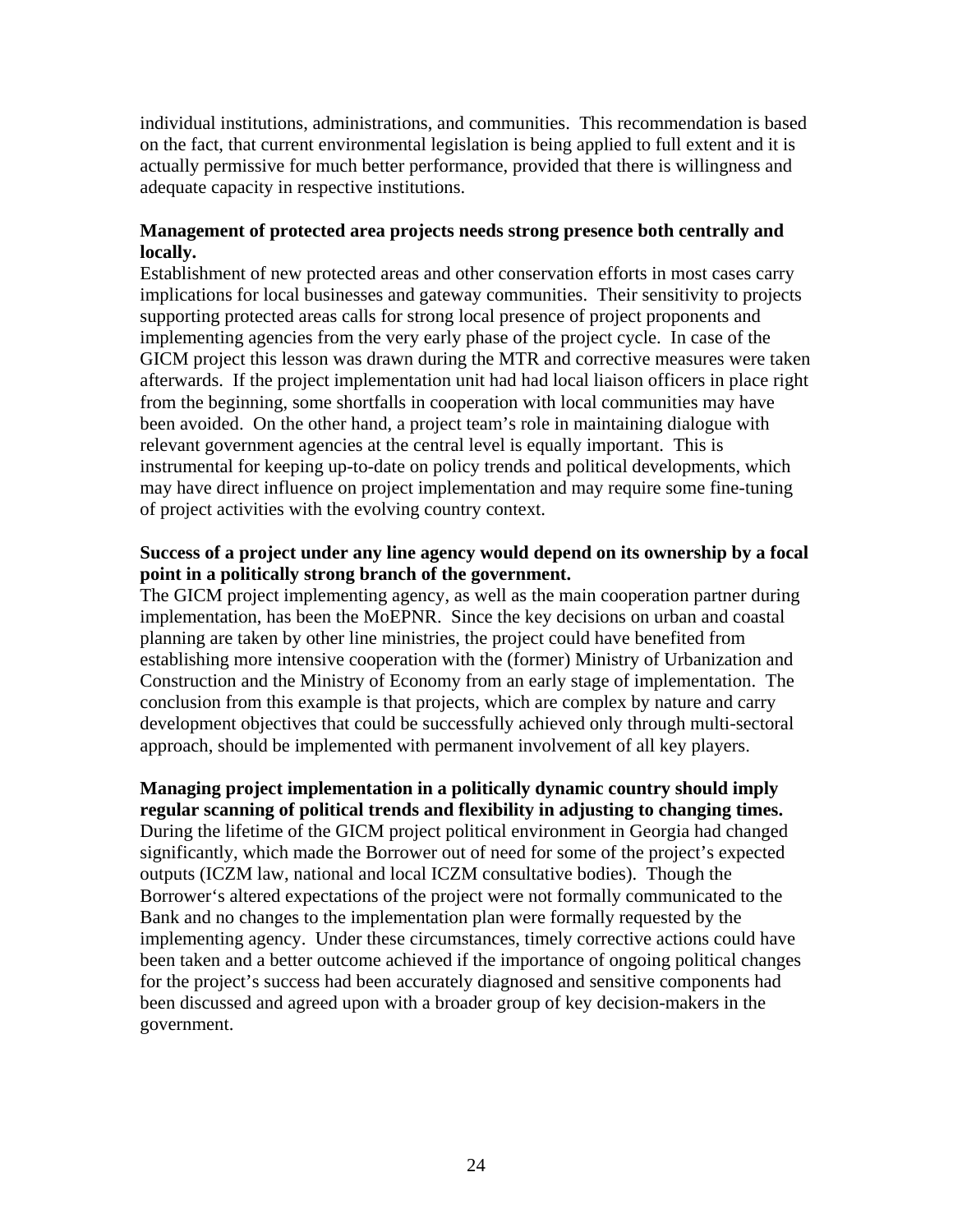individual institutions, administrations, and communities. This recommendation is based on the fact, that current environmental legislation is being applied to full extent and it is actually permissive for much better performance, provided that there is willingness and adequate capacity in respective institutions.

**Management of protected area projects needs strong presence both centrally and locally.**

Establishment of new protected areas and other conservation efforts in most cases carry implications for local businesses and gateway communities. Their sensitivity to projects supporting protected areas calls for strong local presence of project proponents and implementing agencies from the very early phase of the project cycle. In case of the GICM project this lesson was drawn during the MTR and corrective measures were taken afterwards. If the project implementation unit had had local liaison officers in place right from the beginning, some shortfalls in cooperation with local communities may have been avoided. On the other hand, a project team's role in maintaining dialogue with relevant government agencies at the central level is equally important. This is instrumental for keeping up-to-date on policy trends and political developments, which may have direct influence on project implementation and may require some fine-tuning of project activities with the evolving country context.

**Success of a project under any line agency would depend on its ownership by a focal point in a politically strong branch of the government.**

The GICM project implementing agency, as well as the main cooperation partner during implementation, has been the MoEPNR. Since the key decisions on urban and coastal planning are taken by other line ministries, the project could have benefited from establishing more intensive cooperation with the (former) Ministry of Urbanization and Construction and the Ministry of Economy from an early stage of implementation. The conclusion from this example is that projects, which are complex by nature and carry development objectives that could be successfully achieved only through multi-sectoral approach, should be implemented with permanent involvement of all key players.

**Managing project implementation in a politically dynamic country should imply regular scanning of political trends and flexibility in adjusting to changing times.**

During the lifetime of the GICM project political environment in Georgia had changed significantly, which made the Borrower out of need for some of the project's expected outputs (ICZM law, national and local ICZM consultative bodies). Though the Borrower's altered expectations of the project were not formally communicated to the Bank and no changes to the implementation plan were formally requested by the implementing agency. Under these circumstances, timely corrective actions could have been taken and a better outcome achieved if the importance of ongoing political changes for the project's success had been accurately diagnosed and sensitive components had been discussed and agreed upon with a broader group of key decision-makers in the government.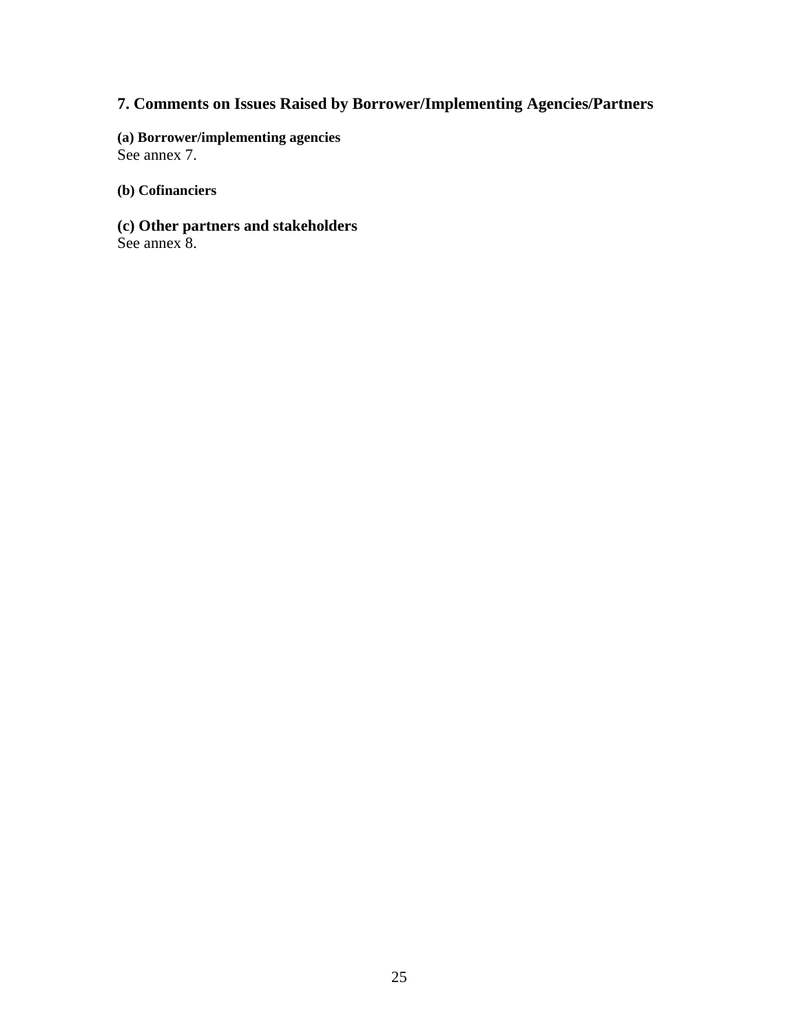## 7. Comments on Issues Raised by Borrower/Implementing Agencies/Partners

**(a) Borrower/implementing agencies**

See annex 7.

**(b) Cofinanciers**

### (c) Other partners and stakeholders

See annex 8.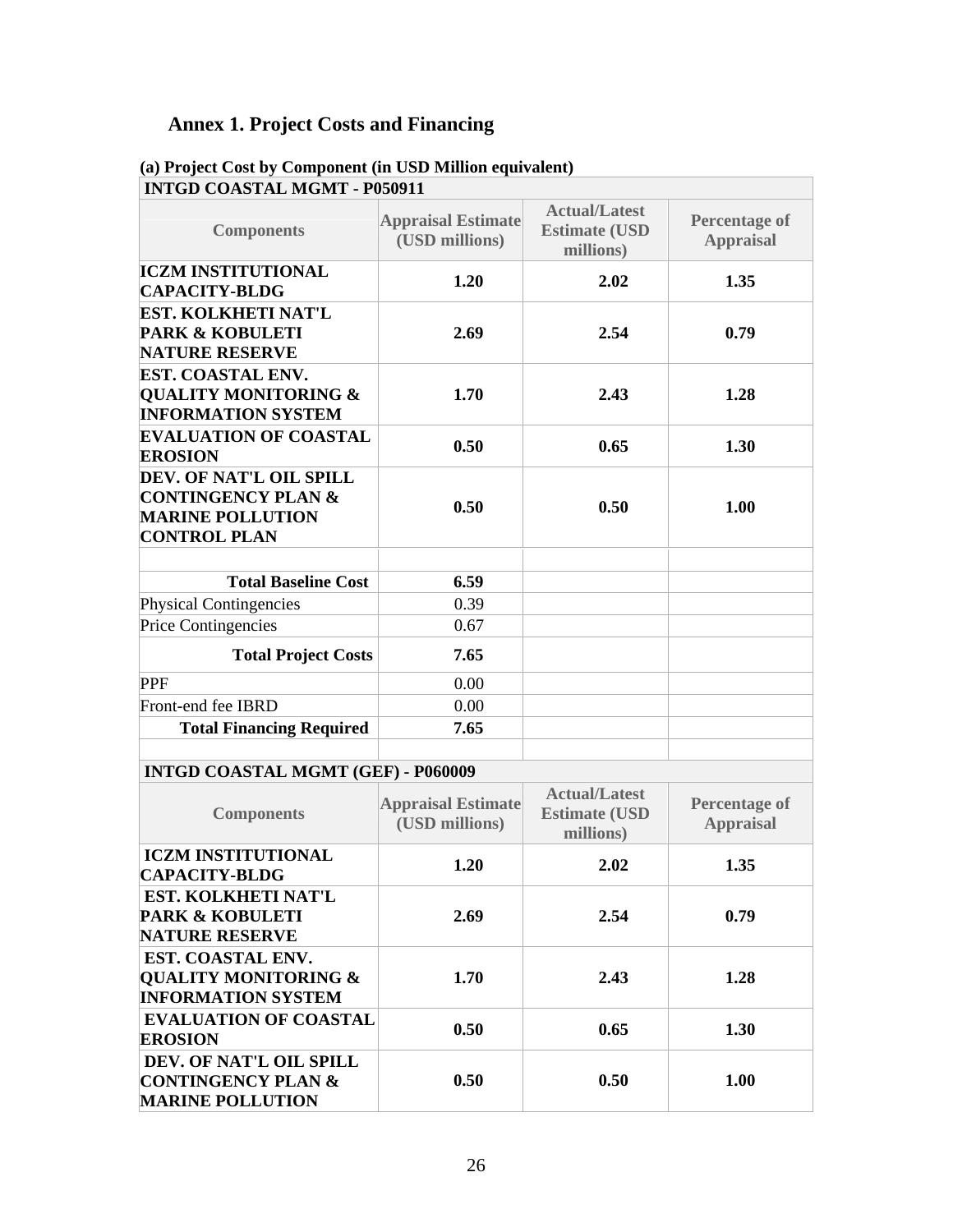## Annex 1. Project Costs and Financing

**(a) Project Cost by Component (in USD Million equivalent)**

| INTGD COASTAL MGMT - P050911 | | | |
|---|---|---|---|
| **Components** | **Appraisal Estimate (USD millions)** | **Actual/Latest Estimate (USD millions)** | **Percentage of Appraisal** |
| **ICZM INSTITUTIONAL CAPACITY-BLDG** | **1.20** | **2.02** | **1.35** |
| **EST. KOLKHETI NAT'L PARK & KOBULETI NATURE RESERVE** | **2.69** | **2.54** | **0.79** |
| **EST. COASTAL ENV. QUALITY MONITORING & INFORMATION SYSTEM** | **1.70** | **2.43** | **1.28** |
| **EVALUATION OF COASTAL EROSION** | **0.50** | **0.65** | **1.30** |
| **DEV. OF NAT'L OIL SPILL CONTINGENCY PLAN & MARINE POLLUTION CONTROL PLAN** | **0.50** | **0.50** | **1.00** |
| | | | |
| **Total Baseline Cost** | **6.59** | | |
| Physical Contingencies | 0.39 | | |
| Price Contingencies | 0.67 | | |
| **Total Project Costs** | **7.65** | | |
| PPF | 0.00 | | |
| Front-end fee IBRD | 0.00 | | |
| **Total Financing Required** | **7.65** | | |

| INTGD COASTAL MGMT (GEF) - P060009 | | | |
|---|---|---|---|
| **Components** | **Appraisal Estimate (USD millions)** | **Actual/Latest Estimate (USD millions)** | **Percentage of Appraisal** |
| **ICZM INSTITUTIONAL CAPACITY-BLDG** | **1.20** | **2.02** | **1.35** |
| **EST. KOLKHETI NAT'L PARK & KOBULETI NATURE RESERVE** | **2.69** | **2.54** | **0.79** |
| **EST. COASTAL ENV. QUALITY MONITORING & INFORMATION SYSTEM** | **1.70** | **2.43** | **1.28** |
| **EVALUATION OF COASTAL EROSION** | **0.50** | **0.65** | **1.30** |
| **DEV. OF NAT'L OIL SPILL CONTINGENCY PLAN & MARINE POLLUTION** | **0.50** | **0.50** | **1.00** |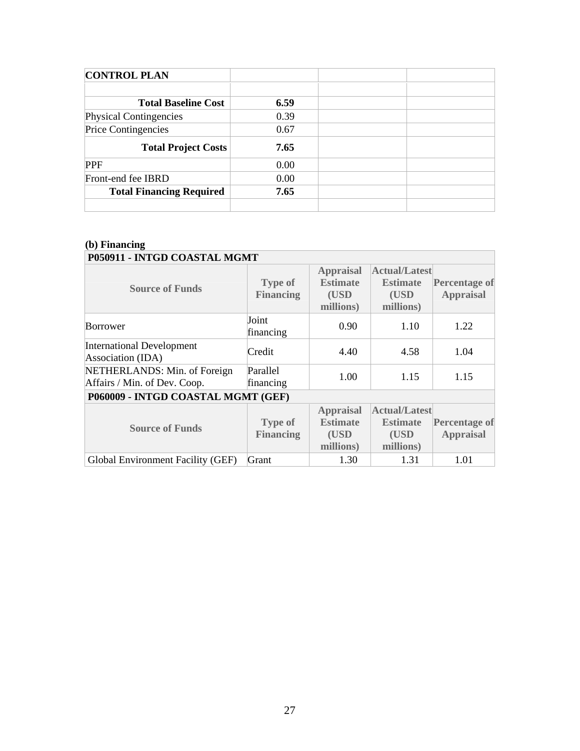| CONTROL PLAN | | | |
|---|---|---|---|
| | | | |
| **Total Baseline Cost** | **6.59** | | |
| Physical Contingencies | 0.39 | | |
| Price Contingencies | 0.67 | | |
| **Total Project Costs** | **7.65** | | |
| PPF | 0.00 | | |
| Front-end fee IBRD | 0.00 | | |
| **Total Financing Required** | **7.65** | | |
| | | | |

**(b) Financing**

| **P050911 - INTGD COASTAL MGMT** | | | | |
|---|---|---|---|---|
| **Source of Funds** | **Type of Financing** | **Appraisal Estimate (USD millions)** | **Actual/Latest Estimate (USD millions)** | **Percentage of Appraisal** |
| Borrower | Joint financing | 0.90 | 1.10 | 1.22 |
| International Development Association (IDA) | Credit | 4.40 | 4.58 | 1.04 |
| NETHERLANDS: Min. of Foreign Affairs / Min. of Dev. Coop. | Parallel financing | 1.00 | 1.15 | 1.15 |
| **P060009 - INTGD COASTAL MGMT (GEF)** | | | | |
| **Source of Funds** | **Type of Financing** | **Appraisal Estimate (USD millions)** | **Actual/Latest Estimate (USD millions)** | **Percentage of Appraisal** |
| Global Environment Facility (GEF) | Grant | 1.30 | 1.31 | 1.01 |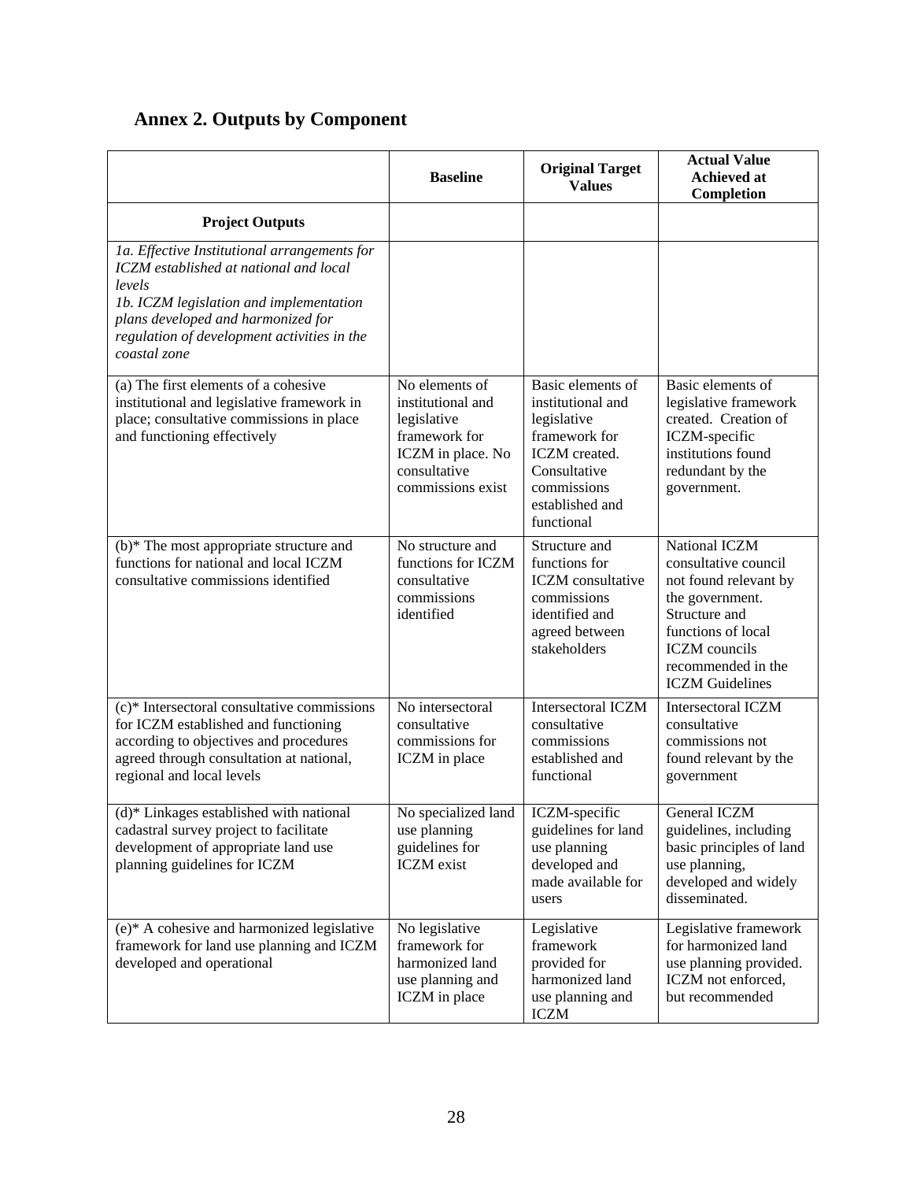## Annex 2. Outputs by Component

| | Baseline | Original Target Values | Actual Value Achieved at Completion |
|---|---|---|---|
| **Project Outputs** | | | |
| *1a. Effective Institutional arrangements for ICZM established at national and local levels*<br>*1b. ICZM legislation and implementation plans developed and harmonized for regulation of development activities in the coastal zone* | | | |
| (a) The first elements of a cohesive institutional and legislative framework in place; consultative commissions in place and functioning effectively | No elements of institutional and legislative framework for ICZM in place. No consultative commissions exist | Basic elements of institutional and legislative framework for ICZM created. Consultative commissions established and functional | Basic elements of legislative framework created. Creation of ICZM-specific institutions found redundant by the government. |
| (b)* The most appropriate structure and functions for national and local ICZM consultative commissions identified | No structure and functions for ICZM consultative commissions identified | Structure and functions for ICZM consultative commissions identified and agreed between stakeholders | National ICZM consultative council not found relevant by the government. Structure and functions of local ICZM councils recommended in the ICZM Guidelines |
| (c)* Intersectoral consultative commissions for ICZM established and functioning according to objectives and procedures agreed through consultation at national, regional and local levels | No intersectoral consultative commissions for ICZM in place | Intersectoral ICZM consultative commissions established and functional | Intersectoral ICZM consultative commissions not found relevant by the government |
| (d)* Linkages established with national cadastral survey project to facilitate development of appropriate land use planning guidelines for ICZM | No specialized land use planning guidelines for ICZM exist | ICZM-specific guidelines for land use planning developed and made available for users | General ICZM guidelines, including basic principles of land use planning, developed and widely disseminated. |
| (e)* A cohesive and harmonized legislative framework for land use planning and ICZM developed and operational | No legislative framework for harmonized land use planning and ICZM in place | Legislative framework provided for harmonized land use planning and ICZM | Legislative framework for harmonized land use planning provided. ICZM not enforced, but recommended |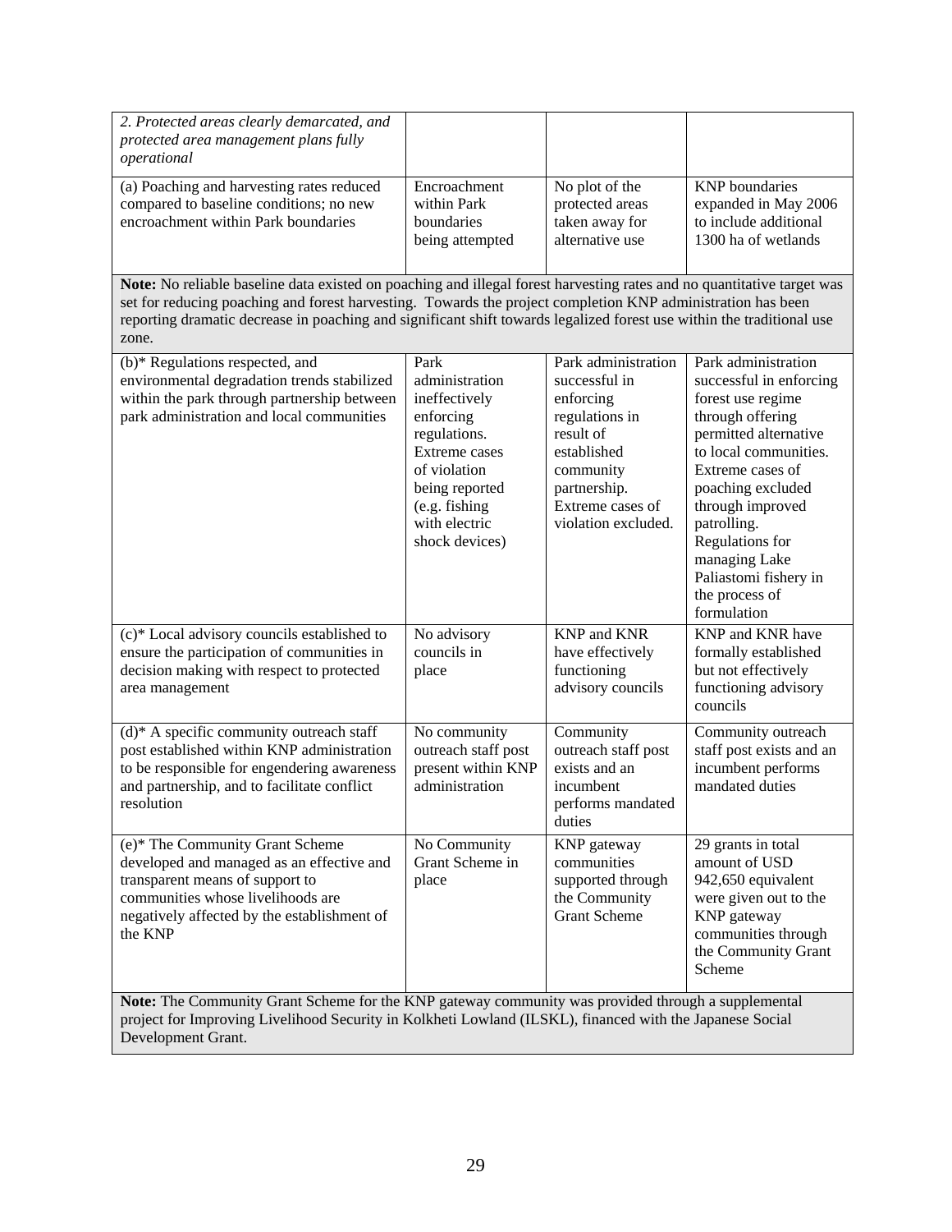| *2. Protected areas clearly demarcated, and protected area management plans fully operational* | | | |
|---|---|---|---|
| (a) Poaching and harvesting rates reduced compared to baseline conditions; no new encroachment within Park boundaries | Encroachment within Park boundaries being attempted | No plot of the protected areas taken away for alternative use | KNP boundaries expanded in May 2006 to include additional 1300 ha of wetlands |
| **Note:** No reliable baseline data existed on poaching and illegal forest harvesting rates and no quantitative target was set for reducing poaching and forest harvesting. Towards the project completion KNP administration has been reporting dramatic decrease in poaching and significant shift towards legalized forest use within the traditional use zone. | | | |
| (b)* Regulations respected, and environmental degradation trends stabilized within the park through partnership between park administration and local communities | Park administration ineffectively enforcing regulations. Extreme cases of violation being reported (e.g. fishing with electric shock devices) | Park administration successful in enforcing regulations in result of established community partnership. Extreme cases of violation excluded. | Park administration successful in enforcing forest use regime through offering permitted alternative to local communities. Extreme cases of poaching excluded through improved patrolling. Regulations for managing Lake Paliastomi fishery in the process of formulation |
| (c)* Local advisory councils established to ensure the participation of communities in decision making with respect to protected area management | No advisory councils in place | KNP and KNR have effectively functioning advisory councils | KNP and KNR have formally established but not effectively functioning advisory councils |
| (d)* A specific community outreach staff post established within KNP administration to be responsible for engendering awareness and partnership, and to facilitate conflict resolution | No community outreach staff post present within KNP administration | Community outreach staff post exists and an incumbent performs mandated duties | Community outreach staff post exists and an incumbent performs mandated duties |
| (e)* The Community Grant Scheme developed and managed as an effective and transparent means of support to communities whose livelihoods are negatively affected by the establishment of the KNP | No Community Grant Scheme in place | KNP gateway communities supported through the Community Grant Scheme | 29 grants in total amount of USD 942,650 equivalent were given out to the KNP gateway communities through the Community Grant Scheme |
| **Note:** The Community Grant Scheme for the KNP gateway community was provided through a supplemental project for Improving Livelihood Security in Kolkheti Lowland (ILSKL), financed with the Japanese Social Development Grant. | | | |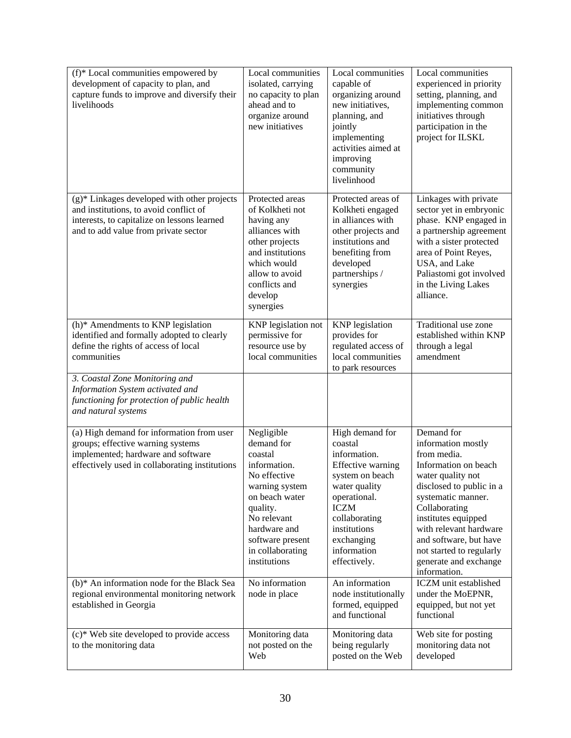| | | | |
|---|---|---|---|
| (f)* Local communities empowered by development of capacity to plan, and capture funds to improve and diversify their livelihoods | Local communities isolated, carrying no capacity to plan ahead and to organize around new initiatives | Local communities capable of organizing around new initiatives, planning, and jointly implementing activities aimed at improving community livelinhood | Local communities experienced in priority setting, planning, and implementing common initiatives through participation in the project for ILSKL |
| (g)* Linkages developed with other projects and institutions, to avoid conflict of interests, to capitalize on lessons learned and to add value from private sector | Protected areas of Kolkheti not having any alliances with other projects and institutions which would allow to avoid conflicts and develop synergies | Protected areas of Kolkheti engaged in alliances with other projects and institutions and benefiting from developed partnerships / synergies | Linkages with private sector yet in embryonic phase. KNP engaged in a partnership agreement with a sister protected area of Point Reyes, USA, and Lake Paliastomi got involved in the Living Lakes alliance. |
| (h)* Amendments to KNP legislation identified and formally adopted to clearly define the rights of access of local communities | KNP legislation not permissive for resource use by local communities | KNP legislation provides for regulated access of local communities to park resources | Traditional use zone established within KNP through a legal amendment |
| *3. Coastal Zone Monitoring and Information System activated and functioning for protection of public health and natural systems* | | | |
| (a) High demand for information from user groups; effective warning systems implemented; hardware and software effectively used in collaborating institutions | Negligible demand for coastal information. No effective warning system on beach water quality. No relevant hardware and software present in collaborating institutions | High demand for coastal information. Effective warning system on beach water quality operational. ICZM collaborating institutions exchanging information effectively. | Demand for information mostly from media. Information on beach water quality not disclosed to public in a systematic manner. Collaborating institutes equipped with relevant hardware and software, but have not started to regularly generate and exchange information. |
| (b)* An information node for the Black Sea regional environmental monitoring network established in Georgia | No information node in place | An information node institutionally formed, equipped and functional | ICZM unit established under the MoEPNR, equipped, but not yet functional |
| (c)* Web site developed to provide access to the monitoring data | Monitoring data not posted on the Web | Monitoring data being regularly posted on the Web | Web site for posting monitoring data not developed |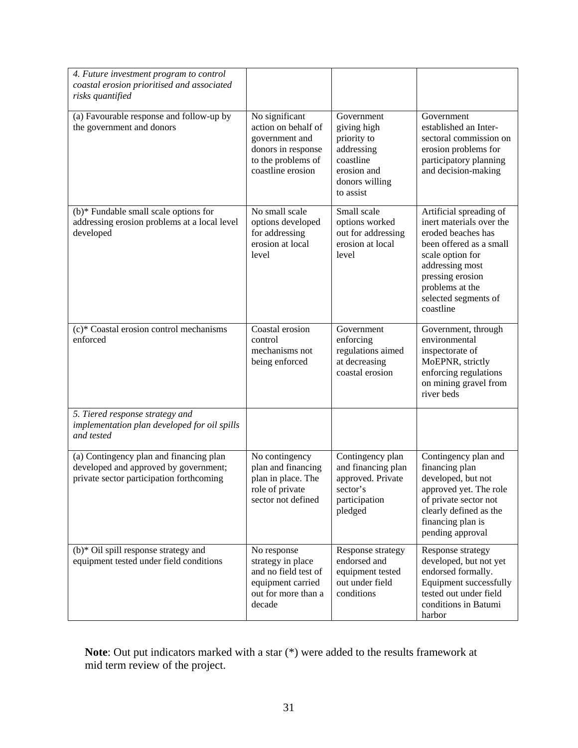| *4. Future investment program to control coastal erosion prioritised and associated risks quantified* | | | |
|---|---|---|---|
| (a) Favourable response and follow-up by the government and donors | No significant action on behalf of government and donors in response to the problems of coastline erosion | Government giving high priority to addressing coastline erosion and donors willing to assist | Government established an Inter-sectoral commission on erosion problems for participatory planning and decision-making |
| (b)* Fundable small scale options for addressing erosion problems at a local level developed | No small scale options developed for addressing erosion at local level | Small scale options worked out for addressing erosion at local level | Artificial spreading of inert materials over the eroded beaches has been offered as a small scale option for addressing most pressing erosion problems at the selected segments of coastline |
| (c)* Coastal erosion control mechanisms enforced | Coastal erosion control mechanisms not being enforced | Government enforcing regulations aimed at decreasing coastal erosion | Government, through environmental inspectorate of MoEPNR, strictly enforcing regulations on mining gravel from river beds |
| *5. Tiered response strategy and implementation plan developed for oil spills and tested* | | | |
| (a) Contingency plan and financing plan developed and approved by government; private sector participation forthcoming | No contingency plan and financing plan in place. The role of private sector not defined | Contingency plan and financing plan approved. Private sector's participation pledged | Contingency plan and financing plan developed, but not approved yet. The role of private sector not clearly defined as the financing plan is pending approval |
| (b)* Oil spill response strategy and equipment tested under field conditions | No response strategy in place and no field test of equipment carried out for more than a decade | Response strategy endorsed and equipment tested out under field conditions | Response strategy developed, but not yet endorsed formally. Equipment successfully tested out under field conditions in Batumi harbor |

**Note**: Out put indicators marked with a star (*) were added to the results framework at mid term review of the project.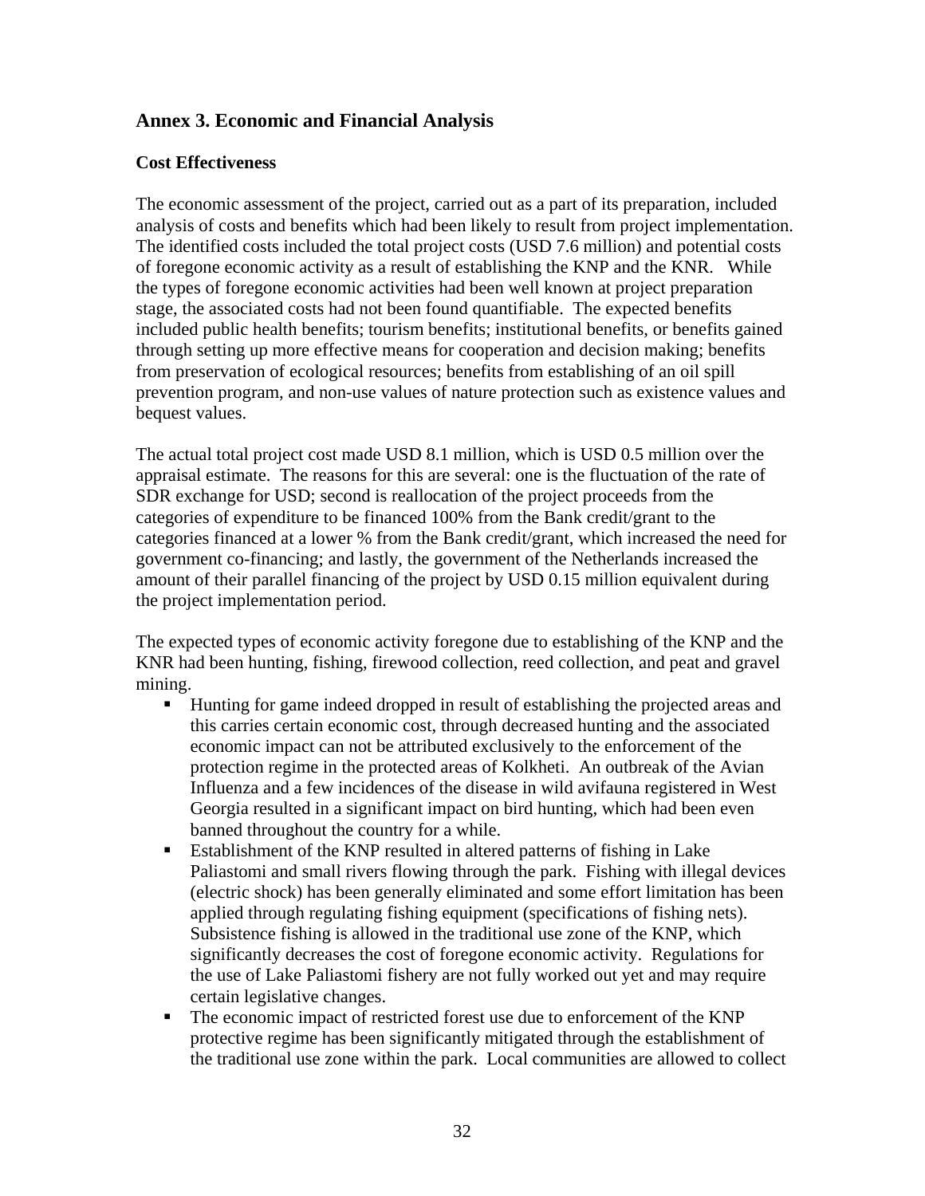## Annex 3. Economic and Financial Analysis

### Cost Effectiveness

The economic assessment of the project, carried out as a part of its preparation, included analysis of costs and benefits which had been likely to result from project implementation. The identified costs included the total project costs (USD 7.6 million) and potential costs of foregone economic activity as a result of establishing the KNP and the KNR. While the types of foregone economic activities had been well known at project preparation stage, the associated costs had not been found quantifiable. The expected benefits included public health benefits; tourism benefits; institutional benefits, or benefits gained through setting up more effective means for cooperation and decision making; benefits from preservation of ecological resources; benefits from establishing of an oil spill prevention program, and non-use values of nature protection such as existence values and bequest values.

The actual total project cost made USD 8.1 million, which is USD 0.5 million over the appraisal estimate. The reasons for this are several: one is the fluctuation of the rate of SDR exchange for USD; second is reallocation of the project proceeds from the categories of expenditure to be financed 100% from the Bank credit/grant to the categories financed at a lower % from the Bank credit/grant, which increased the need for government co-financing; and lastly, the government of the Netherlands increased the amount of their parallel financing of the project by USD 0.15 million equivalent during the project implementation period.

The expected types of economic activity foregone due to establishing of the KNP and the KNR had been hunting, fishing, firewood collection, reed collection, and peat and gravel mining.

- Hunting for game indeed dropped in result of establishing the projected areas and this carries certain economic cost, through decreased hunting and the associated economic impact can not be attributed exclusively to the enforcement of the protection regime in the protected areas of Kolkheti. An outbreak of the Avian Influenza and a few incidences of the disease in wild avifauna registered in West Georgia resulted in a significant impact on bird hunting, which had been even banned throughout the country for a while.
- Establishment of the KNP resulted in altered patterns of fishing in Lake Paliastomi and small rivers flowing through the park. Fishing with illegal devices (electric shock) has been generally eliminated and some effort limitation has been applied through regulating fishing equipment (specifications of fishing nets). Subsistence fishing is allowed in the traditional use zone of the KNP, which significantly decreases the cost of foregone economic activity. Regulations for the use of Lake Paliastomi fishery are not fully worked out yet and may require certain legislative changes.
- The economic impact of restricted forest use due to enforcement of the KNP protective regime has been significantly mitigated through the establishment of the traditional use zone within the park. Local communities are allowed to collect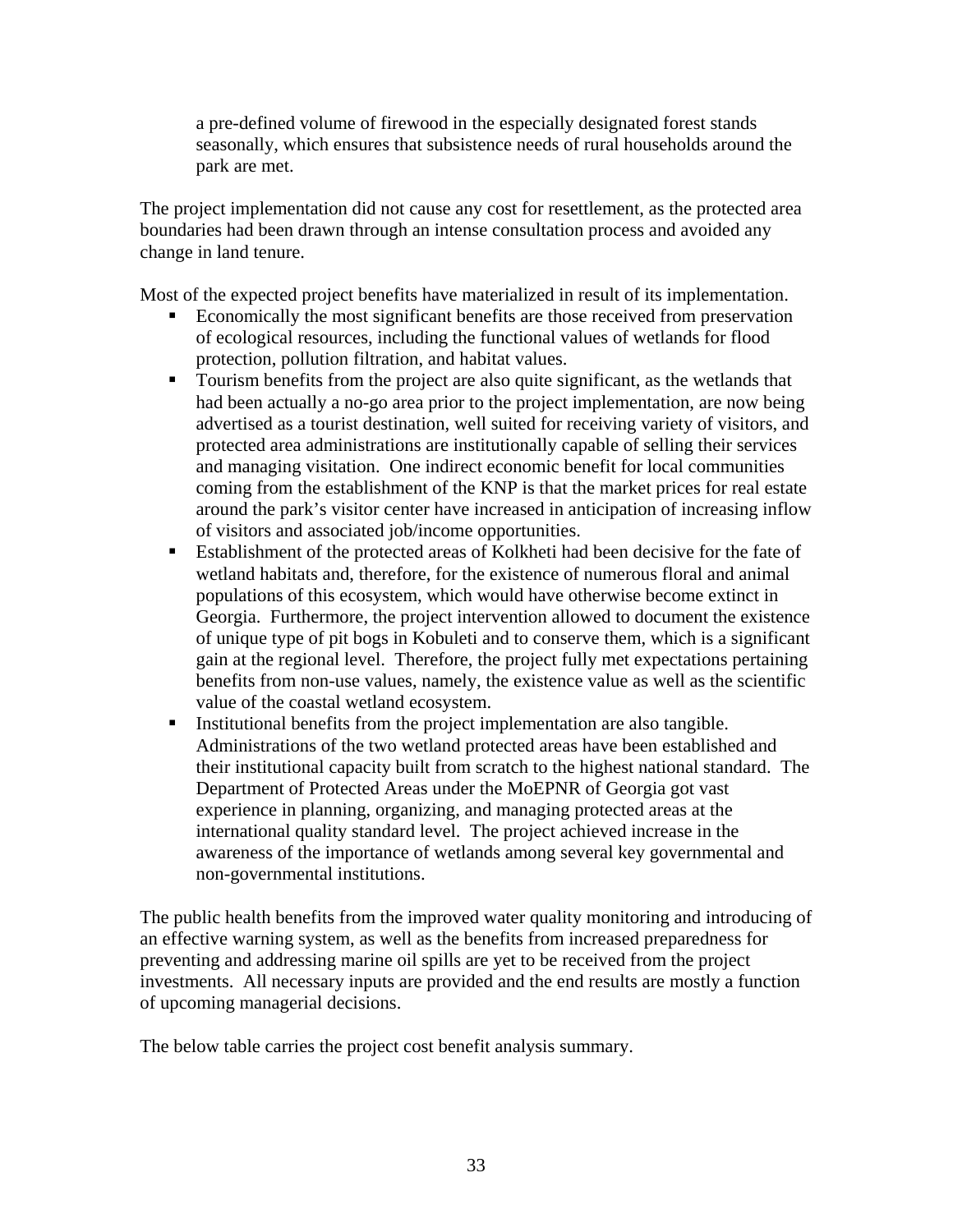a pre-defined volume of firewood in the especially designated forest stands seasonally, which ensures that subsistence needs of rural households around the park are met.

The project implementation did not cause any cost for resettlement, as the protected area boundaries had been drawn through an intense consultation process and avoided any change in land tenure.

Most of the expected project benefits have materialized in result of its implementation.

- Economically the most significant benefits are those received from preservation of ecological resources, including the functional values of wetlands for flood protection, pollution filtration, and habitat values.
- Tourism benefits from the project are also quite significant, as the wetlands that had been actually a no-go area prior to the project implementation, are now being advertised as a tourist destination, well suited for receiving variety of visitors, and protected area administrations are institutionally capable of selling their services and managing visitation. One indirect economic benefit for local communities coming from the establishment of the KNP is that the market prices for real estate around the park's visitor center have increased in anticipation of increasing inflow of visitors and associated job/income opportunities.
- Establishment of the protected areas of Kolkheti had been decisive for the fate of wetland habitats and, therefore, for the existence of numerous floral and animal populations of this ecosystem, which would have otherwise become extinct in Georgia. Furthermore, the project intervention allowed to document the existence of unique type of pit bogs in Kobuleti and to conserve them, which is a significant gain at the regional level. Therefore, the project fully met expectations pertaining benefits from non-use values, namely, the existence value as well as the scientific value of the coastal wetland ecosystem.
- Institutional benefits from the project implementation are also tangible. Administrations of the two wetland protected areas have been established and their institutional capacity built from scratch to the highest national standard. The Department of Protected Areas under the MoEPNR of Georgia got vast experience in planning, organizing, and managing protected areas at the international quality standard level. The project achieved increase in the awareness of the importance of wetlands among several key governmental and non-governmental institutions.

The public health benefits from the improved water quality monitoring and introducing of an effective warning system, as well as the benefits from increased preparedness for preventing and addressing marine oil spills are yet to be received from the project investments. All necessary inputs are provided and the end results are mostly a function of upcoming managerial decisions.

The below table carries the project cost benefit analysis summary.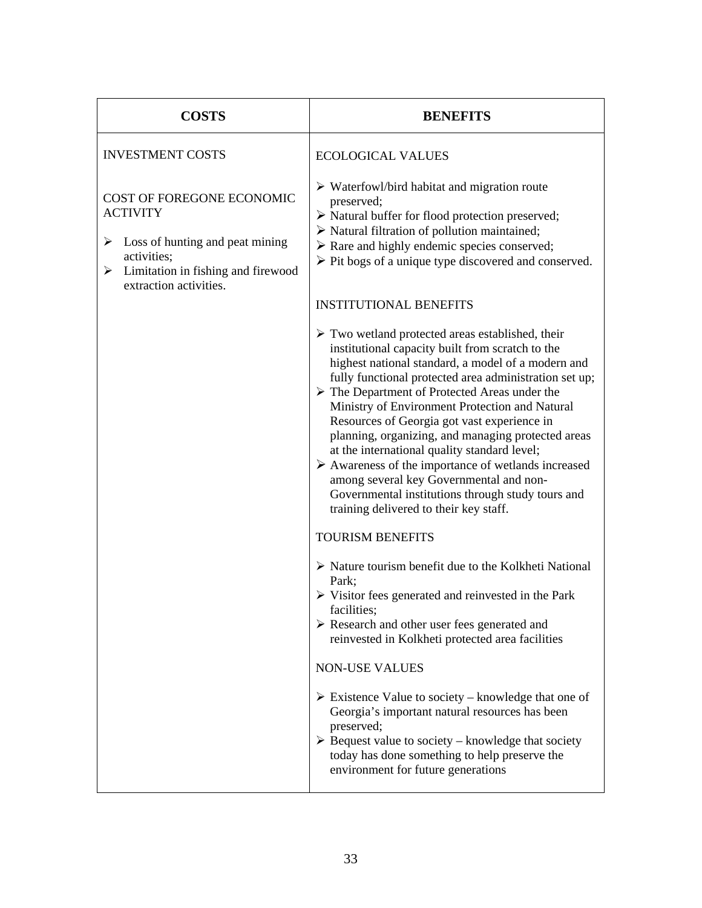| COSTS | BENEFITS |
|---|---|
| INVESTMENT COSTS<br><br>COST OF FOREGONE ECONOMIC ACTIVITY<br><br>➢ Loss of hunting and peat mining activities;<br>➢ Limitation in fishing and firewood extraction activities. | ECOLOGICAL VALUES<br><br>➢ Waterfowl/bird habitat and migration route preserved;<br>➢ Natural buffer for flood protection preserved;<br>➢ Natural filtration of pollution maintained;<br>➢ Rare and highly endemic species conserved;<br>➢ Pit bogs of a unique type discovered and conserved.<br><br>INSTITUTIONAL BENEFITS<br><br>➢ Two wetland protected areas established, their institutional capacity built from scratch to the highest national standard, a model of a modern and fully functional protected area administration set up;<br>➢ The Department of Protected Areas under the Ministry of Environment Protection and Natural Resources of Georgia got vast experience in planning, organizing, and managing protected areas at the international quality standard level;<br>➢ Awareness of the importance of wetlands increased among several key Governmental and non-Governmental institutions through study tours and training delivered to their key staff.<br><br>TOURISM BENEFITS<br><br>➢ Nature tourism benefit due to the Kolkheti National Park;<br>➢ Visitor fees generated and reinvested in the Park facilities;<br>➢ Research and other user fees generated and reinvested in Kolkheti protected area facilities<br><br>NON-USE VALUES<br><br>➢ Existence Value to society – knowledge that one of Georgia's important natural resources has been preserved;<br>➢ Bequest value to society – knowledge that society today has done something to help preserve the environment for future generations |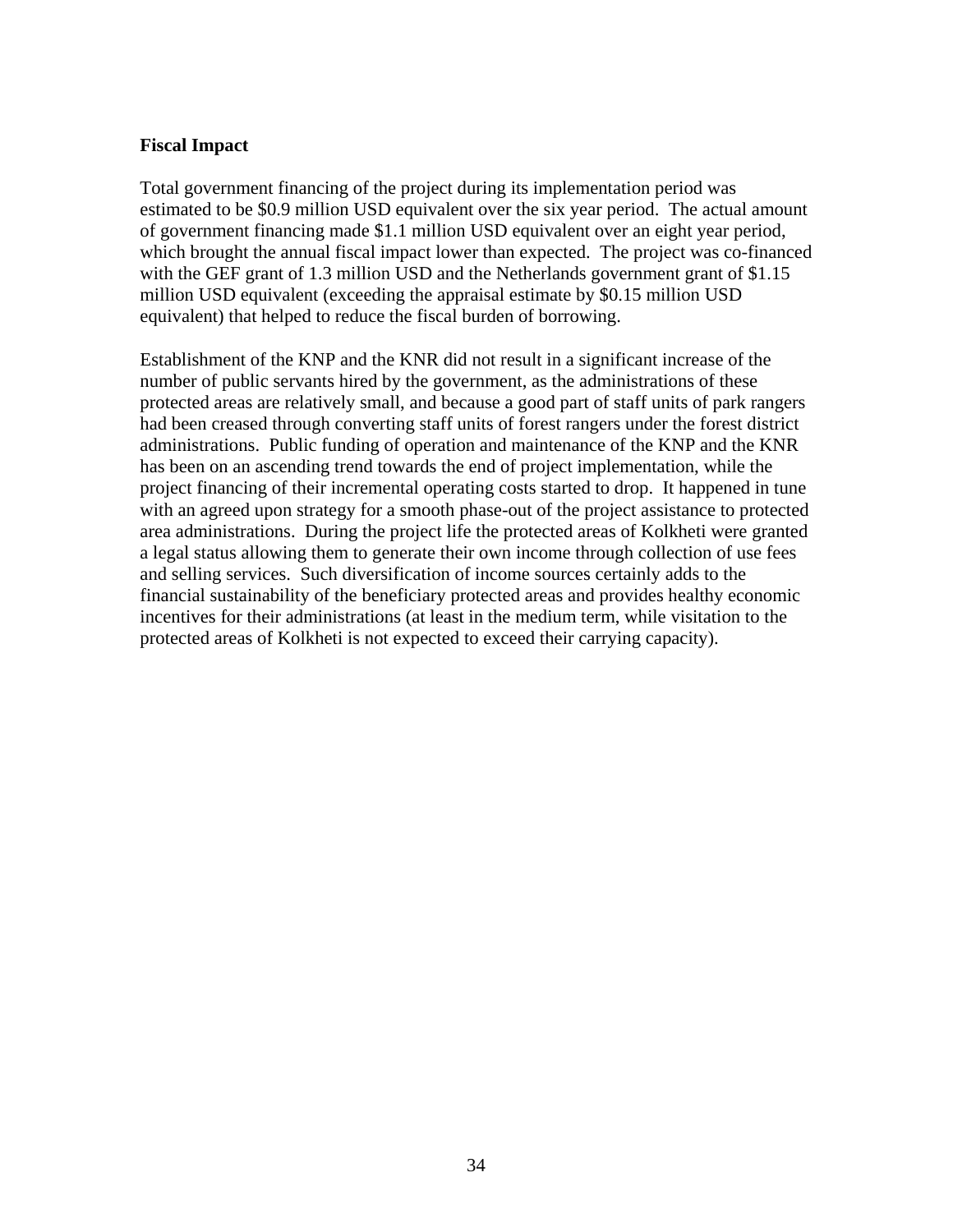**Fiscal Impact**

Total government financing of the project during its implementation period was estimated to be $0.9 million USD equivalent over the six year period. The actual amount of government financing made $1.1 million USD equivalent over an eight year period, which brought the annual fiscal impact lower than expected. The project was co-financed with the GEF grant of 1.3 million USD and the Netherlands government grant of $1.15 million USD equivalent (exceeding the appraisal estimate by $0.15 million USD equivalent) that helped to reduce the fiscal burden of borrowing.

Establishment of the KNP and the KNR did not result in a significant increase of the number of public servants hired by the government, as the administrations of these protected areas are relatively small, and because a good part of staff units of park rangers had been creased through converting staff units of forest rangers under the forest district administrations. Public funding of operation and maintenance of the KNP and the KNR has been on an ascending trend towards the end of project implementation, while the project financing of their incremental operating costs started to drop. It happened in tune with an agreed upon strategy for a smooth phase-out of the project assistance to protected area administrations. During the project life the protected areas of Kolkheti were granted a legal status allowing them to generate their own income through collection of use fees and selling services. Such diversification of income sources certainly adds to the financial sustainability of the beneficiary protected areas and provides healthy economic incentives for their administrations (at least in the medium term, while visitation to the protected areas of Kolkheti is not expected to exceed their carrying capacity).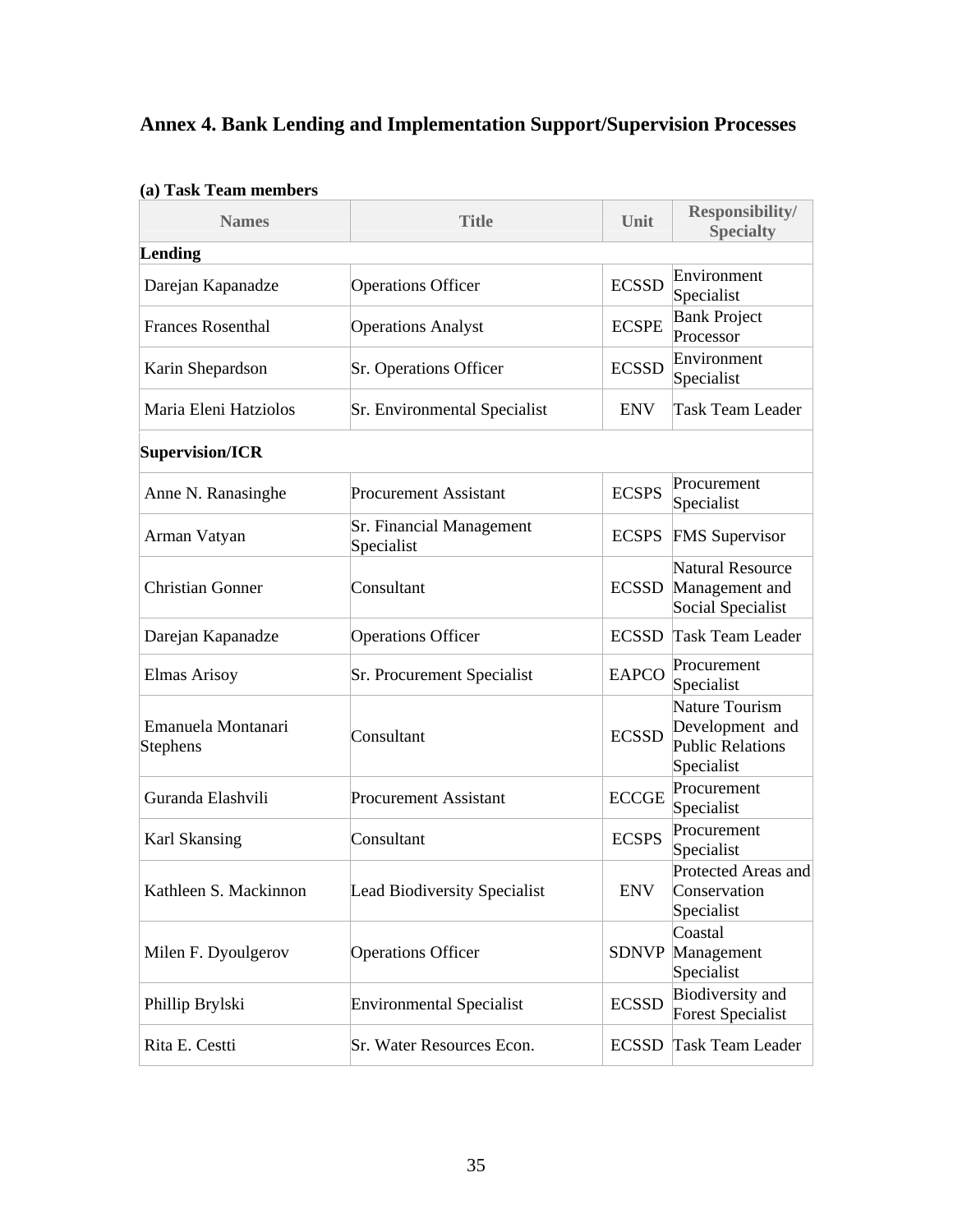## Annex 4. Bank Lending and Implementation Support/Supervision Processes

**(a) Task Team members**

| Names | Title | Unit | Responsibility/ Specialty |
|---|---|---|---|
| **Lending** | | | |
| Darejan Kapanadze | Operations Officer | ECSSD | Environment Specialist |
| Frances Rosenthal | Operations Analyst | ECSPE | Bank Project Processor |
| Karin Shepardson | Sr. Operations Officer | ECSSD | Environment Specialist |
| Maria Eleni Hatziolos | Sr. Environmental Specialist | ENV | Task Team Leader |
| **Supervision/ICR** | | | |
| Anne N. Ranasinghe | Procurement Assistant | ECSPS | Procurement Specialist |
| Arman Vatyan | Sr. Financial Management Specialist | ECSPS | FMS Supervisor |
| Christian Gonner | Consultant | ECSSD | Natural Resource Management and Social Specialist |
| Darejan Kapanadze | Operations Officer | ECSSD | Task Team Leader |
| Elmas Arisoy | Sr. Procurement Specialist | EAPCO | Procurement Specialist |
| Emanuela Montanari Stephens | Consultant | ECSSD | Nature Tourism Development and Public Relations Specialist |
| Guranda Elashvili | Procurement Assistant | ECCGE | Procurement Specialist |
| Karl Skansing | Consultant | ECSPS | Procurement Specialist |
| Kathleen S. Mackinnon | Lead Biodiversity Specialist | ENV | Protected Areas and Conservation Specialist |
| Milen F. Dyoulgerov | Operations Officer | SDNVP | Coastal Management Specialist |
| Phillip Brylski | Environmental Specialist | ECSSD | Biodiversity and Forest Specialist |
| Rita E. Cestti | Sr. Water Resources Econ. | ECSSD | Task Team Leader |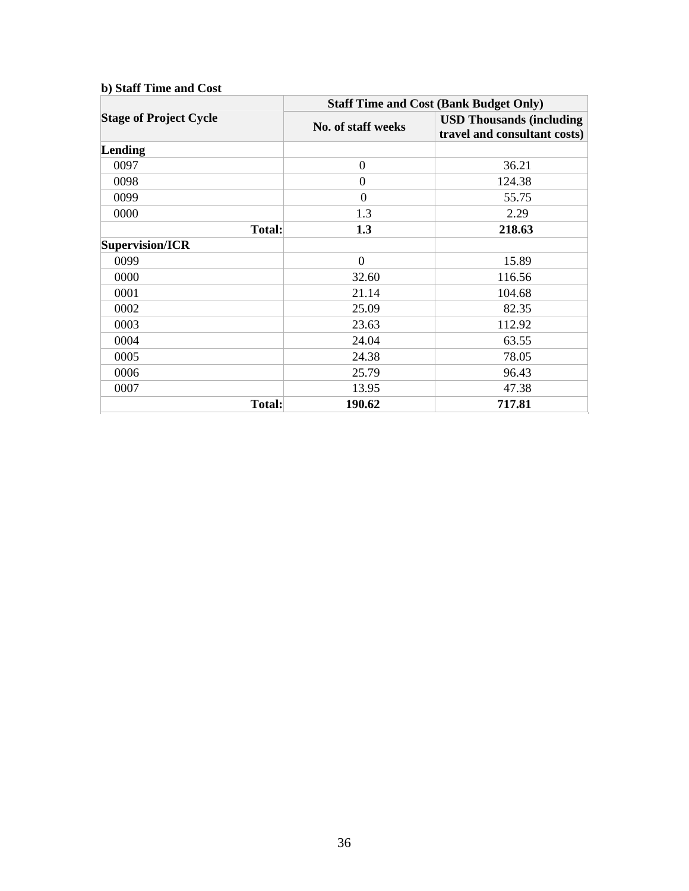**b) Staff Time and Cost**

| Stage of Project Cycle | Staff Time and Cost (Bank Budget Only) | |
|---|---|---|
| | No. of staff weeks | USD Thousands (including travel and consultant costs) |
| **Lending** | | |
| 0097 | 0 | 36.21 |
| 0098 | 0 | 124.38 |
| 0099 | 0 | 55.75 |
| 0000 | 1.3 | 2.29 |
| **Total:** | **1.3** | **218.63** |
| **Supervision/ICR** | | |
| 0099 | 0 | 15.89 |
| 0000 | 32.60 | 116.56 |
| 0001 | 21.14 | 104.68 |
| 0002 | 25.09 | 82.35 |
| 0003 | 23.63 | 112.92 |
| 0004 | 24.04 | 63.55 |
| 0005 | 24.38 | 78.05 |
| 0006 | 25.79 | 96.43 |
| 0007 | 13.95 | 47.38 |
| **Total:** | **190.62** | **717.81** |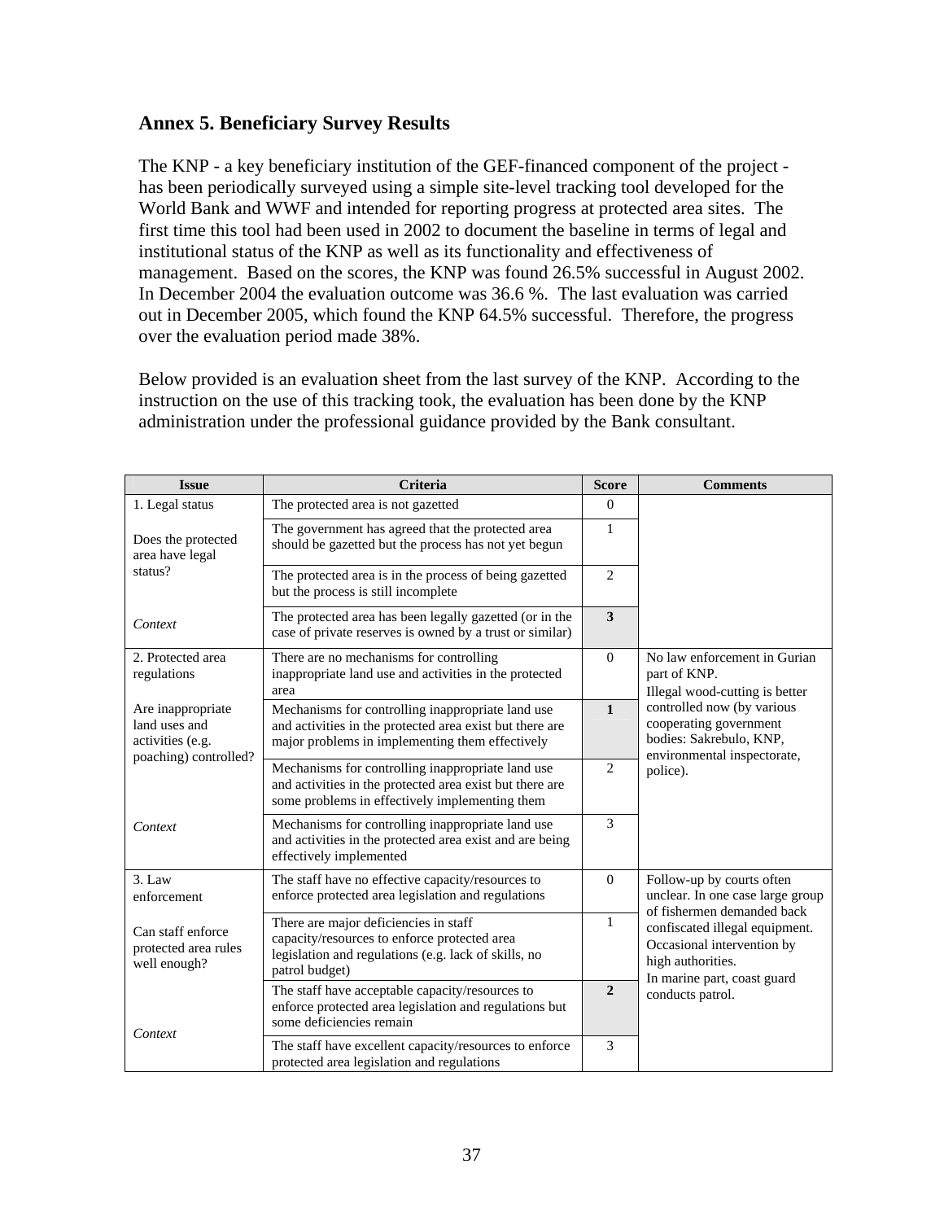## Annex 5. Beneficiary Survey Results

The KNP - a key beneficiary institution of the GEF-financed component of the project - has been periodically surveyed using a simple site-level tracking tool developed for the World Bank and WWF and intended for reporting progress at protected area sites. The first time this tool had been used in 2002 to document the baseline in terms of legal and institutional status of the KNP as well as its functionality and effectiveness of management. Based on the scores, the KNP was found 26.5% successful in August 2002. In December 2004 the evaluation outcome was 36.6 %. The last evaluation was carried out in December 2005, which found the KNP 64.5% successful. Therefore, the progress over the evaluation period made 38%.

Below provided is an evaluation sheet from the last survey of the KNP. According to the instruction on the use of this tracking took, the evaluation has been done by the KNP administration under the professional guidance provided by the Bank consultant.

| Issue | Criteria | Score | Comments |
|---|---|---|---|
| 1. Legal status<br><br>Does the protected area have legal status?<br><br>*Context* | The protected area is not gazetted | 0 | |
| | The government has agreed that the protected area should be gazetted but the process has not yet begun | 1 | |
| | The protected area is in the process of being gazetted but the process is still incomplete | 2 | |
| | The protected area has been legally gazetted (or in the case of private reserves is owned by a trust or similar) | **3** | |
| 2. Protected area regulations<br><br>Are inappropriate land uses and activities (e.g. poaching) controlled?<br><br>*Context* | There are no mechanisms for controlling inappropriate land use and activities in the protected area | 0 | No law enforcement in Gurian part of KNP.<br>Illegal wood-cutting is better controlled now (by various cooperating government bodies: Sakrebulo, KNP, environmental inspectorate, police). |
| | Mechanisms for controlling inappropriate land use and activities in the protected area exist but there are major problems in implementing them effectively | **1** | |
| | Mechanisms for controlling inappropriate land use and activities in the protected area exist but there are some problems in effectively implementing them | 2 | |
| | Mechanisms for controlling inappropriate land use and activities in the protected area exist and are being effectively implemented | 3 | |
| 3. Law enforcement<br><br>Can staff enforce protected area rules well enough?<br><br>*Context* | The staff have no effective capacity/resources to enforce protected area legislation and regulations | 0 | Follow-up by courts often unclear. In one case large group of fishermen demanded back confiscated illegal equipment. Occasional intervention by high authorities.<br>In marine part, coast guard conducts patrol. |
| | There are major deficiencies in staff capacity/resources to enforce protected area legislation and regulations (e.g. lack of skills, no patrol budget) | 1 | |
| | The staff have acceptable capacity/resources to enforce protected area legislation and regulations but some deficiencies remain | **2** | |
| | The staff have excellent capacity/resources to enforce protected area legislation and regulations | 3 | |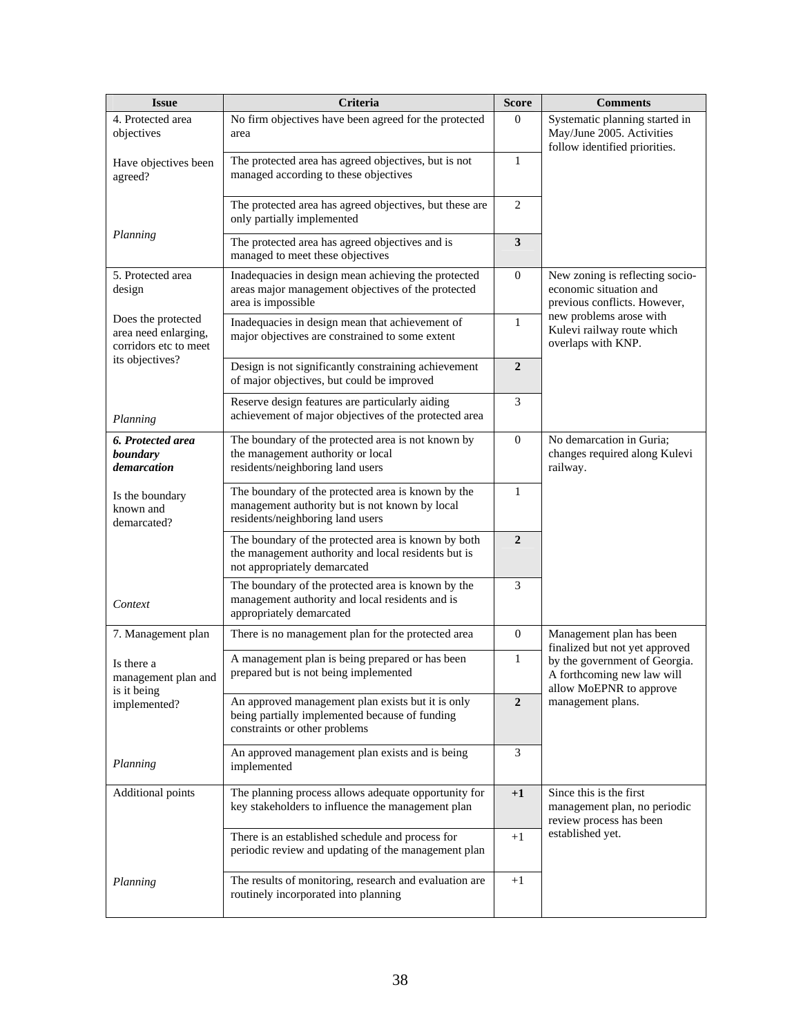| Issue | Criteria | Score | Comments |
|---|---|---|---|
| 4. Protected area objectives<br><br>Have objectives been agreed?<br><br>*Planning* | No firm objectives have been agreed for the protected area | 0 | Systematic planning started in May/June 2005. Activities follow identified priorities. |
| | The protected area has agreed objectives, but is not managed according to these objectives | 1 | |
| | The protected area has agreed objectives, but these are only partially implemented | 2 | |
| | The protected area has agreed objectives and is managed to meet these objectives | **3** | |
| 5. Protected area design<br><br>Does the protected area need enlarging, corridors etc to meet its objectives?<br><br>*Planning* | Inadequacies in design mean achieving the protected areas major management objectives of the protected area is impossible | 0 | New zoning is reflecting socio-economic situation and previous conflicts. However, new problems arose with Kulevi railway route which overlaps with KNP. |
| | Inadequacies in design mean that achievement of major objectives are constrained to some extent | 1 | |
| | Design is not significantly constraining achievement of major objectives, but could be improved | **2** | |
| | Reserve design features are particularly aiding achievement of major objectives of the protected area | 3 | |
| ***6. Protected area boundary demarcation***<br><br>Is the boundary known and demarcated?<br><br>*Context* | The boundary of the protected area is not known by the management authority or local residents/neighboring land users | 0 | No demarcation in Guria; changes required along Kulevi railway. |
| | The boundary of the protected area is known by the management authority but is not known by local residents/neighboring land users | 1 | |
| | The boundary of the protected area is known by both the management authority and local residents but is not appropriately demarcated | **2** | |
| | The boundary of the protected area is known by the management authority and local residents and is appropriately demarcated | 3 | |
| 7. Management plan<br><br>Is there a management plan and is it being implemented?<br><br>*Planning* | There is no management plan for the protected area | 0 | Management plan has been finalized but not yet approved by the government of Georgia. A forthcoming new law will allow MoEPNR to approve management plans. |
| | A management plan is being prepared or has been prepared but is not being implemented | 1 | |
| | An approved management plan exists but it is only being partially implemented because of funding constraints or other problems | **2** | |
| | An approved management plan exists and is being implemented | 3 | |
| Additional points<br><br>*Planning* | The planning process allows adequate opportunity for key stakeholders to influence the management plan | **+1** | Since this is the first management plan, no periodic review process has been established yet. |
| | There is an established schedule and process for periodic review and updating of the management plan | +1 | |
| | The results of monitoring, research and evaluation are routinely incorporated into planning | +1 | |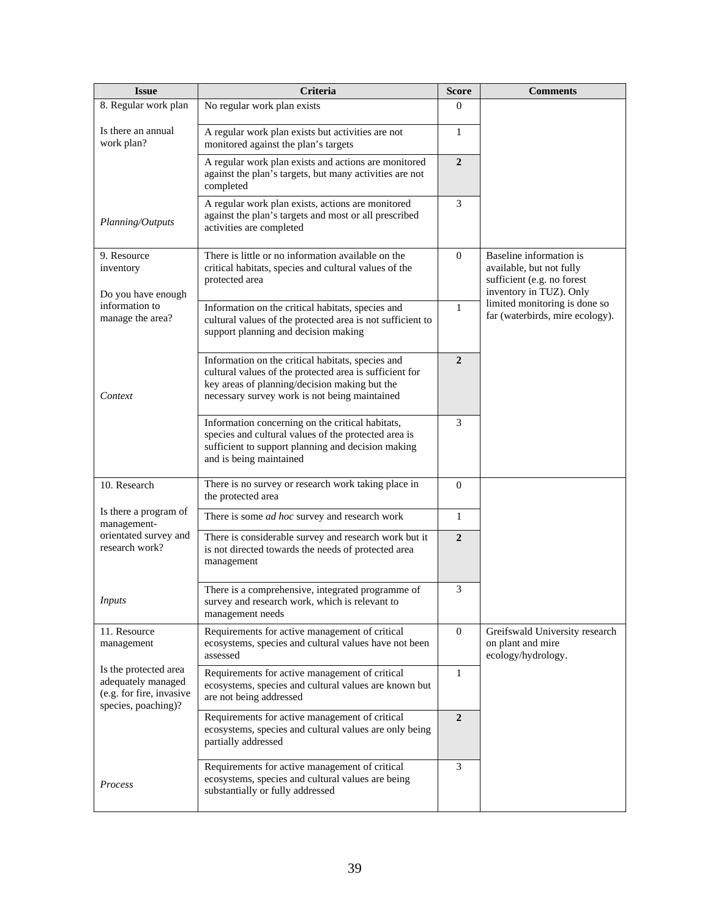| Issue | Criteria | Score | Comments |
|---|---|---|---|
| 8. Regular work plan<br><br>Is there an annual work plan?<br><br>*Planning/Outputs* | No regular work plan exists | 0 | |
| | A regular work plan exists but activities are not monitored against the plan's targets | 1 | |
| | A regular work plan exists and actions are monitored against the plan's targets, but many activities are not completed | **2** | |
| | A regular work plan exists, actions are monitored against the plan's targets and most or all prescribed activities are completed | 3 | |
| 9. Resource inventory<br><br>Do you have enough information to manage the area?<br><br>*Context* | There is little or no information available on the critical habitats, species and cultural values of the protected area | 0 | Baseline information is available, but not fully sufficient (e.g. no forest inventory in TUZ). Only limited monitoring is done so far (waterbirds, mire ecology). |
| | Information on the critical habitats, species and cultural values of the protected area is not sufficient to support planning and decision making | 1 | |
| | Information on the critical habitats, species and cultural values of the protected area is sufficient for key areas of planning/decision making but the necessary survey work is not being maintained | **2** | |
| | Information concerning on the critical habitats, species and cultural values of the protected area is sufficient to support planning and decision making and is being maintained | 3 | |
| 10. Research<br><br>Is there a program of management-orientated survey and research work?<br><br>*Inputs* | There is no survey or research work taking place in the protected area | 0 | |
| | There is some *ad hoc* survey and research work | 1 | |
| | There is considerable survey and research work but it is not directed towards the needs of protected area management | **2** | |
| | There is a comprehensive, integrated programme of survey and research work, which is relevant to management needs | 3 | |
| 11. Resource management<br><br>Is the protected area adequately managed (e.g. for fire, invasive species, poaching)?<br><br>*Process* | Requirements for active management of critical ecosystems, species and cultural values have not been assessed | 0 | Greifswald University research on plant and mire ecology/hydrology. |
| | Requirements for active management of critical ecosystems, species and cultural values are known but are not being addressed | 1 | |
| | Requirements for active management of critical ecosystems, species and cultural values are only being partially addressed | **2** | |
| | Requirements for active management of critical ecosystems, species and cultural values are being substantially or fully addressed | 3 | |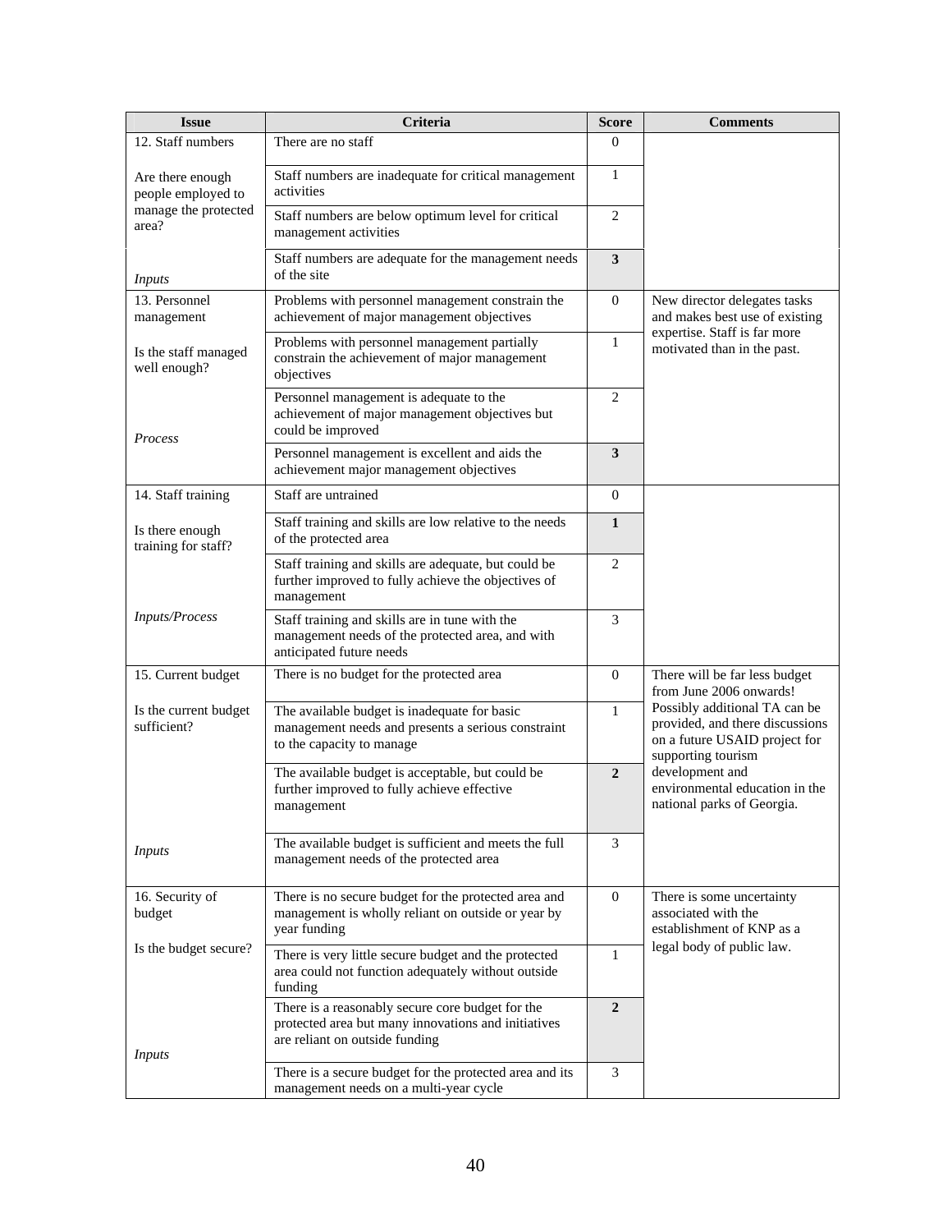| Issue | Criteria | Score | Comments |
|---|---|---|---|
| 12. Staff numbers | There are no staff | 0 | |
| Are there enough people employed to manage the protected area? | Staff numbers are inadequate for critical management activities | 1 | |
| | Staff numbers are below optimum level for critical management activities | 2 | |
| *Inputs* | Staff numbers are adequate for the management needs of the site | **3** | |
| 13. Personnel management | Problems with personnel management constrain the achievement of major management objectives | 0 | New director delegates tasks and makes best use of existing expertise. Staff is far more motivated than in the past. |
| Is the staff managed well enough? | Problems with personnel management partially constrain the achievement of major management objectives | 1 | |
| | Personnel management is adequate to the achievement of major management objectives but could be improved | 2 | |
| *Process* | Personnel management is excellent and aids the achievement major management objectives | **3** | |
| 14. Staff training | Staff are untrained | 0 | |
| Is there enough training for staff? | Staff training and skills are low relative to the needs of the protected area | **1** | |
| | Staff training and skills are adequate, but could be further improved to fully achieve the objectives of management | 2 | |
| *Inputs/Process* | Staff training and skills are in tune with the management needs of the protected area, and with anticipated future needs | 3 | |
| 15. Current budget | There is no budget for the protected area | 0 | There will be far less budget from June 2006 onwards! Possibly additional TA can be provided, and there discussions on a future USAID project for supporting tourism development and environmental education in the national parks of Georgia. |
| Is the current budget sufficient? | The available budget is inadequate for basic management needs and presents a serious constraint to the capacity to manage | 1 | |
| | The available budget is acceptable, but could be further improved to fully achieve effective management | **2** | |
| *Inputs* | The available budget is sufficient and meets the full management needs of the protected area | 3 | |
| 16. Security of budget | There is no secure budget for the protected area and management is wholly reliant on outside or year by year funding | 0 | There is some uncertainty associated with the establishment of KNP as a legal body of public law. |
| Is the budget secure? | There is very little secure budget and the protected area could not function adequately without outside funding | 1 | |
| | There is a reasonably secure core budget for the protected area but many innovations and initiatives are reliant on outside funding | **2** | |
| *Inputs* | There is a secure budget for the protected area and its management needs on a multi-year cycle | 3 | |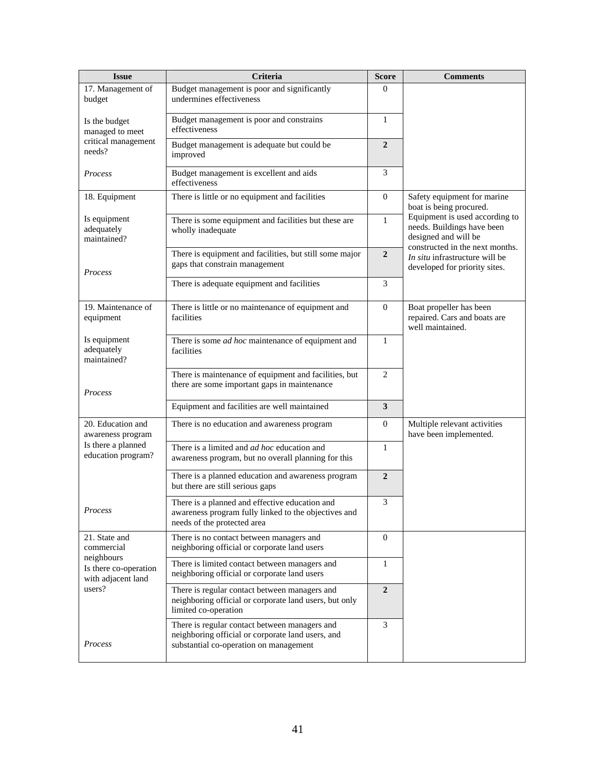| Issue | Criteria | Score | Comments |
|---|---|---|---|
| 17. Management of budget<br><br>Is the budget managed to meet critical management needs?<br><br>*Process* | Budget management is poor and significantly undermines effectiveness | 0 | |
| | Budget management is poor and constrains effectiveness | 1 | |
| | Budget management is adequate but could be improved | **2** | |
| | Budget management is excellent and aids effectiveness | 3 | |
| 18. Equipment<br><br>Is equipment adequately maintained?<br><br>*Process* | There is little or no equipment and facilities | 0 | Safety equipment for marine boat is being procured. Equipment is used according to needs. Buildings have been designed and will be constructed in the next months. *In situ* infrastructure will be developed for priority sites. |
| | There is some equipment and facilities but these are wholly inadequate | 1 | |
| | There is equipment and facilities, but still some major gaps that constrain management | **2** | |
| | There is adequate equipment and facilities | 3 | |
| 19. Maintenance of equipment<br><br>Is equipment adequately maintained?<br><br>*Process* | There is little or no maintenance of equipment and facilities | 0 | Boat propeller has been repaired. Cars and boats are well maintained. |
| | There is some *ad hoc* maintenance of equipment and facilities | 1 | |
| | There is maintenance of equipment and facilities, but there are some important gaps in maintenance | 2 | |
| | Equipment and facilities are well maintained | **3** | |
| 20. Education and awareness program<br>Is there a planned education program?<br><br>*Process* | There is no education and awareness program | 0 | Multiple relevant activities have been implemented. |
| | There is a limited and *ad hoc* education and awareness program, but no overall planning for this | 1 | |
| | There is a planned education and awareness program but there are still serious gaps | **2** | |
| | There is a planned and effective education and awareness program fully linked to the objectives and needs of the protected area | 3 | |
| 21. State and commercial neighbours<br>Is there co-operation with adjacent land users?<br><br>*Process* | There is no contact between managers and neighboring official or corporate land users | 0 | |
| | There is limited contact between managers and neighboring official or corporate land users | 1 | |
| | There is regular contact between managers and neighboring official or corporate land users, but only limited co-operation | **2** | |
| | There is regular contact between managers and neighboring official or corporate land users, and substantial co-operation on management | 3 | |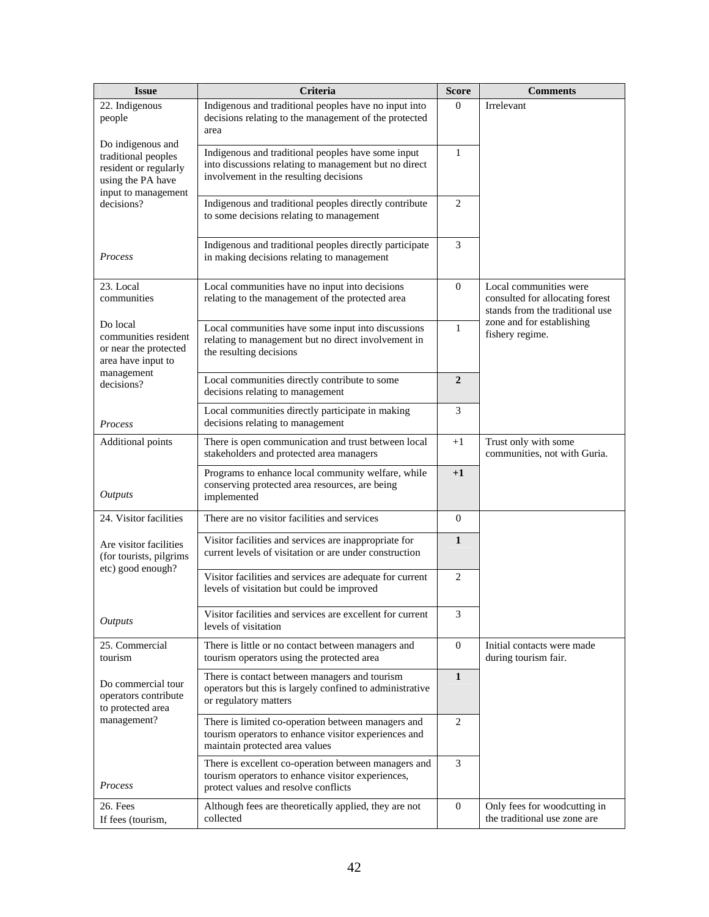| Issue | Criteria | Score | Comments |
|---|---|---|---|
| 22. Indigenous people<br><br>Do indigenous and traditional peoples resident or regularly using the PA have input to management decisions?<br><br>*Process* | Indigenous and traditional peoples have no input into decisions relating to the management of the protected area | 0 | Irrelevant |
| | Indigenous and traditional peoples have some input into discussions relating to management but no direct involvement in the resulting decisions | 1 | |
| | Indigenous and traditional peoples directly contribute to some decisions relating to management | 2 | |
| | Indigenous and traditional peoples directly participate in making decisions relating to management | 3 | |
| 23. Local communities<br><br>Do local communities resident or near the protected area have input to management decisions?<br><br>*Process* | Local communities have no input into decisions relating to the management of the protected area | 0 | Local communities were consulted for allocating forest stands from the traditional use zone and for establishing fishery regime. |
| | Local communities have some input into discussions relating to management but no direct involvement in the resulting decisions | 1 | |
| | Local communities directly contribute to some decisions relating to management | **2** | |
| | Local communities directly participate in making decisions relating to management | 3 | |
| Additional points<br><br>*Outputs* | There is open communication and trust between local stakeholders and protected area managers | +1 | Trust only with some communities, not with Guria. |
| | Programs to enhance local community welfare, while conserving protected area resources, are being implemented | **+1** | |
| 24. Visitor facilities<br><br>Are visitor facilities (for tourists, pilgrims etc) good enough?<br><br>*Outputs* | There are no visitor facilities and services | 0 | |
| | Visitor facilities and services are inappropriate for current levels of visitation or are under construction | **1** | |
| | Visitor facilities and services are adequate for current levels of visitation but could be improved | 2 | |
| | Visitor facilities and services are excellent for current levels of visitation | 3 | |
| 25. Commercial tourism<br><br>Do commercial tour operators contribute to protected area management?<br><br>*Process* | There is little or no contact between managers and tourism operators using the protected area | 0 | Initial contacts were made during tourism fair. |
| | There is contact between managers and tourism operators but this is largely confined to administrative or regulatory matters | **1** | |
| | There is limited co-operation between managers and tourism operators to enhance visitor experiences and maintain protected area values | 2 | |
| | There is excellent co-operation between managers and tourism operators to enhance visitor experiences, protect values and resolve conflicts | 3 | |
| 26. Fees<br>If fees (tourism, | Although fees are theoretically applied, they are not collected | 0 | Only fees for woodcutting in the traditional use zone are |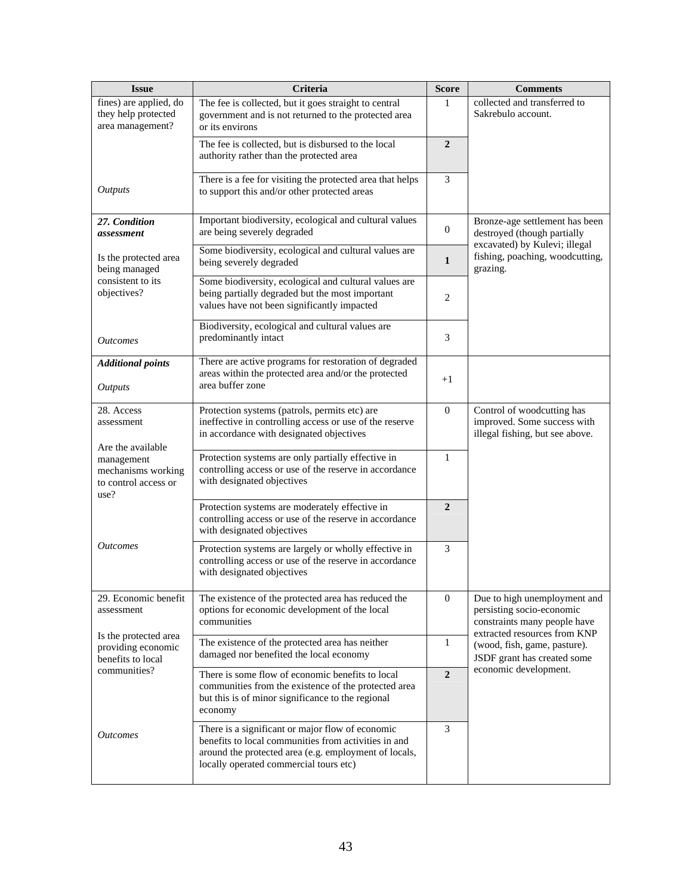| Issue | Criteria | Score | Comments |
|---|---|---|---|
| fines) are applied, do they help protected area management? | The fee is collected, but it goes straight to central government and is not returned to the protected area or its environs | 1 | collected and transferred to Sakrebulo account. |
| | The fee is collected, but is disbursed to the local authority rather than the protected area | **2** | |
| *Outputs* | There is a fee for visiting the protected area that helps to support this and/or other protected areas | 3 | |
| ***27. Condition assessment*** | Important biodiversity, ecological and cultural values are being severely degraded | 0 | Bronze-age settlement has been destroyed (though partially excavated) by Kulevi; illegal fishing, poaching, woodcutting, grazing. |
| Is the protected area being managed consistent to its objectives? | Some biodiversity, ecological and cultural values are being severely degraded | **1** | |
| | Some biodiversity, ecological and cultural values are being partially degraded but the most important values have not been significantly impacted | 2 | |
| *Outcomes* | Biodiversity, ecological and cultural values are predominantly intact | 3 | |
| ***Additional points*** *Outputs* | There are active programs for restoration of degraded areas within the protected area and/or the protected area buffer zone | +1 | |
| 28. Access assessment | Protection systems (patrols, permits etc) are ineffective in controlling access or use of the reserve in accordance with designated objectives | 0 | Control of woodcutting has improved. Some success with illegal fishing, but see above. |
| Are the available management mechanisms working to control access or use? | Protection systems are only partially effective in controlling access or use of the reserve in accordance with designated objectives | 1 | |
| | Protection systems are moderately effective in controlling access or use of the reserve in accordance with designated objectives | **2** | |
| *Outcomes* | Protection systems are largely or wholly effective in controlling access or use of the reserve in accordance with designated objectives | 3 | |
| 29. Economic benefit assessment | The existence of the protected area has reduced the options for economic development of the local communities | 0 | Due to high unemployment and persisting socio-economic constraints many people have extracted resources from KNP (wood, fish, game, pasture). JSDF grant has created some economic development. |
| Is the protected area providing economic benefits to local communities? | The existence of the protected area has neither damaged nor benefited the local economy | 1 | |
| | There is some flow of economic benefits to local communities from the existence of the protected area but this is of minor significance to the regional economy | **2** | |
| *Outcomes* | There is a significant or major flow of economic benefits to local communities from activities in and around the protected area (e.g. employment of locals, locally operated commercial tours etc) | 3 | |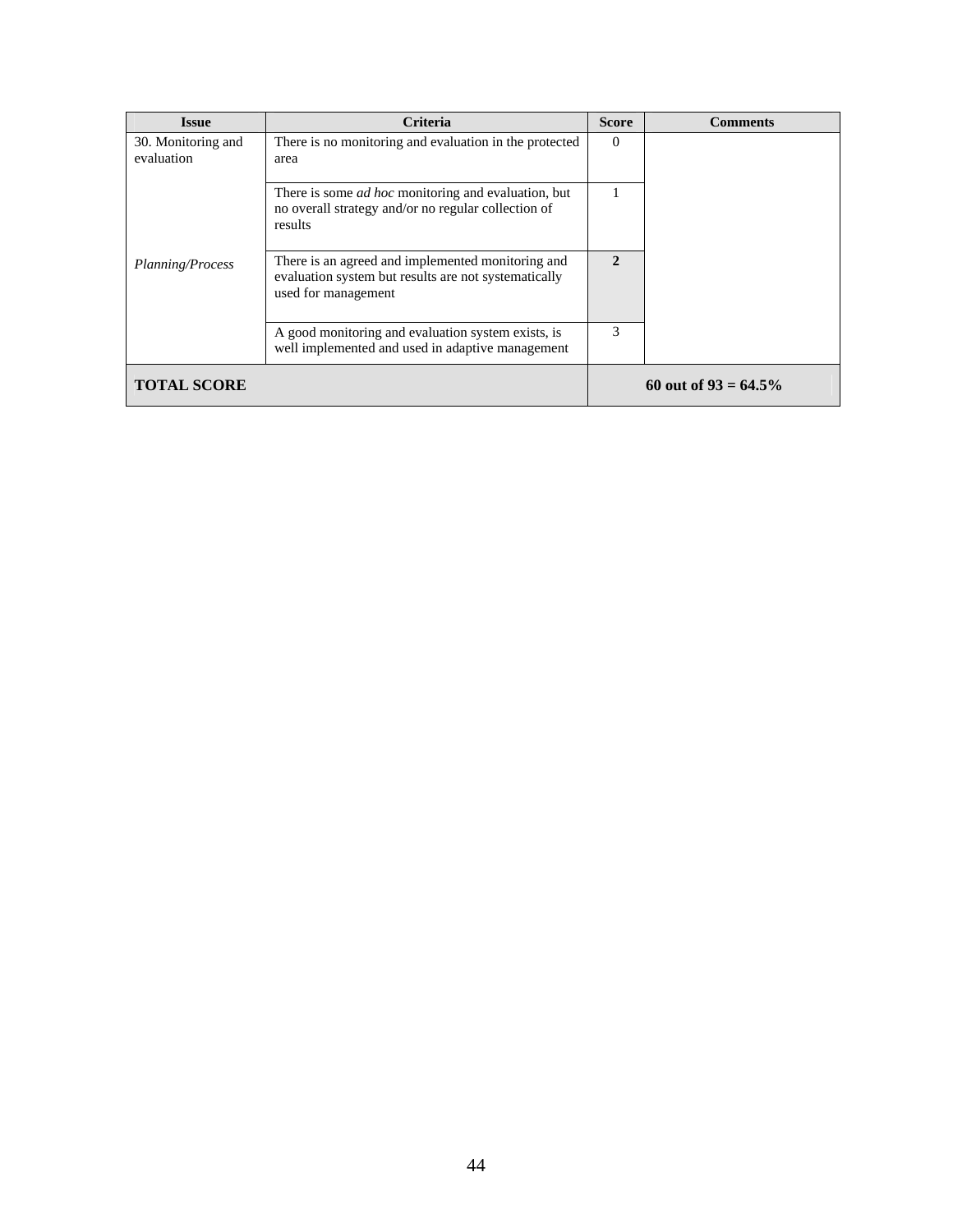| Issue | Criteria | Score | Comments |
|---|---|---|---|
| 30. Monitoring and evaluation | There is no monitoring and evaluation in the protected area | 0 | |
| | There is some *ad hoc* monitoring and evaluation, but no overall strategy and/or no regular collection of results | 1 | |
| *Planning/Process* | There is an agreed and implemented monitoring and evaluation system but results are not systematically used for management | **2** | |
| | A good monitoring and evaluation system exists, is well implemented and used in adaptive management | 3 | |
| **TOTAL SCORE** | | **60 out of 93 = 64.5%** | |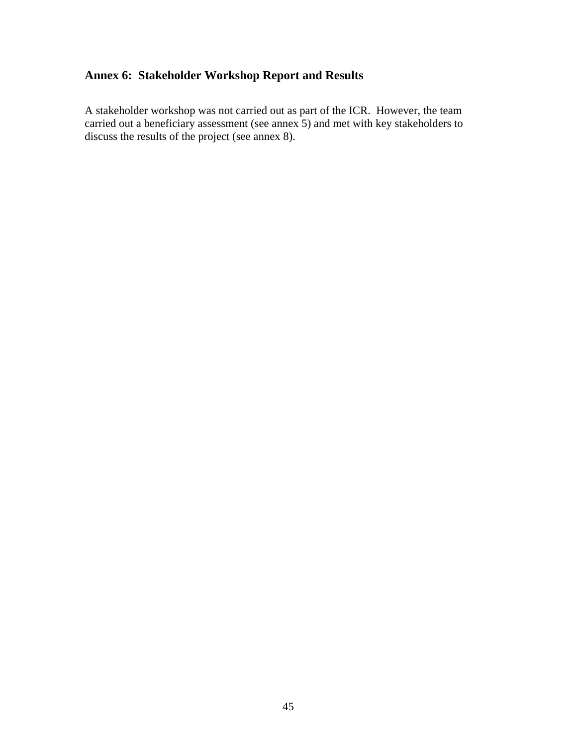## Annex 6: Stakeholder Workshop Report and Results

A stakeholder workshop was not carried out as part of the ICR. However, the team carried out a beneficiary assessment (see annex 5) and met with key stakeholders to discuss the results of the project (see annex 8).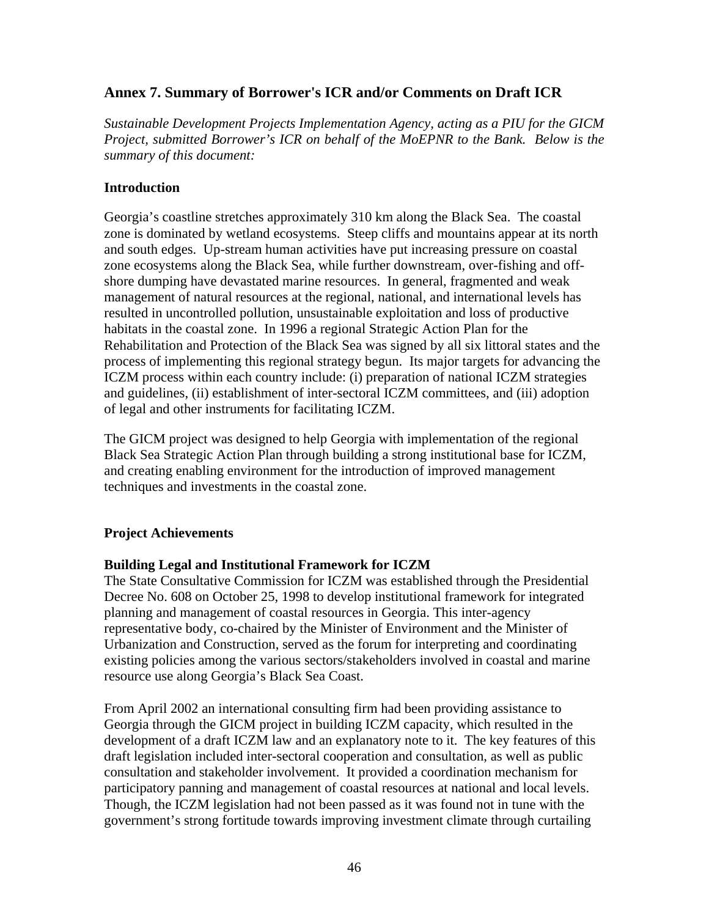## Annex 7. Summary of Borrower's ICR and/or Comments on Draft ICR

*Sustainable Development Projects Implementation Agency, acting as a PIU for the GICM Project, submitted Borrower's ICR on behalf of the MoEPNR to the Bank. Below is the summary of this document:*

### Introduction

Georgia's coastline stretches approximately 310 km along the Black Sea. The coastal zone is dominated by wetland ecosystems. Steep cliffs and mountains appear at its north and south edges. Up-stream human activities have put increasing pressure on coastal zone ecosystems along the Black Sea, while further downstream, over-fishing and off-shore dumping have devastated marine resources. In general, fragmented and weak management of natural resources at the regional, national, and international levels has resulted in uncontrolled pollution, unsustainable exploitation and loss of productive habitats in the coastal zone. In 1996 a regional Strategic Action Plan for the Rehabilitation and Protection of the Black Sea was signed by all six littoral states and the process of implementing this regional strategy begun. Its major targets for advancing the ICZM process within each country include: (i) preparation of national ICZM strategies and guidelines, (ii) establishment of inter-sectoral ICZM committees, and (iii) adoption of legal and other instruments for facilitating ICZM.

The GICM project was designed to help Georgia with implementation of the regional Black Sea Strategic Action Plan through building a strong institutional base for ICZM, and creating enabling environment for the introduction of improved management techniques and investments in the coastal zone.

### Project Achievements

**Building Legal and Institutional Framework for ICZM**

The State Consultative Commission for ICZM was established through the Presidential Decree No. 608 on October 25, 1998 to develop institutional framework for integrated planning and management of coastal resources in Georgia. This inter-agency representative body, co-chaired by the Minister of Environment and the Minister of Urbanization and Construction, served as the forum for interpreting and coordinating existing policies among the various sectors/stakeholders involved in coastal and marine resource use along Georgia's Black Sea Coast.

From April 2002 an international consulting firm had been providing assistance to Georgia through the GICM project in building ICZM capacity, which resulted in the development of a draft ICZM law and an explanatory note to it. The key features of this draft legislation included inter-sectoral cooperation and consultation, as well as public consultation and stakeholder involvement. It provided a coordination mechanism for participatory panning and management of coastal resources at national and local levels. Though, the ICZM legislation had not been passed as it was found not in tune with the government's strong fortitude towards improving investment climate through curtailing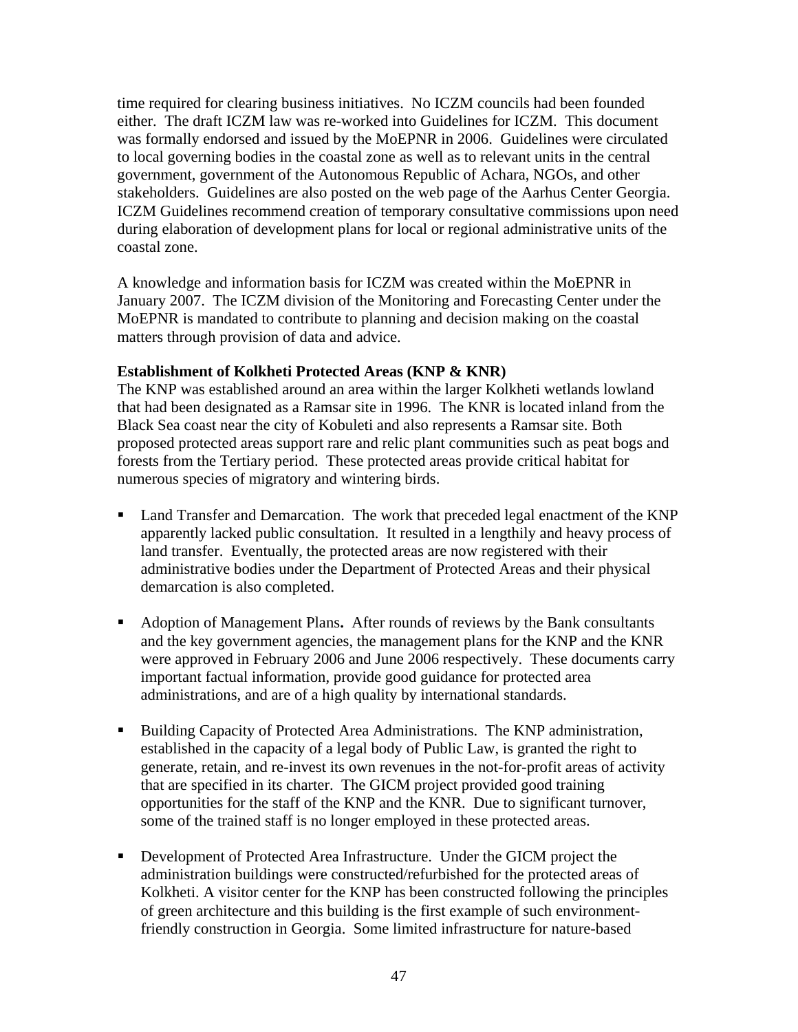time required for clearing business initiatives. No ICZM councils had been founded either. The draft ICZM law was re-worked into Guidelines for ICZM. This document was formally endorsed and issued by the MoEPNR in 2006. Guidelines were circulated to local governing bodies in the coastal zone as well as to relevant units in the central government, government of the Autonomous Republic of Achara, NGOs, and other stakeholders. Guidelines are also posted on the web page of the Aarhus Center Georgia. ICZM Guidelines recommend creation of temporary consultative commissions upon need during elaboration of development plans for local or regional administrative units of the coastal zone.

A knowledge and information basis for ICZM was created within the MoEPNR in January 2007. The ICZM division of the Monitoring and Forecasting Center under the MoEPNR is mandated to contribute to planning and decision making on the coastal matters through provision of data and advice.

**Establishment of Kolkheti Protected Areas (KNP & KNR)**

The KNP was established around an area within the larger Kolkheti wetlands lowland that had been designated as a Ramsar site in 1996. The KNR is located inland from the Black Sea coast near the city of Kobuleti and also represents a Ramsar site. Both proposed protected areas support rare and relic plant communities such as peat bogs and forests from the Tertiary period. These protected areas provide critical habitat for numerous species of migratory and wintering birds.

- Land Transfer and Demarcation. The work that preceded legal enactment of the KNP apparently lacked public consultation. It resulted in a lengthily and heavy process of land transfer. Eventually, the protected areas are now registered with their administrative bodies under the Department of Protected Areas and their physical demarcation is also completed.

- Adoption of Management Plans**.** After rounds of reviews by the Bank consultants and the key government agencies, the management plans for the KNP and the KNR were approved in February 2006 and June 2006 respectively. These documents carry important factual information, provide good guidance for protected area administrations, and are of a high quality by international standards.

- Building Capacity of Protected Area Administrations. The KNP administration, established in the capacity of a legal body of Public Law, is granted the right to generate, retain, and re-invest its own revenues in the not-for-profit areas of activity that are specified in its charter. The GICM project provided good training opportunities for the staff of the KNP and the KNR. Due to significant turnover, some of the trained staff is no longer employed in these protected areas.

- Development of Protected Area Infrastructure. Under the GICM project the administration buildings were constructed/refurbished for the protected areas of Kolkheti. A visitor center for the KNP has been constructed following the principles of green architecture and this building is the first example of such environment-friendly construction in Georgia. Some limited infrastructure for nature-based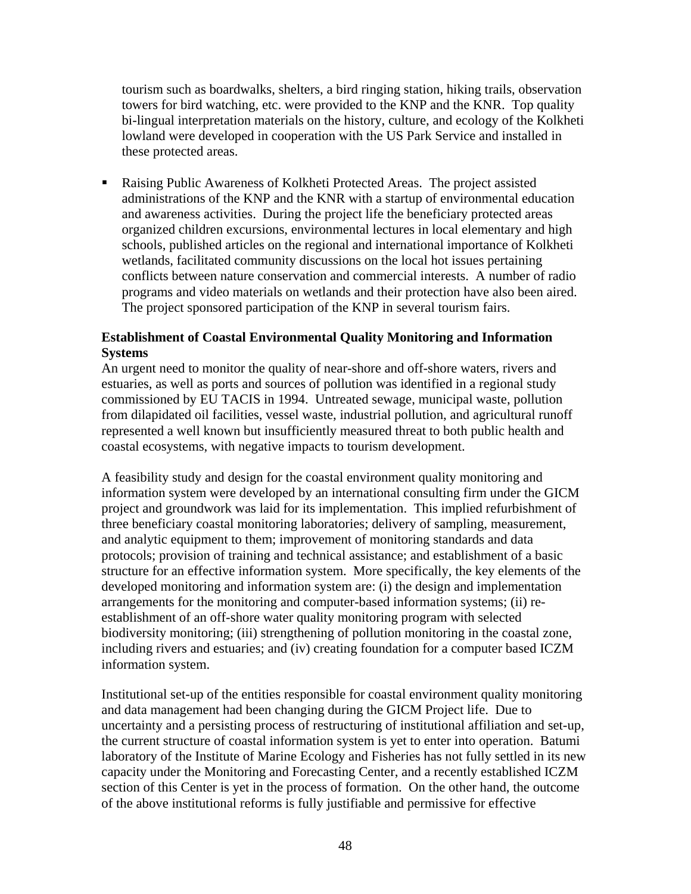tourism such as boardwalks, shelters, a bird ringing station, hiking trails, observation towers for bird watching, etc. were provided to the KNP and the KNR. Top quality bi-lingual interpretation materials on the history, culture, and ecology of the Kolkheti lowland were developed in cooperation with the US Park Service and installed in these protected areas.

- Raising Public Awareness of Kolkheti Protected Areas. The project assisted administrations of the KNP and the KNR with a startup of environmental education and awareness activities. During the project life the beneficiary protected areas organized children excursions, environmental lectures in local elementary and high schools, published articles on the regional and international importance of Kolkheti wetlands, facilitated community discussions on the local hot issues pertaining conflicts between nature conservation and commercial interests. A number of radio programs and video materials on wetlands and their protection have also been aired. The project sponsored participation of the KNP in several tourism fairs.

**Establishment of Coastal Environmental Quality Monitoring and Information Systems**

An urgent need to monitor the quality of near-shore and off-shore waters, rivers and estuaries, as well as ports and sources of pollution was identified in a regional study commissioned by EU TACIS in 1994. Untreated sewage, municipal waste, pollution from dilapidated oil facilities, vessel waste, industrial pollution, and agricultural runoff represented a well known but insufficiently measured threat to both public health and coastal ecosystems, with negative impacts to tourism development.

A feasibility study and design for the coastal environment quality monitoring and information system were developed by an international consulting firm under the GICM project and groundwork was laid for its implementation. This implied refurbishment of three beneficiary coastal monitoring laboratories; delivery of sampling, measurement, and analytic equipment to them; improvement of monitoring standards and data protocols; provision of training and technical assistance; and establishment of a basic structure for an effective information system. More specifically, the key elements of the developed monitoring and information system are: (i) the design and implementation arrangements for the monitoring and computer-based information systems; (ii) re-establishment of an off-shore water quality monitoring program with selected biodiversity monitoring; (iii) strengthening of pollution monitoring in the coastal zone, including rivers and estuaries; and (iv) creating foundation for a computer based ICZM information system.

Institutional set-up of the entities responsible for coastal environment quality monitoring and data management had been changing during the GICM Project life. Due to uncertainty and a persisting process of restructuring of institutional affiliation and set-up, the current structure of coastal information system is yet to enter into operation. Batumi laboratory of the Institute of Marine Ecology and Fisheries has not fully settled in its new capacity under the Monitoring and Forecasting Center, and a recently established ICZM section of this Center is yet in the process of formation. On the other hand, the outcome of the above institutional reforms is fully justifiable and permissive for effective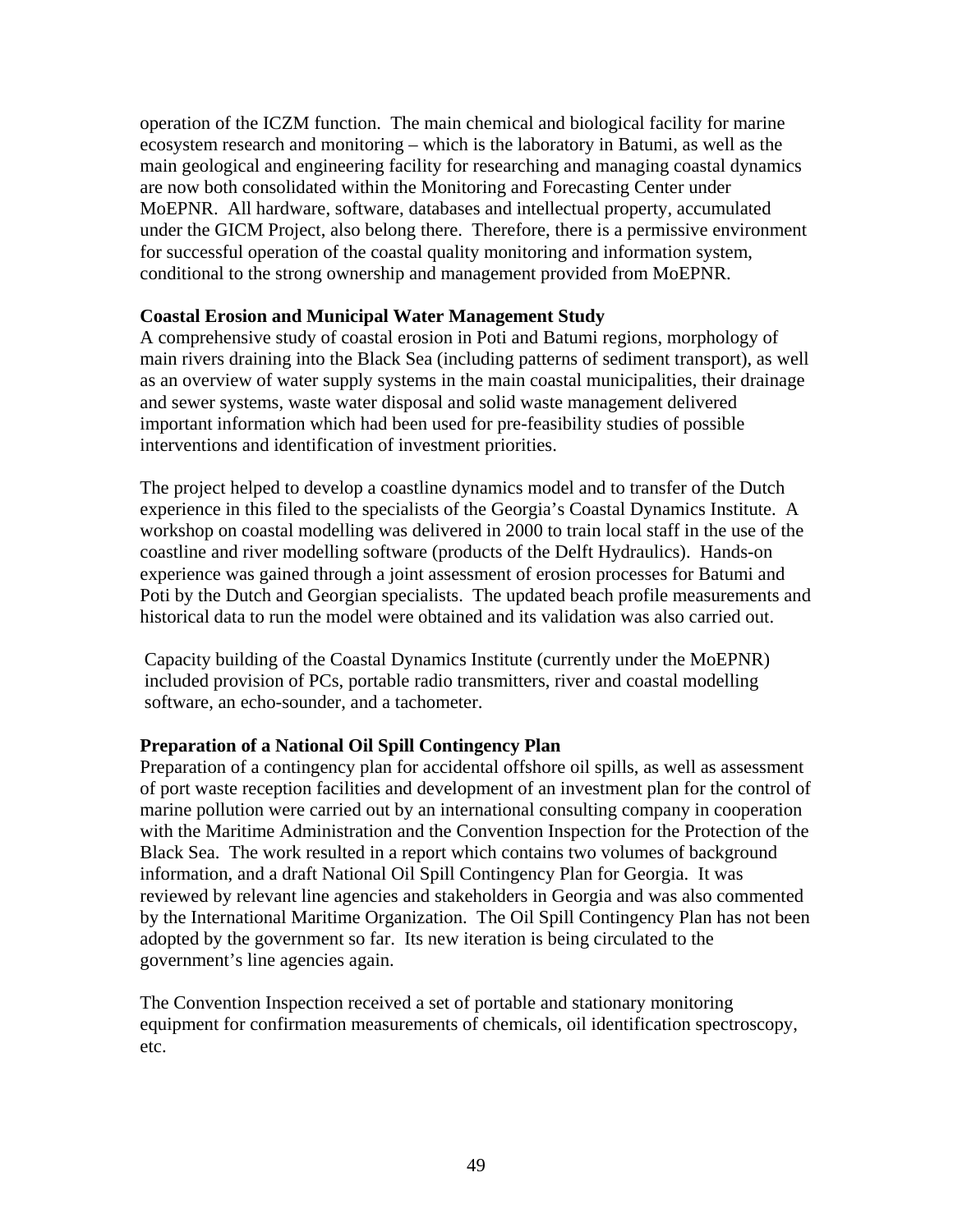operation of the ICZM function. The main chemical and biological facility for marine ecosystem research and monitoring – which is the laboratory in Batumi, as well as the main geological and engineering facility for researching and managing coastal dynamics are now both consolidated within the Monitoring and Forecasting Center under MoEPNR. All hardware, software, databases and intellectual property, accumulated under the GICM Project, also belong there. Therefore, there is a permissive environment for successful operation of the coastal quality monitoring and information system, conditional to the strong ownership and management provided from MoEPNR.

**Coastal Erosion and Municipal Water Management Study**

A comprehensive study of coastal erosion in Poti and Batumi regions, morphology of main rivers draining into the Black Sea (including patterns of sediment transport), as well as an overview of water supply systems in the main coastal municipalities, their drainage and sewer systems, waste water disposal and solid waste management delivered important information which had been used for pre-feasibility studies of possible interventions and identification of investment priorities.

The project helped to develop a coastline dynamics model and to transfer of the Dutch experience in this filed to the specialists of the Georgia's Coastal Dynamics Institute. A workshop on coastal modelling was delivered in 2000 to train local staff in the use of the coastline and river modelling software (products of the Delft Hydraulics). Hands-on experience was gained through a joint assessment of erosion processes for Batumi and Poti by the Dutch and Georgian specialists. The updated beach profile measurements and historical data to run the model were obtained and its validation was also carried out.

Capacity building of the Coastal Dynamics Institute (currently under the MoEPNR) included provision of PCs, portable radio transmitters, river and coastal modelling software, an echo-sounder, and a tachometer.

**Preparation of a National Oil Spill Contingency Plan**

Preparation of a contingency plan for accidental offshore oil spills, as well as assessment of port waste reception facilities and development of an investment plan for the control of marine pollution were carried out by an international consulting company in cooperation with the Maritime Administration and the Convention Inspection for the Protection of the Black Sea. The work resulted in a report which contains two volumes of background information, and a draft National Oil Spill Contingency Plan for Georgia. It was reviewed by relevant line agencies and stakeholders in Georgia and was also commented by the International Maritime Organization. The Oil Spill Contingency Plan has not been adopted by the government so far. Its new iteration is being circulated to the government's line agencies again.

The Convention Inspection received a set of portable and stationary monitoring equipment for confirmation measurements of chemicals, oil identification spectroscopy, etc.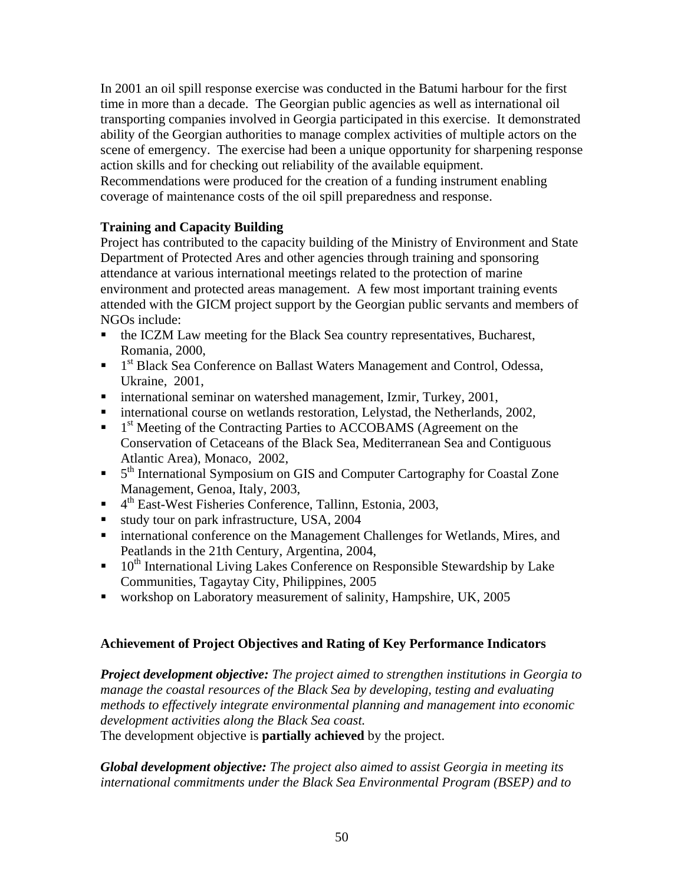In 2001 an oil spill response exercise was conducted in the Batumi harbour for the first time in more than a decade. The Georgian public agencies as well as international oil transporting companies involved in Georgia participated in this exercise. It demonstrated ability of the Georgian authorities to manage complex activities of multiple actors on the scene of emergency. The exercise had been a unique opportunity for sharpening response action skills and for checking out reliability of the available equipment. Recommendations were produced for the creation of a funding instrument enabling coverage of maintenance costs of the oil spill preparedness and response.

**Training and Capacity Building**

Project has contributed to the capacity building of the Ministry of Environment and State Department of Protected Ares and other agencies through training and sponsoring attendance at various international meetings related to the protection of marine environment and protected areas management. A few most important training events attended with the GICM project support by the Georgian public servants and members of NGOs include:

- the ICZM Law meeting for the Black Sea country representatives, Bucharest, Romania, 2000,
- 1st Black Sea Conference on Ballast Waters Management and Control, Odessa, Ukraine, 2001,
- international seminar on watershed management, Izmir, Turkey, 2001,
- international course on wetlands restoration, Lelystad, the Netherlands, 2002,
- 1st Meeting of the Contracting Parties to ACCOBAMS (Agreement on the Conservation of Cetaceans of the Black Sea, Mediterranean Sea and Contiguous Atlantic Area), Monaco, 2002,
- 5th International Symposium on GIS and Computer Cartography for Coastal Zone Management, Genoa, Italy, 2003,
- 4th East-West Fisheries Conference, Tallinn, Estonia, 2003,
- study tour on park infrastructure, USA, 2004
- international conference on the Management Challenges for Wetlands, Mires, and Peatlands in the 21th Century, Argentina, 2004,
- 10th International Living Lakes Conference on Responsible Stewardship by Lake Communities, Tagaytay City, Philippines, 2005
- workshop on Laboratory measurement of salinity, Hampshire, UK, 2005

**Achievement of Project Objectives and Rating of Key Performance Indicators**

***Project development objective:*** *The project aimed to strengthen institutions in Georgia to manage the coastal resources of the Black Sea by developing, testing and evaluating methods to effectively integrate environmental planning and management into economic development activities along the Black Sea coast.*

The development objective is **partially achieved** by the project.

***Global development objective:*** *The project also aimed to assist Georgia in meeting its international commitments under the Black Sea Environmental Program (BSEP) and to*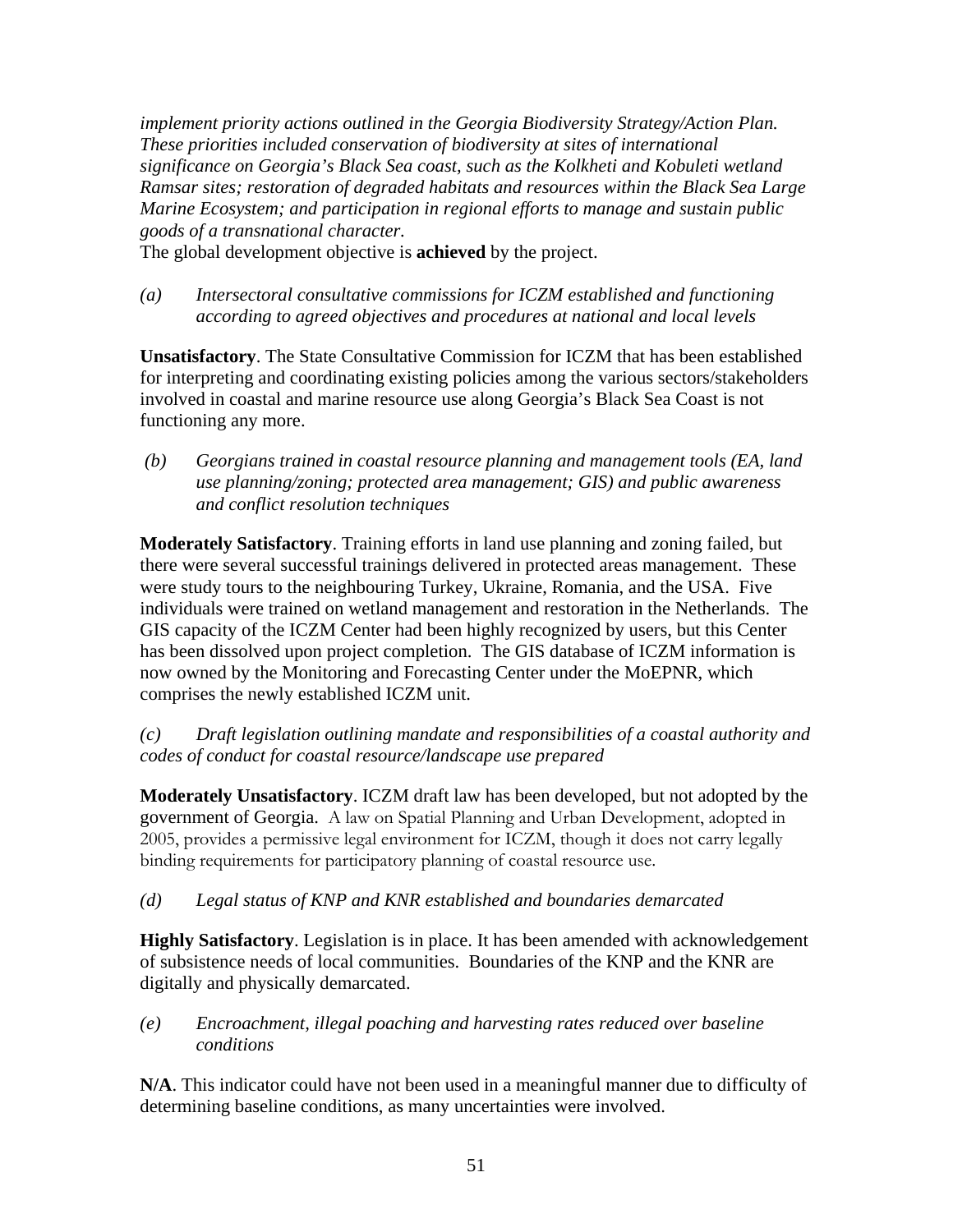*implement priority actions outlined in the Georgia Biodiversity Strategy/Action Plan. These priorities included conservation of biodiversity at sites of international significance on Georgia's Black Sea coast, such as the Kolkheti and Kobuleti wetland Ramsar sites; restoration of degraded habitats and resources within the Black Sea Large Marine Ecosystem; and participation in regional efforts to manage and sustain public goods of a transnational character.*

The global development objective is **achieved** by the project.

*(a) Intersectoral consultative commissions for ICZM established and functioning according to agreed objectives and procedures at national and local levels*

**Unsatisfactory**. The State Consultative Commission for ICZM that has been established for interpreting and coordinating existing policies among the various sectors/stakeholders involved in coastal and marine resource use along Georgia's Black Sea Coast is not functioning any more.

*(b) Georgians trained in coastal resource planning and management tools (EA, land use planning/zoning; protected area management; GIS) and public awareness and conflict resolution techniques*

**Moderately Satisfactory**. Training efforts in land use planning and zoning failed, but there were several successful trainings delivered in protected areas management. These were study tours to the neighbouring Turkey, Ukraine, Romania, and the USA. Five individuals were trained on wetland management and restoration in the Netherlands. The GIS capacity of the ICZM Center had been highly recognized by users, but this Center has been dissolved upon project completion. The GIS database of ICZM information is now owned by the Monitoring and Forecasting Center under the MoEPNR, which comprises the newly established ICZM unit.

*(c) Draft legislation outlining mandate and responsibilities of a coastal authority and codes of conduct for coastal resource/landscape use prepared*

**Moderately Unsatisfactory**. ICZM draft law has been developed, but not adopted by the government of Georgia. A law on Spatial Planning and Urban Development, adopted in 2005, provides a permissive legal environment for ICZM, though it does not carry legally binding requirements for participatory planning of coastal resource use.

*(d) Legal status of KNP and KNR established and boundaries demarcated*

**Highly Satisfactory**. Legislation is in place. It has been amended with acknowledgement of subsistence needs of local communities. Boundaries of the KNP and the KNR are digitally and physically demarcated.

*(e) Encroachment, illegal poaching and harvesting rates reduced over baseline conditions*

**N/A**. This indicator could have not been used in a meaningful manner due to difficulty of determining baseline conditions, as many uncertainties were involved.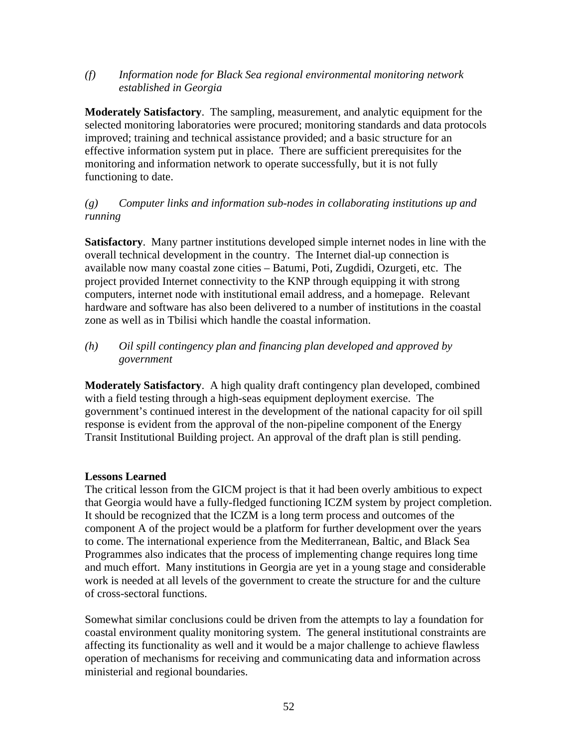*(f) Information node for Black Sea regional environmental monitoring network established in Georgia*

**Moderately Satisfactory**. The sampling, measurement, and analytic equipment for the selected monitoring laboratories were procured; monitoring standards and data protocols improved; training and technical assistance provided; and a basic structure for an effective information system put in place. There are sufficient prerequisites for the monitoring and information network to operate successfully, but it is not fully functioning to date.

*(g) Computer links and information sub-nodes in collaborating institutions up and running*

**Satisfactory**. Many partner institutions developed simple internet nodes in line with the overall technical development in the country. The Internet dial-up connection is available now many coastal zone cities – Batumi, Poti, Zugdidi, Ozurgeti, etc. The project provided Internet connectivity to the KNP through equipping it with strong computers, internet node with institutional email address, and a homepage. Relevant hardware and software has also been delivered to a number of institutions in the coastal zone as well as in Tbilisi which handle the coastal information.

*(h) Oil spill contingency plan and financing plan developed and approved by government*

**Moderately Satisfactory**. A high quality draft contingency plan developed, combined with a field testing through a high-seas equipment deployment exercise. The government's continued interest in the development of the national capacity for oil spill response is evident from the approval of the non-pipeline component of the Energy Transit Institutional Building project. An approval of the draft plan is still pending.

**Lessons Learned**

The critical lesson from the GICM project is that it had been overly ambitious to expect that Georgia would have a fully-fledged functioning ICZM system by project completion. It should be recognized that the ICZM is a long term process and outcomes of the component A of the project would be a platform for further development over the years to come. The international experience from the Mediterranean, Baltic, and Black Sea Programmes also indicates that the process of implementing change requires long time and much effort. Many institutions in Georgia are yet in a young stage and considerable work is needed at all levels of the government to create the structure for and the culture of cross-sectoral functions.

Somewhat similar conclusions could be driven from the attempts to lay a foundation for coastal environment quality monitoring system. The general institutional constraints are affecting its functionality as well and it would be a major challenge to achieve flawless operation of mechanisms for receiving and communicating data and information across ministerial and regional boundaries.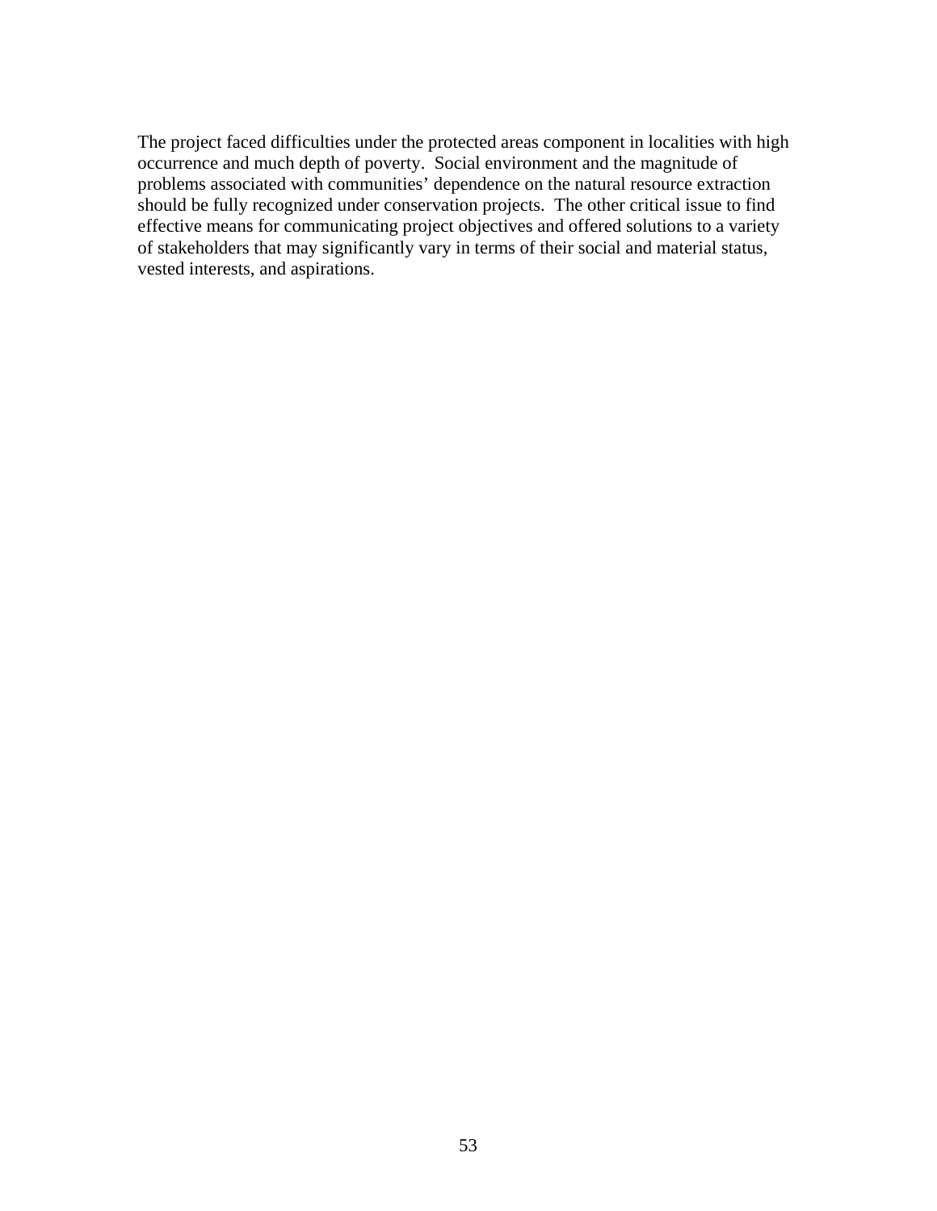The project faced difficulties under the protected areas component in localities with high occurrence and much depth of poverty. Social environment and the magnitude of problems associated with communities' dependence on the natural resource extraction should be fully recognized under conservation projects. The other critical issue to find effective means for communicating project objectives and offered solutions to a variety of stakeholders that may significantly vary in terms of their social and material status, vested interests, and aspirations.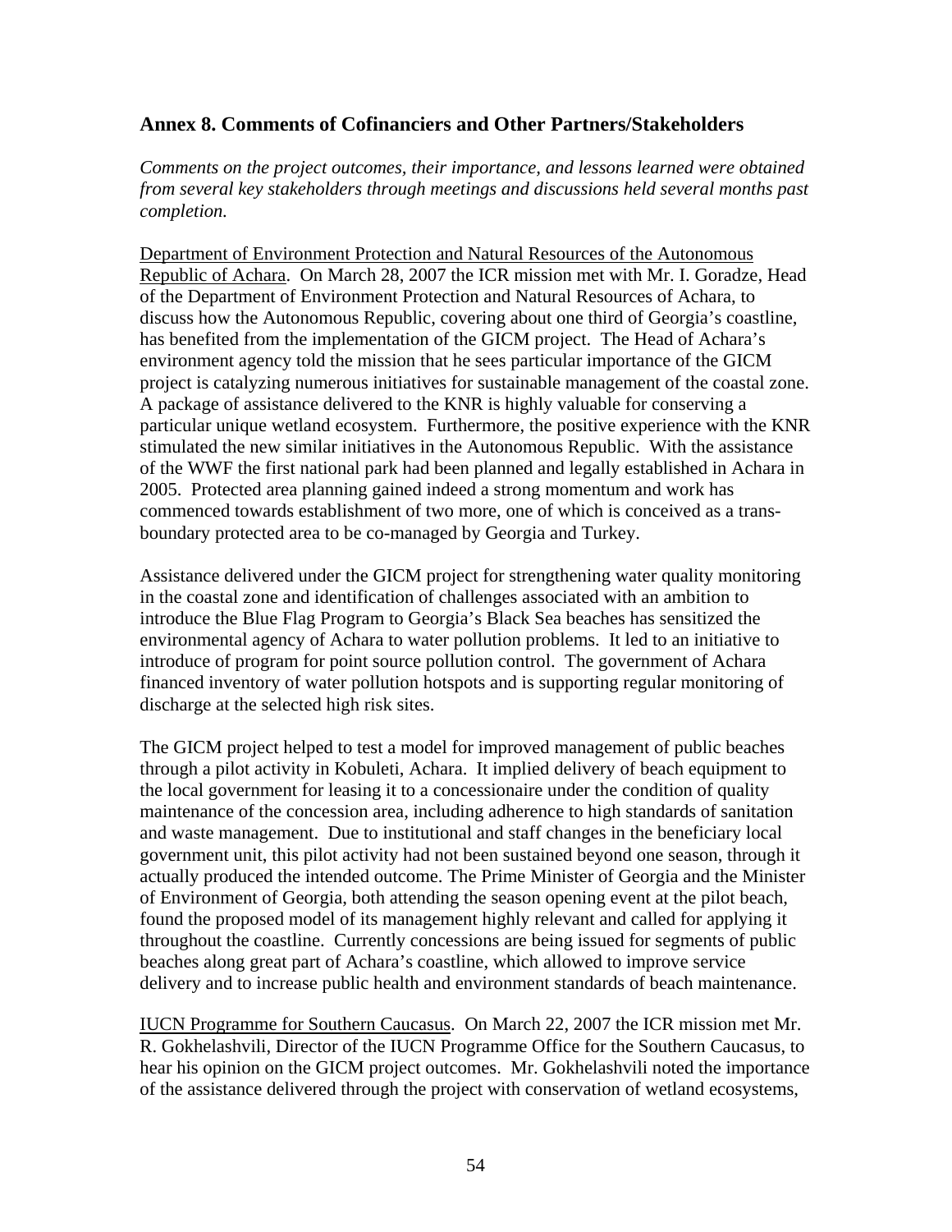## Annex 8. Comments of Cofinanciers and Other Partners/Stakeholders

*Comments on the project outcomes, their importance, and lessons learned were obtained from several key stakeholders through meetings and discussions held several months past completion.*

<u>Department of Environment Protection and Natural Resources of the Autonomous Republic of Achara</u>. On March 28, 2007 the ICR mission met with Mr. I. Goradze, Head of the Department of Environment Protection and Natural Resources of Achara, to discuss how the Autonomous Republic, covering about one third of Georgia's coastline, has benefited from the implementation of the GICM project. The Head of Achara's environment agency told the mission that he sees particular importance of the GICM project is catalyzing numerous initiatives for sustainable management of the coastal zone. A package of assistance delivered to the KNR is highly valuable for conserving a particular unique wetland ecosystem. Furthermore, the positive experience with the KNR stimulated the new similar initiatives in the Autonomous Republic. With the assistance of the WWF the first national park had been planned and legally established in Achara in 2005. Protected area planning gained indeed a strong momentum and work has commenced towards establishment of two more, one of which is conceived as a trans-boundary protected area to be co-managed by Georgia and Turkey.

Assistance delivered under the GICM project for strengthening water quality monitoring in the coastal zone and identification of challenges associated with an ambition to introduce the Blue Flag Program to Georgia's Black Sea beaches has sensitized the environmental agency of Achara to water pollution problems. It led to an initiative to introduce of program for point source pollution control. The government of Achara financed inventory of water pollution hotspots and is supporting regular monitoring of discharge at the selected high risk sites.

The GICM project helped to test a model for improved management of public beaches through a pilot activity in Kobuleti, Achara. It implied delivery of beach equipment to the local government for leasing it to a concessionaire under the condition of quality maintenance of the concession area, including adherence to high standards of sanitation and waste management. Due to institutional and staff changes in the beneficiary local government unit, this pilot activity had not been sustained beyond one season, through it actually produced the intended outcome. The Prime Minister of Georgia and the Minister of Environment of Georgia, both attending the season opening event at the pilot beach, found the proposed model of its management highly relevant and called for applying it throughout the coastline. Currently concessions are being issued for segments of public beaches along great part of Achara's coastline, which allowed to improve service delivery and to increase public health and environment standards of beach maintenance.

<u>IUCN Programme for Southern Caucasus</u>. On March 22, 2007 the ICR mission met Mr. R. Gokhelashvili, Director of the IUCN Programme Office for the Southern Caucasus, to hear his opinion on the GICM project outcomes. Mr. Gokhelashvili noted the importance of the assistance delivered through the project with conservation of wetland ecosystems,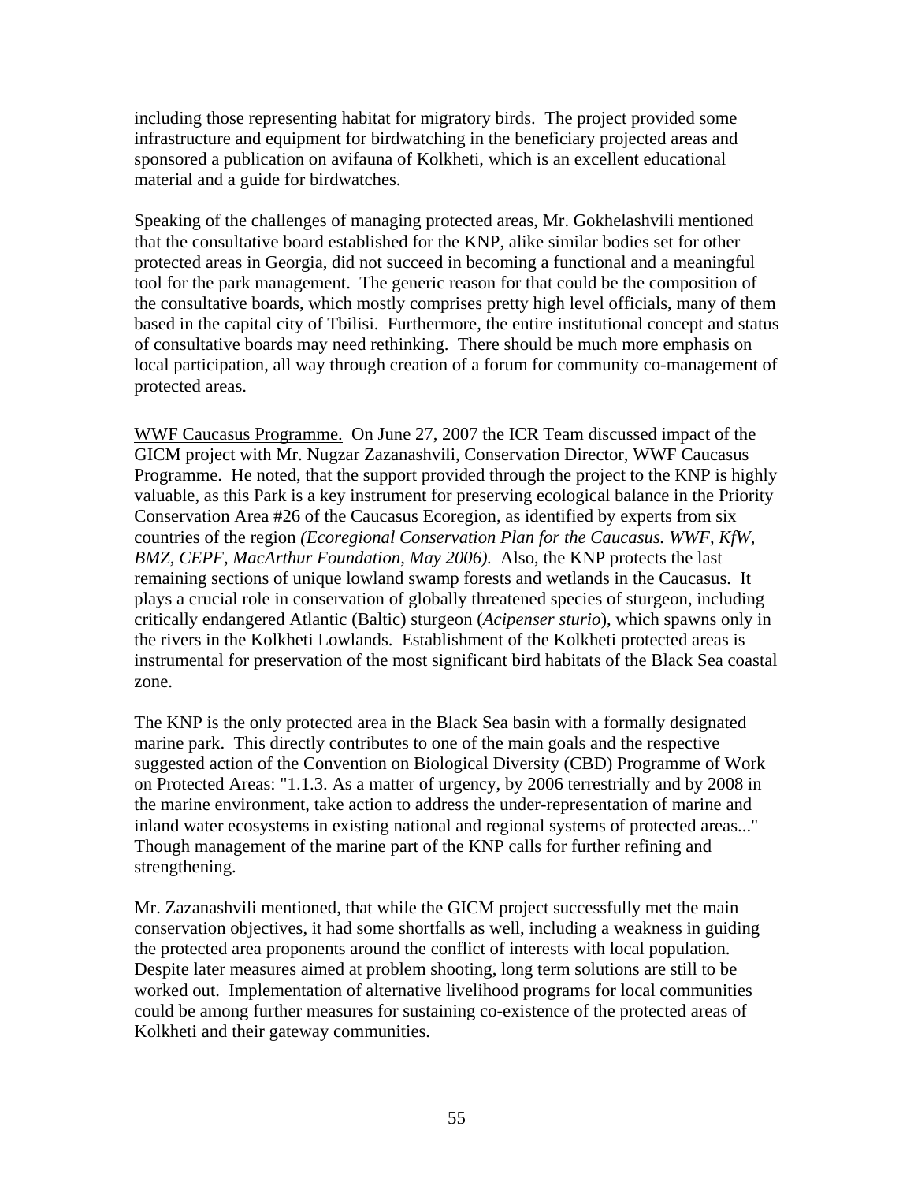including those representing habitat for migratory birds. The project provided some infrastructure and equipment for birdwatching in the beneficiary projected areas and sponsored a publication on avifauna of Kolkheti, which is an excellent educational material and a guide for birdwatches.

Speaking of the challenges of managing protected areas, Mr. Gokhelashvili mentioned that the consultative board established for the KNP, alike similar bodies set for other protected areas in Georgia, did not succeed in becoming a functional and a meaningful tool for the park management. The generic reason for that could be the composition of the consultative boards, which mostly comprises pretty high level officials, many of them based in the capital city of Tbilisi. Furthermore, the entire institutional concept and status of consultative boards may need rethinking. There should be much more emphasis on local participation, all way through creation of a forum for community co-management of protected areas.

<u>WWF Caucasus Programme.</u> On June 27, 2007 the ICR Team discussed impact of the GICM project with Mr. Nugzar Zazanashvili, Conservation Director, WWF Caucasus Programme. He noted, that the support provided through the project to the KNP is highly valuable, as this Park is a key instrument for preserving ecological balance in the Priority Conservation Area #26 of the Caucasus Ecoregion, as identified by experts from six countries of the region *(Ecoregional Conservation Plan for the Caucasus. WWF, KfW, BMZ, CEPF, MacArthur Foundation, May 2006).* Also, the KNP protects the last remaining sections of unique lowland swamp forests and wetlands in the Caucasus. It plays a crucial role in conservation of globally threatened species of sturgeon, including critically endangered Atlantic (Baltic) sturgeon (*Acipenser sturio*), which spawns only in the rivers in the Kolkheti Lowlands. Establishment of the Kolkheti protected areas is instrumental for preservation of the most significant bird habitats of the Black Sea coastal zone.

The KNP is the only protected area in the Black Sea basin with a formally designated marine park. This directly contributes to one of the main goals and the respective suggested action of the Convention on Biological Diversity (CBD) Programme of Work on Protected Areas: "1.1.3. As a matter of urgency, by 2006 terrestrially and by 2008 in the marine environment, take action to address the under-representation of marine and inland water ecosystems in existing national and regional systems of protected areas..." Though management of the marine part of the KNP calls for further refining and strengthening.

Mr. Zazanashvili mentioned, that while the GICM project successfully met the main conservation objectives, it had some shortfalls as well, including a weakness in guiding the protected area proponents around the conflict of interests with local population. Despite later measures aimed at problem shooting, long term solutions are still to be worked out. Implementation of alternative livelihood programs for local communities could be among further measures for sustaining co-existence of the protected areas of Kolkheti and their gateway communities.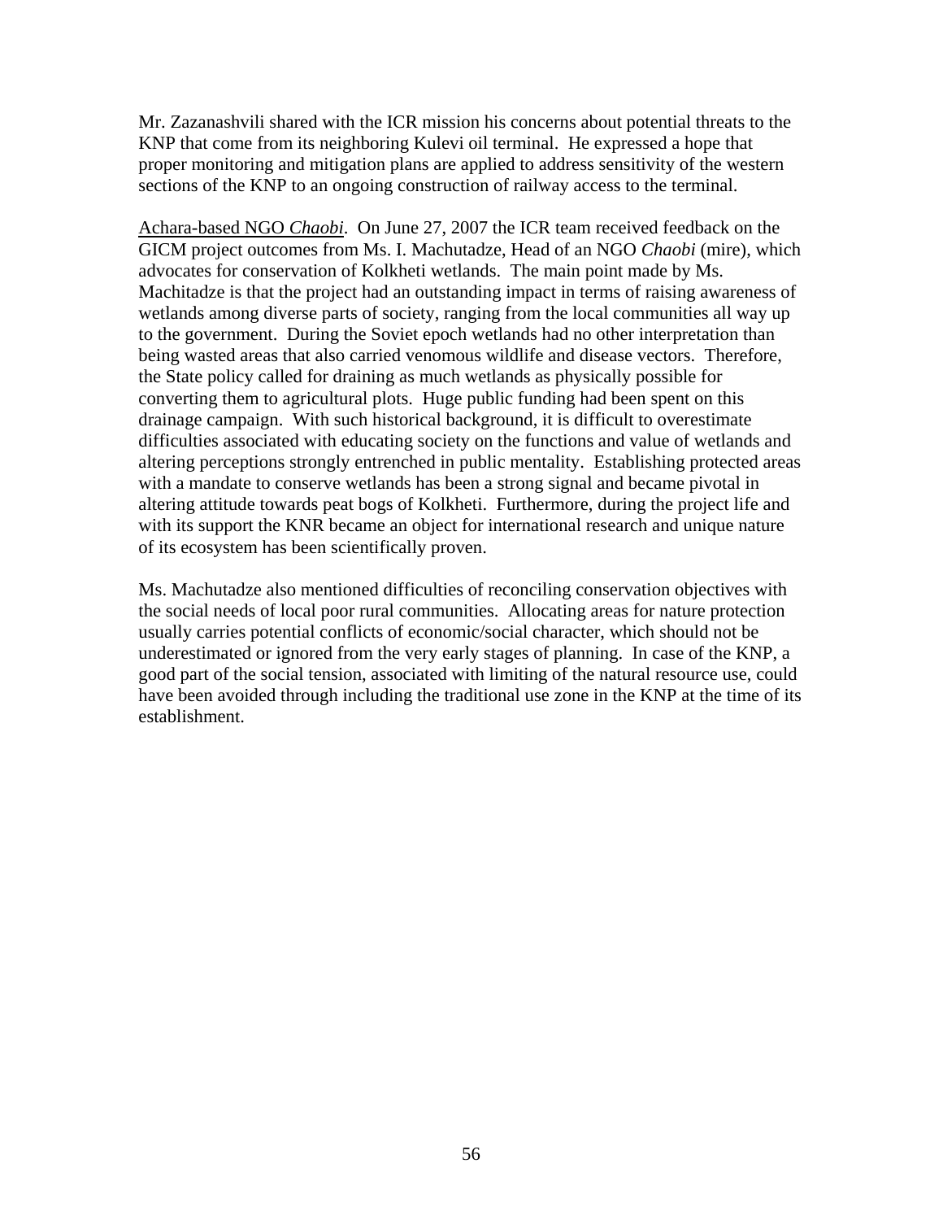Mr. Zazanashvili shared with the ICR mission his concerns about potential threats to the KNP that come from its neighboring Kulevi oil terminal. He expressed a hope that proper monitoring and mitigation plans are applied to address sensitivity of the western sections of the KNP to an ongoing construction of railway access to the terminal.

Achara-based NGO *Chaobi*. On June 27, 2007 the ICR team received feedback on the GICM project outcomes from Ms. I. Machutadze, Head of an NGO *Chaobi* (mire), which advocates for conservation of Kolkheti wetlands. The main point made by Ms. Machitadze is that the project had an outstanding impact in terms of raising awareness of wetlands among diverse parts of society, ranging from the local communities all way up to the government. During the Soviet epoch wetlands had no other interpretation than being wasted areas that also carried venomous wildlife and disease vectors. Therefore, the State policy called for draining as much wetlands as physically possible for converting them to agricultural plots. Huge public funding had been spent on this drainage campaign. With such historical background, it is difficult to overestimate difficulties associated with educating society on the functions and value of wetlands and altering perceptions strongly entrenched in public mentality. Establishing protected areas with a mandate to conserve wetlands has been a strong signal and became pivotal in altering attitude towards peat bogs of Kolkheti. Furthermore, during the project life and with its support the KNR became an object for international research and unique nature of its ecosystem has been scientifically proven.

Ms. Machutadze also mentioned difficulties of reconciling conservation objectives with the social needs of local poor rural communities. Allocating areas for nature protection usually carries potential conflicts of economic/social character, which should not be underestimated or ignored from the very early stages of planning. In case of the KNP, a good part of the social tension, associated with limiting of the natural resource use, could have been avoided through including the traditional use zone in the KNP at the time of its establishment.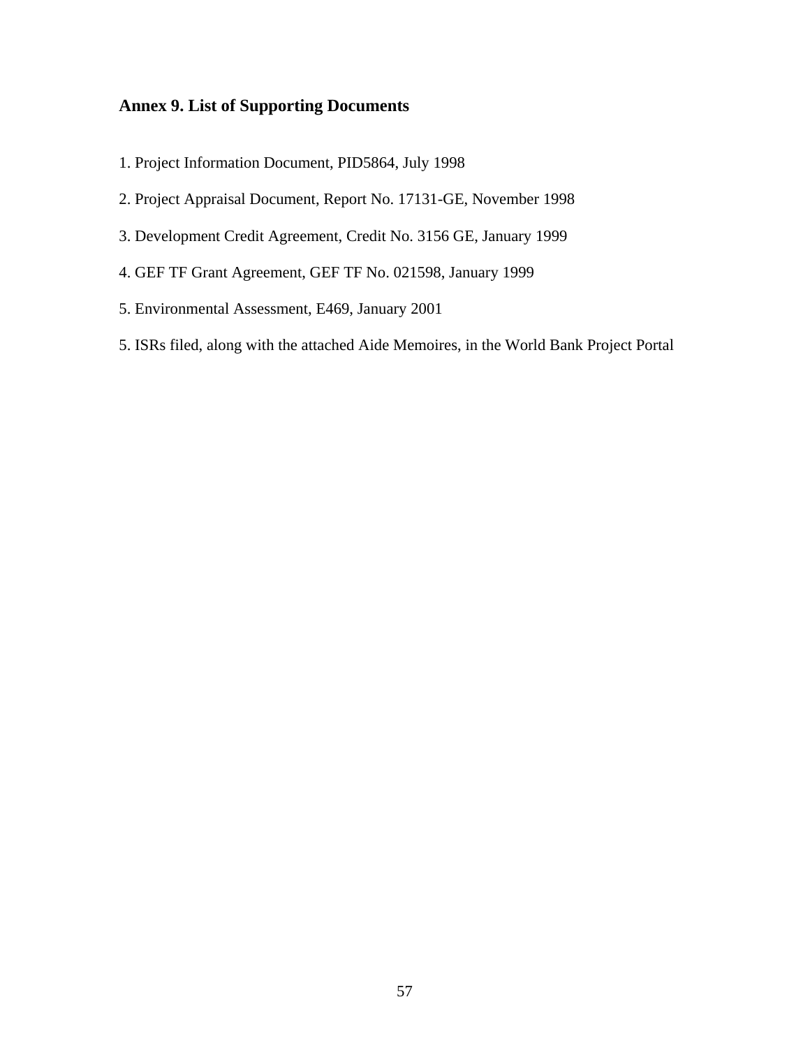## Annex 9. List of Supporting Documents

1. Project Information Document, PID5864, July 1998

2. Project Appraisal Document, Report No. 17131-GE, November 1998

3. Development Credit Agreement, Credit No. 3156 GE, January 1999

4. GEF TF Grant Agreement, GEF TF No. 021598, January 1999

5. Environmental Assessment, E469, January 2001

5. ISRs filed, along with the attached Aide Memoires, in the World Bank Project Portal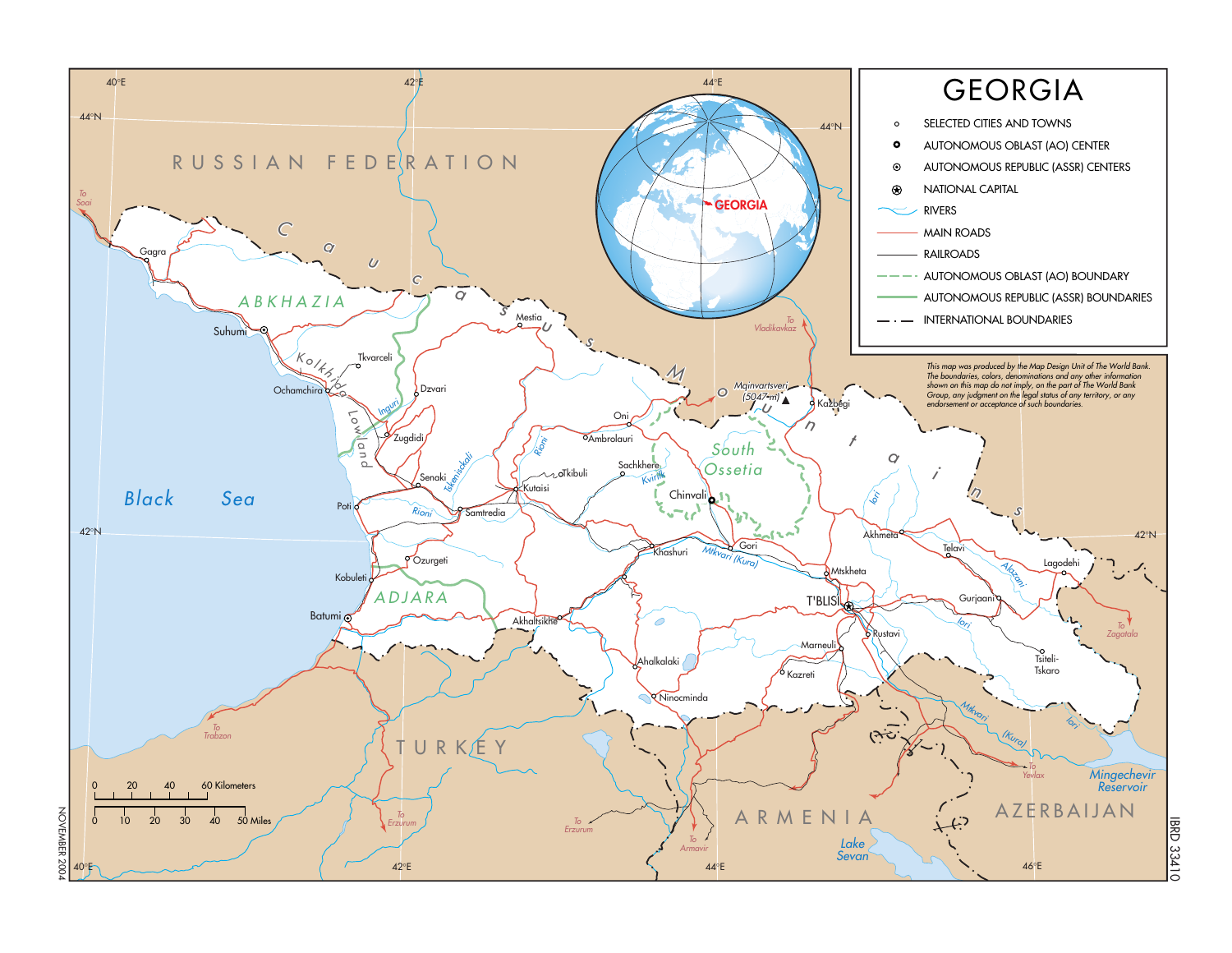# GEORGIA

- SELECTED CITIES AND TOWNS
- AUTONOMOUS OBLAST (AO) CENTER
- AUTONOMOUS REPUBLIC (ASSR) CENTERS
- NATIONAL CAPITAL
- RIVERS
- MAIN ROADS
- RAILROADS
- AUTONOMOUS OBLAST (AO) BOUNDARY
- AUTONOMOUS REPUBLIC (ASSR) BOUNDARIES
- INTERNATIONAL BOUNDARIES

*This map was produced by the Map Design Unit of The World Bank. The boundaries, colors, denominations and any other information shown on this map do not imply, on the part of The World Bank Group, any judgment on the legal status of any territory, or any endorsement or acceptance of such boundaries.*

RUSSIAN FEDERATION

Caucasus Mountains

ABKHAZIA

South Ossetia

ADJARA

Black Sea

TURKEY

ARMENIA

AZERBAIJAN

Gagra, Suhumi, Tkvarceli, Ochamchira, Dzvari, Zugdidi, Mestia, Kolkhida Lowland, Senaki, Poti, Samtredia, Kutaisi, Tkibuli, Oni, Ambrolauri, Sachkhere, Chinvali, Mqinvartsveri (5047 m), Kazbegi, Ozurgeti, Kobuleti, Batumi, Akhaltsikhe, Khashuri, Gori, Mtskheta, T'BILISI, Rustavi, Marneuli, Kazreti, Ahalkalaki, Ninocminda, Akhmeta, Telavi, Gurjaani, Lagodehi, Tsiteli-Tskaro

Inguri, Tskenistskali, Rioni, Kvirila, Mtkvari (Kura), Iori, Alazani

To Soci, To Vladikavkaz, To Zagatala, To Yevlax, To Trabzon, To Erzurum, To Erzurum, To Armavir

Mingechevir Reservoir, Lake Sevan

40°E, 42°E, 44°E, 46°E, 44°N, 42°N

0 20 40 60 Kilometers

0 10 20 30 40 50 Miles

NOVEMBER 2004

IBRD 33410